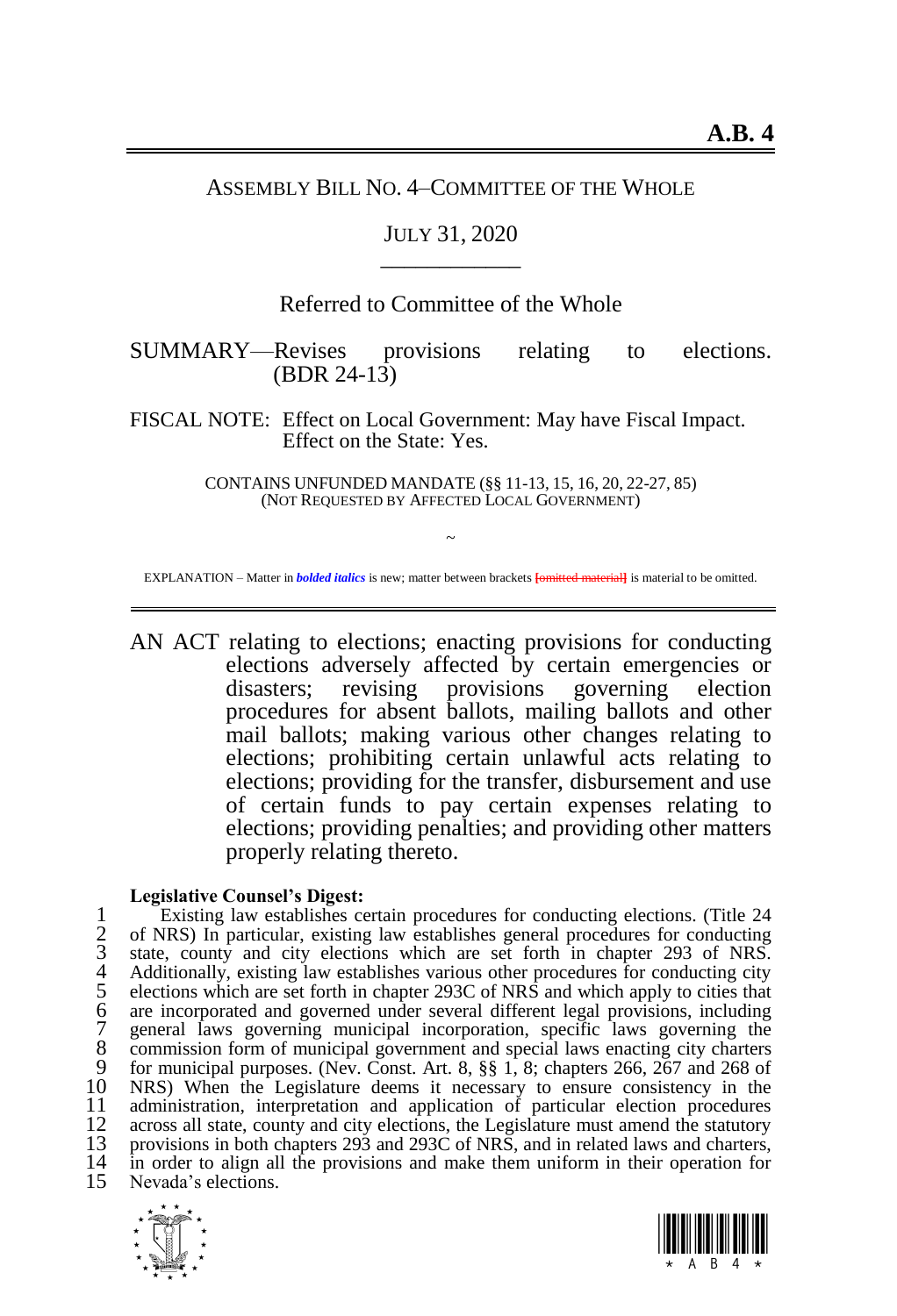# A.B. 4

ASSEMBLY BILL NO. 4–COMMITTEE OF THE WHOLE

JULY 31, 2020

Referred to Committee of the Whole

SUMMARY—Revises provisions relating to elections. (BDR 24-13)

FISCAL NOTE: Effect on Local Government: May have Fiscal Impact.
Effect on the State: Yes.

CONTAINS UNFUNDED MANDATE (§§ 11-13, 15, 16, 20, 22-27, 85)
(NOT REQUESTED BY AFFECTED LOCAL GOVERNMENT)

~

EXPLANATION – Matter in ***bolded italics*** is new; matter between brackets [omitted material] is material to be omitted.

AN ACT relating to elections; enacting provisions for conducting elections adversely affected by certain emergencies or disasters; revising provisions governing election procedures for absent ballots, mailing ballots and other mail ballots; making various other changes relating to elections; prohibiting certain unlawful acts relating to elections; providing for the transfer, disbursement and use of certain funds to pay certain expenses relating to elections; providing penalties; and providing other matters properly relating thereto.

**Legislative Counsel's Digest:**

Existing law establishes certain procedures for conducting elections. (Title 24 of NRS) In particular, existing law establishes general procedures for conducting state, county and city elections which are set forth in chapter 293 of NRS. Additionally, existing law establishes various other procedures for conducting city elections which are set forth in chapter 293C of NRS and which apply to cities that are incorporated and governed under several different legal provisions, including general laws governing municipal incorporation, specific laws governing the commission form of municipal government and special laws enacting city charters for municipal purposes. (Nev. Const. Art. 8, §§ 1, 8; chapters 266, 267 and 268 of NRS) When the Legislature deems it necessary to ensure consistency in the administration, interpretation and application of particular election procedures across all state, county and city elections, the Legislature must amend the statutory provisions in both chapters 293 and 293C of NRS, and in related laws and charters, in order to align all the provisions and make them uniform in their operation for Nevada's elections.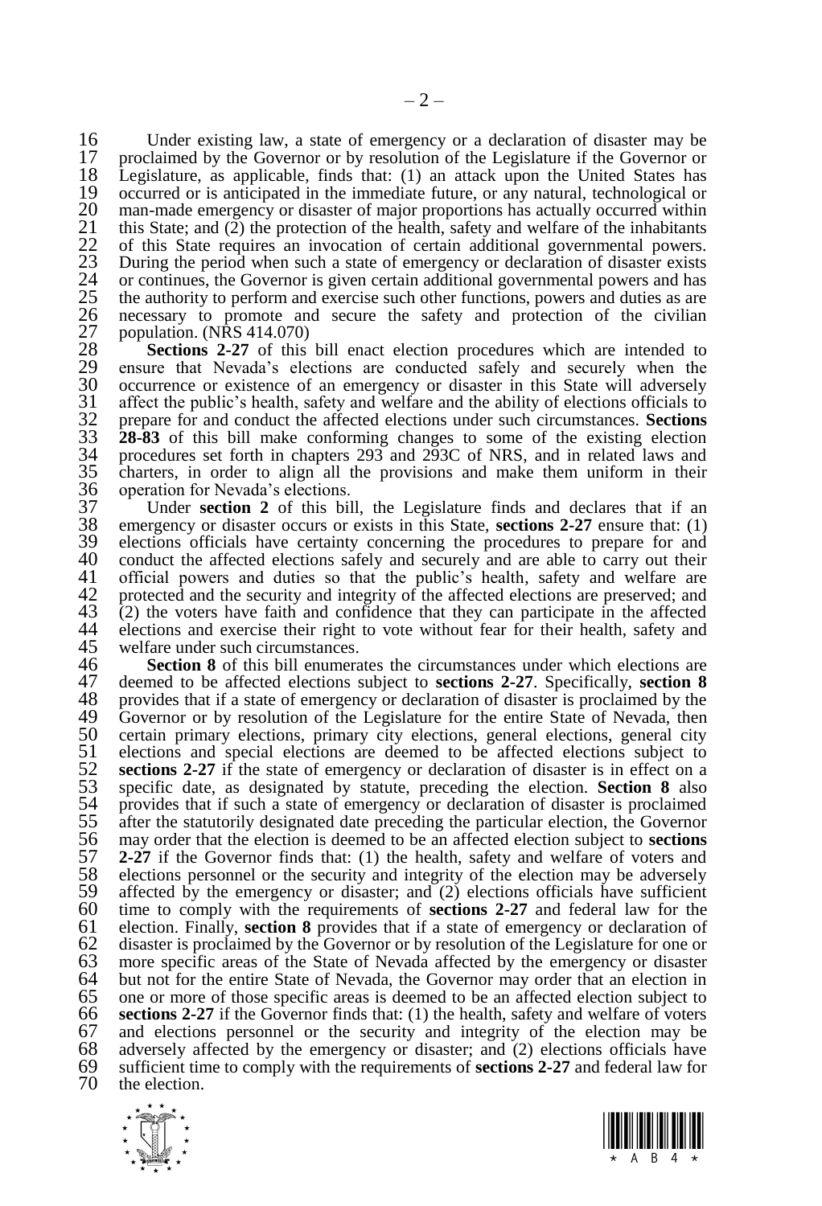Under existing law, a state of emergency or a declaration of disaster may be proclaimed by the Governor or by resolution of the Legislature if the Governor or Legislature, as applicable, finds that: (1) an attack upon the United States has occurred or is anticipated in the immediate future, or any natural, technological or man-made emergency or disaster of major proportions has actually occurred within this State; and (2) the protection of the health, safety and welfare of the inhabitants of this State requires an invocation of certain additional governmental powers. During the period when such a state of emergency or declaration of disaster exists or continues, the Governor is given certain additional governmental powers and has the authority to perform and exercise such other functions, powers and duties as are necessary to promote and secure the safety and protection of the civilian population. (NRS 414.070)

**Sections 2-27** of this bill enact election procedures which are intended to ensure that Nevada's elections are conducted safely and securely when the occurrence or existence of an emergency or disaster in this State will adversely affect the public's health, safety and welfare and the ability of elections officials to prepare for and conduct the affected elections under such circumstances. **Sections 28-83** of this bill make conforming changes to some of the existing election procedures set forth in chapters 293 and 293C of NRS, and in related laws and charters, in order to align all the provisions and make them uniform in their operation for Nevada's elections.

Under **section 2** of this bill, the Legislature finds and declares that if an emergency or disaster occurs or exists in this State, **sections 2-27** ensure that: (1) elections officials have certainty concerning the procedures to prepare for and conduct the affected elections safely and securely and are able to carry out their official powers and duties so that the public's health, safety and welfare are protected and the security and integrity of the affected elections are preserved; and (2) the voters have faith and confidence that they can participate in the affected elections and exercise their right to vote without fear for their health, safety and welfare under such circumstances.

**Section 8** of this bill enumerates the circumstances under which elections are deemed to be affected elections subject to **sections 2-27**. Specifically, **section 8** provides that if a state of emergency or declaration of disaster is proclaimed by the Governor or by resolution of the Legislature for the entire State of Nevada, then certain primary elections, primary city elections, general elections, general city elections and special elections are deemed to be affected elections subject to **sections 2-27** if the state of emergency or declaration of disaster is in effect on a specific date, as designated by statute, preceding the election. **Section 8** also provides that if such a state of emergency or declaration of disaster is proclaimed after the statutorily designated date preceding the particular election, the Governor may order that the election is deemed to be an affected election subject to **sections 2-27** if the Governor finds that: (1) the health, safety and welfare of voters and elections personnel or the security and integrity of the election may be adversely affected by the emergency or disaster; and (2) elections officials have sufficient time to comply with the requirements of **sections 2-27** and federal law for the election. Finally, **section 8** provides that if a state of emergency or declaration of disaster is proclaimed by the Governor or by resolution of the Legislature for one or more specific areas of the State of Nevada affected by the emergency or disaster but not for the entire State of Nevada, the Governor may order that an election in one or more of those specific areas is deemed to be an affected election subject to **sections 2-27** if the Governor finds that: (1) the health, safety and welfare of voters and elections personnel or the security and integrity of the election may be adversely affected by the emergency or disaster; and (2) elections officials have sufficient time to comply with the requirements of **sections 2-27** and federal law for the election.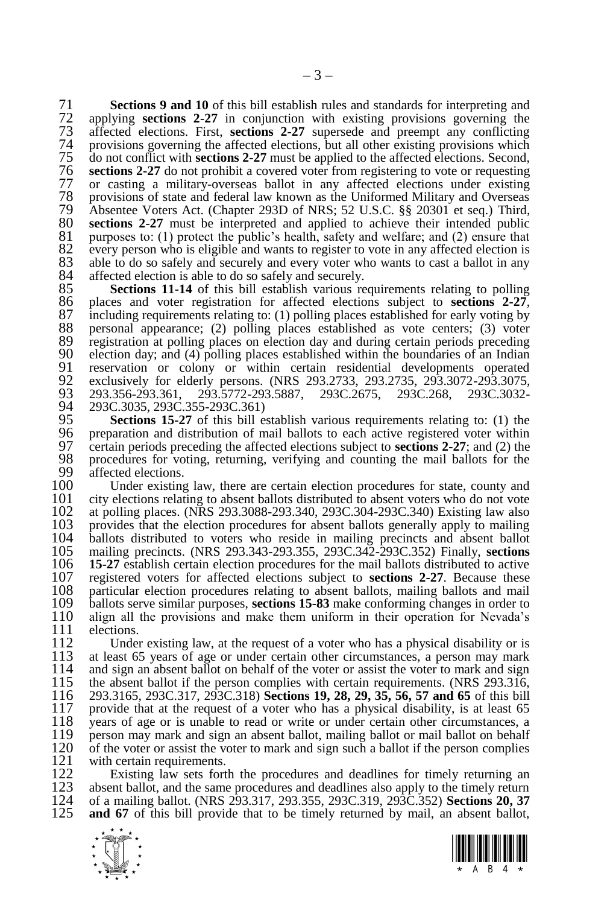**Sections 9 and 10** of this bill establish rules and standards for interpreting and applying **sections 2-27** in conjunction with existing provisions governing the affected elections. First, **sections 2-27** supersede and preempt any conflicting provisions governing the affected elections, but all other existing provisions which do not conflict with **sections 2-27** must be applied to the affected elections. Second, **sections 2-27** do not prohibit a covered voter from registering to vote or requesting or casting a military-overseas ballot in any affected elections under existing provisions of state and federal law known as the Uniformed Military and Overseas Absentee Voters Act. (Chapter 293D of NRS; 52 U.S.C. §§ 20301 et seq.) Third, **sections 2-27** must be interpreted and applied to achieve their intended public purposes to: (1) protect the public's health, safety and welfare; and (2) ensure that every person who is eligible and wants to register to vote in any affected election is able to do so safely and securely and every voter who wants to cast a ballot in any affected election is able to do so safely and securely.

**Sections 11-14** of this bill establish various requirements relating to polling places and voter registration for affected elections subject to **sections 2-27**, including requirements relating to: (1) polling places established for early voting by personal appearance; (2) polling places established as vote centers; (3) voter registration at polling places on election day and during certain periods preceding election day; and (4) polling places established within the boundaries of an Indian reservation or colony or within certain residential developments operated exclusively for elderly persons. (NRS 293.2733, 293.2735, 293.3072-293.3075, 293.356-293.361, 293.5772-293.5887, 293C.2675, 293C.268, 293C.3032-293C.3035, 293C.355-293C.361)

**Sections 15-27** of this bill establish various requirements relating to: (1) the preparation and distribution of mail ballots to each active registered voter within certain periods preceding the affected elections subject to **sections 2-27**; and (2) the procedures for voting, returning, verifying and counting the mail ballots for the affected elections.

Under existing law, there are certain election procedures for state, county and city elections relating to absent ballots distributed to absent voters who do not vote at polling places. (NRS 293.3088-293.340, 293C.304-293C.340) Existing law also provides that the election procedures for absent ballots generally apply to mailing ballots distributed to voters who reside in mailing precincts and absent ballot mailing precincts. (NRS 293.343-293.355, 293C.342-293C.352) Finally, **sections 15-27** establish certain election procedures for the mail ballots distributed to active registered voters for affected elections subject to **sections 2-27**. Because these particular election procedures relating to absent ballots, mailing ballots and mail ballots serve similar purposes, **sections 15-83** make conforming changes in order to align all the provisions and make them uniform in their operation for Nevada's elections.

Under existing law, at the request of a voter who has a physical disability or is at least 65 years of age or under certain other circumstances, a person may mark and sign an absent ballot on behalf of the voter or assist the voter to mark and sign the absent ballot if the person complies with certain requirements. (NRS 293.316, 293.3165, 293C.317, 293C.318) **Sections 19, 28, 29, 35, 56, 57 and 65** of this bill provide that at the request of a voter who has a physical disability, is at least 65 years of age or is unable to read or write or under certain other circumstances, a person may mark and sign an absent ballot, mailing ballot or mail ballot on behalf of the voter or assist the voter to mark and sign such a ballot if the person complies with certain requirements.

Existing law sets forth the procedures and deadlines for timely returning an absent ballot, and the same procedures and deadlines also apply to the timely return of a mailing ballot. (NRS 293.317, 293.355, 293C.319, 293C.352) **Sections 20, 37 and 67** of this bill provide that to be timely returned by mail, an absent ballot,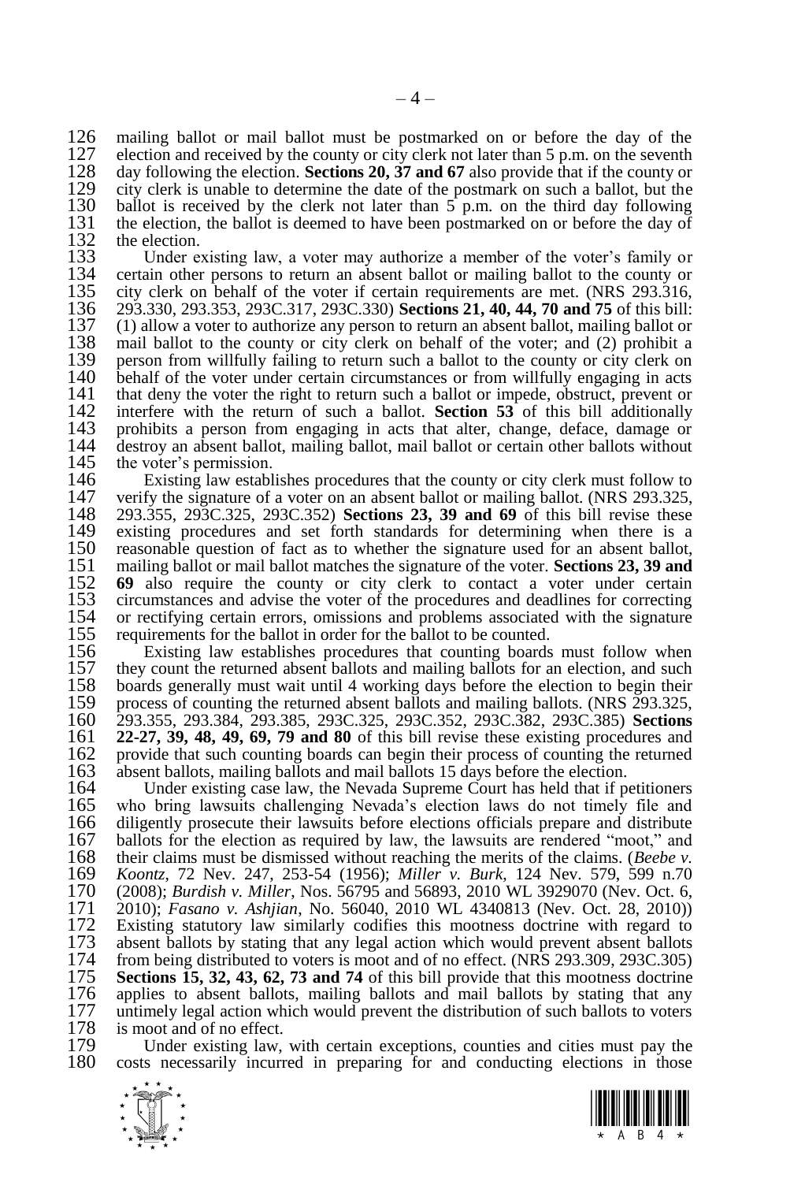mailing ballot or mail ballot must be postmarked on or before the day of the election and received by the county or city clerk not later than 5 p.m. on the seventh day following the election. **Sections 20, 37 and 67** also provide that if the county or city clerk is unable to determine the date of the postmark on such a ballot, but the ballot is received by the clerk not later than 5 p.m. on the third day following the election, the ballot is deemed to have been postmarked on or before the day of the election.

Under existing law, a voter may authorize a member of the voter's family or certain other persons to return an absent ballot or mailing ballot to the county or city clerk on behalf of the voter if certain requirements are met. (NRS 293.316, 293.330, 293.353, 293C.317, 293C.330) **Sections 21, 40, 44, 70 and 75** of this bill: (1) allow a voter to authorize any person to return an absent ballot, mailing ballot or mail ballot to the county or city clerk on behalf of the voter; and (2) prohibit a person from willfully failing to return such a ballot to the county or city clerk on behalf of the voter under certain circumstances or from willfully engaging in acts that deny the voter the right to return such a ballot or impede, obstruct, prevent or interfere with the return of such a ballot. **Section 53** of this bill additionally prohibits a person from engaging in acts that alter, change, deface, damage or destroy an absent ballot, mailing ballot, mail ballot or certain other ballots without the voter's permission.

Existing law establishes procedures that the county or city clerk must follow to verify the signature of a voter on an absent ballot or mailing ballot. (NRS 293.325, 293.355, 293C.325, 293C.352) **Sections 23, 39 and 69** of this bill revise these existing procedures and set forth standards for determining when there is a reasonable question of fact as to whether the signature used for an absent ballot, mailing ballot or mail ballot matches the signature of the voter. **Sections 23, 39 and 69** also require the county or city clerk to contact a voter under certain circumstances and advise the voter of the procedures and deadlines for correcting or rectifying certain errors, omissions and problems associated with the signature requirements for the ballot in order for the ballot to be counted.

Existing law establishes procedures that counting boards must follow when they count the returned absent ballots and mailing ballots for an election, and such boards generally must wait until 4 working days before the election to begin their process of counting the returned absent ballots and mailing ballots. (NRS 293.325, 293.355, 293.384, 293.385, 293C.325, 293C.352, 293C.382, 293C.385) **Sections 22-27, 39, 48, 49, 69, 79 and 80** of this bill revise these existing procedures and provide that such counting boards can begin their process of counting the returned absent ballots, mailing ballots and mail ballots 15 days before the election.

Under existing case law, the Nevada Supreme Court has held that if petitioners who bring lawsuits challenging Nevada's election laws do not timely file and diligently prosecute their lawsuits before elections officials prepare and distribute ballots for the election as required by law, the lawsuits are rendered "moot," and their claims must be dismissed without reaching the merits of the claims. (*Beebe v. Koontz*, 72 Nev. 247, 253-54 (1956); *Miller v. Burk*, 124 Nev. 579, 599 n.70 (2008); *Burdish v. Miller*, Nos. 56795 and 56893, 2010 WL 3929070 (Nev. Oct. 6, 2010); *Fasano v. Ashjian*, No. 56040, 2010 WL 4340813 (Nev. Oct. 28, 2010)) Existing statutory law similarly codifies this mootness doctrine with regard to absent ballots by stating that any legal action which would prevent absent ballots from being distributed to voters is moot and of no effect. (NRS 293.309, 293C.305) **Sections 15, 32, 43, 62, 73 and 74** of this bill provide that this mootness doctrine applies to absent ballots, mailing ballots and mail ballots by stating that any untimely legal action which would prevent the distribution of such ballots to voters is moot and of no effect.

Under existing law, with certain exceptions, counties and cities must pay the costs necessarily incurred in preparing for and conducting elections in those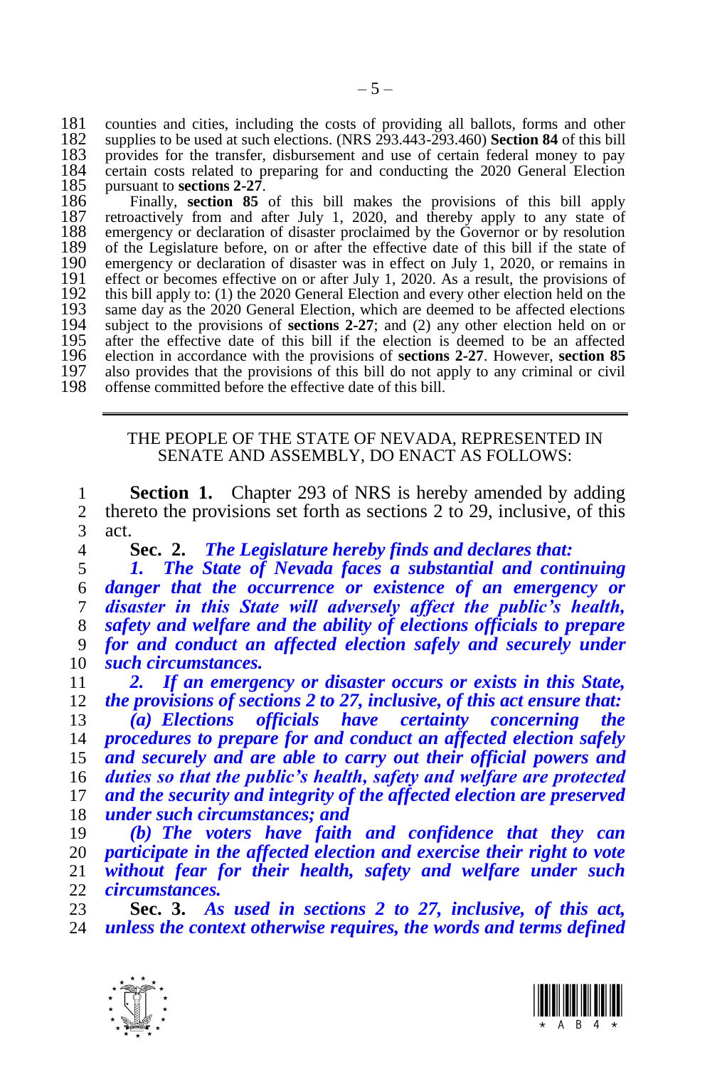counties and cities, including the costs of providing all ballots, forms and other supplies to be used at such elections. (NRS 293.443-293.460) **Section 84** of this bill provides for the transfer, disbursement and use of certain federal money to pay certain costs related to preparing for and conducting the 2020 General Election pursuant to **sections 2-27**.

Finally, **section 85** of this bill makes the provisions of this bill apply retroactively from and after July 1, 2020, and thereby apply to any state of emergency or declaration of disaster proclaimed by the Governor or by resolution of the Legislature before, on or after the effective date of this bill if the state of emergency or declaration of disaster was in effect on July 1, 2020, or remains in effect or becomes effective on or after July 1, 2020. As a result, the provisions of this bill apply to: (1) the 2020 General Election and every other election held on the same day as the 2020 General Election, which are deemed to be affected elections subject to the provisions of **sections 2-27**; and (2) any other election held on or after the effective date of this bill if the election is deemed to be an affected election in accordance with the provisions of **sections 2-27**. However, **section 85** also provides that the provisions of this bill do not apply to any criminal or civil offense committed before the effective date of this bill.

---

THE PEOPLE OF THE STATE OF NEVADA, REPRESENTED IN SENATE AND ASSEMBLY, DO ENACT AS FOLLOWS:

**Section 1.** Chapter 293 of NRS is hereby amended by adding thereto the provisions set forth as sections 2 to 29, inclusive, of this act.

**Sec. 2.** ***The Legislature hereby finds and declares that:***

***1. The State of Nevada faces a substantial and continuing danger that the occurrence or existence of an emergency or disaster in this State will adversely affect the public's health, safety and welfare and the ability of elections officials to prepare for and conduct an affected election safely and securely under such circumstances.***

***2. If an emergency or disaster occurs or exists in this State, the provisions of sections 2 to 27, inclusive, of this act ensure that:***

***(a) Elections officials have certainty concerning the procedures to prepare for and conduct an affected election safely and securely and are able to carry out their official powers and duties so that the public's health, safety and welfare are protected and the security and integrity of the affected election are preserved under such circumstances; and***

***(b) The voters have faith and confidence that they can participate in the affected election and exercise their right to vote without fear for their health, safety and welfare under such circumstances.***

**Sec. 3.** ***As used in sections 2 to 27, inclusive, of this act, unless the context otherwise requires, the words and terms defined***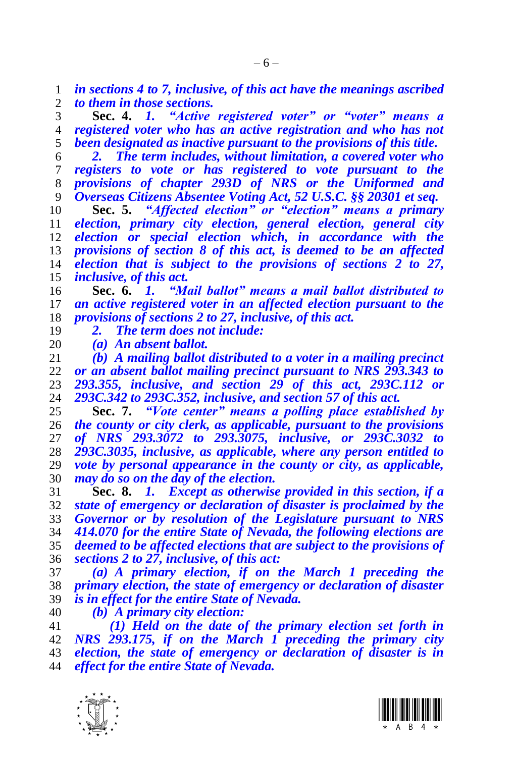***in sections 4 to 7, inclusive, of this act have the meanings ascribed to them in those sections.***

**Sec. 4.** ***1. "Active registered voter" or "voter" means a registered voter who has an active registration and who has not been designated as inactive pursuant to the provisions of this title.***

***2. The term includes, without limitation, a covered voter who registers to vote or has registered to vote pursuant to the provisions of chapter 293D of NRS or the Uniformed and Overseas Citizens Absentee Voting Act, 52 U.S.C. §§ 20301 et seq.***

**Sec. 5.** ***"Affected election" or "election" means a primary election, primary city election, general election, general city election or special election which, in accordance with the provisions of section 8 of this act, is deemed to be an affected election that is subject to the provisions of sections 2 to 27, inclusive, of this act.***

**Sec. 6.** ***1. "Mail ballot" means a mail ballot distributed to an active registered voter in an affected election pursuant to the provisions of sections 2 to 27, inclusive, of this act.***

***2. The term does not include:***

***(a) An absent ballot.***

***(b) A mailing ballot distributed to a voter in a mailing precinct or an absent ballot mailing precinct pursuant to NRS 293.343 to 293.355, inclusive, and section 29 of this act, 293C.112 or 293C.342 to 293C.352, inclusive, and section 57 of this act.***

**Sec. 7.** ***"Vote center" means a polling place established by the county or city clerk, as applicable, pursuant to the provisions of NRS 293.3072 to 293.3075, inclusive, or 293C.3032 to 293C.3035, inclusive, as applicable, where any person entitled to vote by personal appearance in the county or city, as applicable, may do so on the day of the election.***

**Sec. 8.** ***1. Except as otherwise provided in this section, if a state of emergency or declaration of disaster is proclaimed by the Governor or by resolution of the Legislature pursuant to NRS 414.070 for the entire State of Nevada, the following elections are deemed to be affected elections that are subject to the provisions of sections 2 to 27, inclusive, of this act:***

***(a) A primary election, if on the March 1 preceding the primary election, the state of emergency or declaration of disaster is in effect for the entire State of Nevada.***

***(b) A primary city election:***

***(1) Held on the date of the primary election set forth in NRS 293.175, if on the March 1 preceding the primary city election, the state of emergency or declaration of disaster is in effect for the entire State of Nevada.***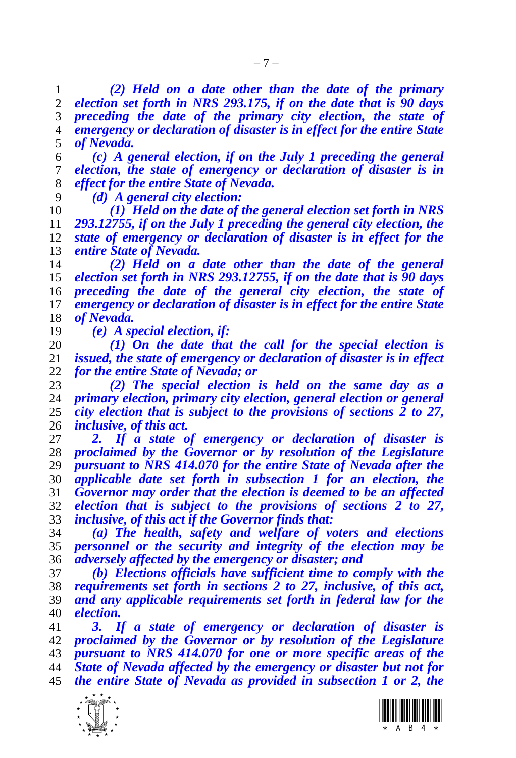*(2) Held on a date other than the date of the primary election set forth in NRS 293.175, if on the date that is 90 days preceding the date of the primary city election, the state of emergency or declaration of disaster is in effect for the entire State of Nevada.*

*(c) A general election, if on the July 1 preceding the general election, the state of emergency or declaration of disaster is in effect for the entire State of Nevada.*

*(d) A general city election:*

*(1) Held on the date of the general election set forth in NRS 293.12755, if on the July 1 preceding the general city election, the state of emergency or declaration of disaster is in effect for the entire State of Nevada.*

*(2) Held on a date other than the date of the general election set forth in NRS 293.12755, if on the date that is 90 days preceding the date of the general city election, the state of emergency or declaration of disaster is in effect for the entire State of Nevada.*

*(e) A special election, if:*

*(1) On the date that the call for the special election is issued, the state of emergency or declaration of disaster is in effect for the entire State of Nevada; or*

*(2) The special election is held on the same day as a primary election, primary city election, general election or general city election that is subject to the provisions of sections 2 to 27, inclusive, of this act.*

*2. If a state of emergency or declaration of disaster is proclaimed by the Governor or by resolution of the Legislature pursuant to NRS 414.070 for the entire State of Nevada after the applicable date set forth in subsection 1 for an election, the Governor may order that the election is deemed to be an affected election that is subject to the provisions of sections 2 to 27, inclusive, of this act if the Governor finds that:*

*(a) The health, safety and welfare of voters and elections personnel or the security and integrity of the election may be adversely affected by the emergency or disaster; and*

*(b) Elections officials have sufficient time to comply with the requirements set forth in sections 2 to 27, inclusive, of this act, and any applicable requirements set forth in federal law for the election.*

*3. If a state of emergency or declaration of disaster is proclaimed by the Governor or by resolution of the Legislature pursuant to NRS 414.070 for one or more specific areas of the State of Nevada affected by the emergency or disaster but not for the entire State of Nevada as provided in subsection 1 or 2, the*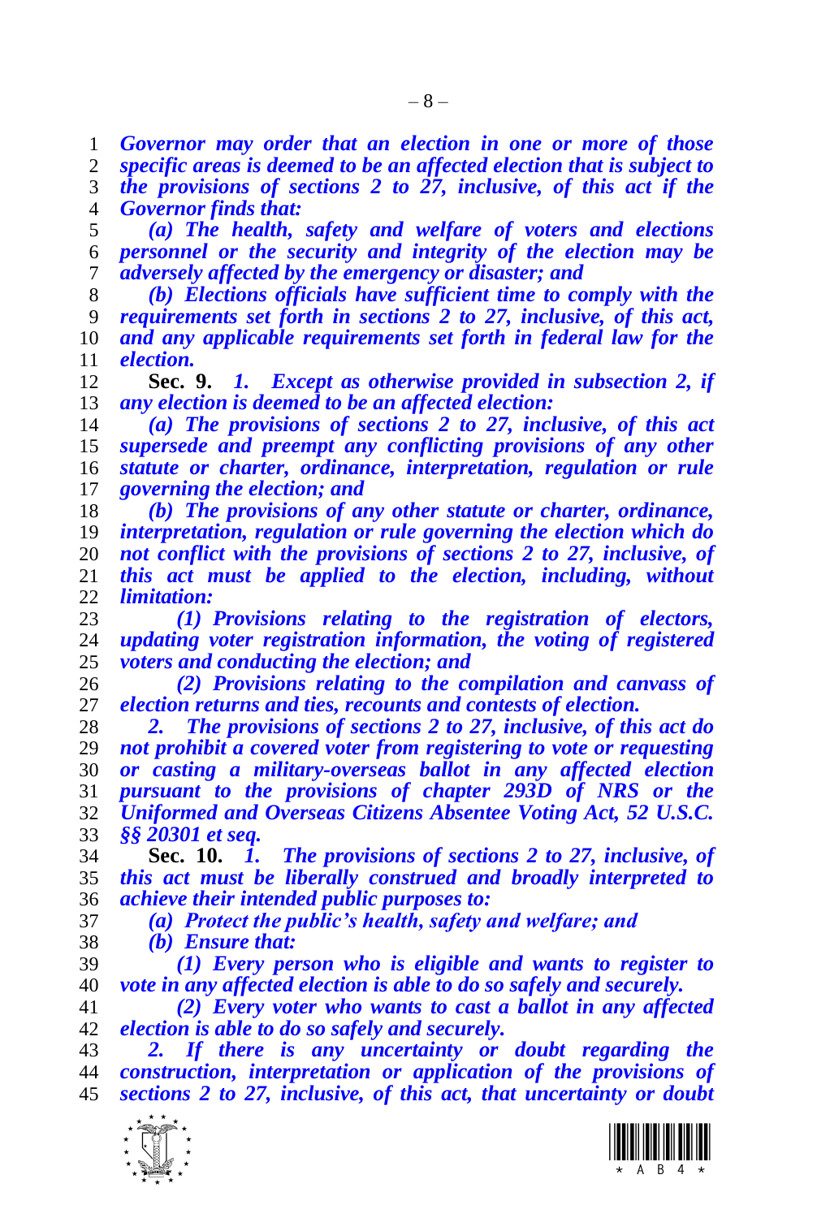*Governor may order that an election in one or more of those specific areas is deemed to be an affected election that is subject to the provisions of sections 2 to 27, inclusive, of this act if the Governor finds that:*

*(a) The health, safety and welfare of voters and elections personnel or the security and integrity of the election may be adversely affected by the emergency or disaster; and*

*(b) Elections officials have sufficient time to comply with the requirements set forth in sections 2 to 27, inclusive, of this act, and any applicable requirements set forth in federal law for the election.*

**Sec. 9.** *1. Except as otherwise provided in subsection 2, if any election is deemed to be an affected election:*

*(a) The provisions of sections 2 to 27, inclusive, of this act supersede and preempt any conflicting provisions of any other statute or charter, ordinance, interpretation, regulation or rule governing the election; and*

*(b) The provisions of any other statute or charter, ordinance, interpretation, regulation or rule governing the election which do not conflict with the provisions of sections 2 to 27, inclusive, of this act must be applied to the election, including, without limitation:*

*(1) Provisions relating to the registration of electors, updating voter registration information, the voting of registered voters and conducting the election; and*

*(2) Provisions relating to the compilation and canvass of election returns and ties, recounts and contests of election.*

*2. The provisions of sections 2 to 27, inclusive, of this act do not prohibit a covered voter from registering to vote or requesting or casting a military-overseas ballot in any affected election pursuant to the provisions of chapter 293D of NRS or the Uniformed and Overseas Citizens Absentee Voting Act, 52 U.S.C. §§ 20301 et seq.*

**Sec. 10.** *1. The provisions of sections 2 to 27, inclusive, of this act must be liberally construed and broadly interpreted to achieve their intended public purposes to:*

*(a) Protect the public's health, safety and welfare; and*

*(b) Ensure that:*

*(1) Every person who is eligible and wants to register to vote in any affected election is able to do so safely and securely.*

*(2) Every voter who wants to cast a ballot in any affected election is able to do so safely and securely.*

*2. If there is any uncertainty or doubt regarding the construction, interpretation or application of the provisions of sections 2 to 27, inclusive, of this act, that uncertainty or doubt*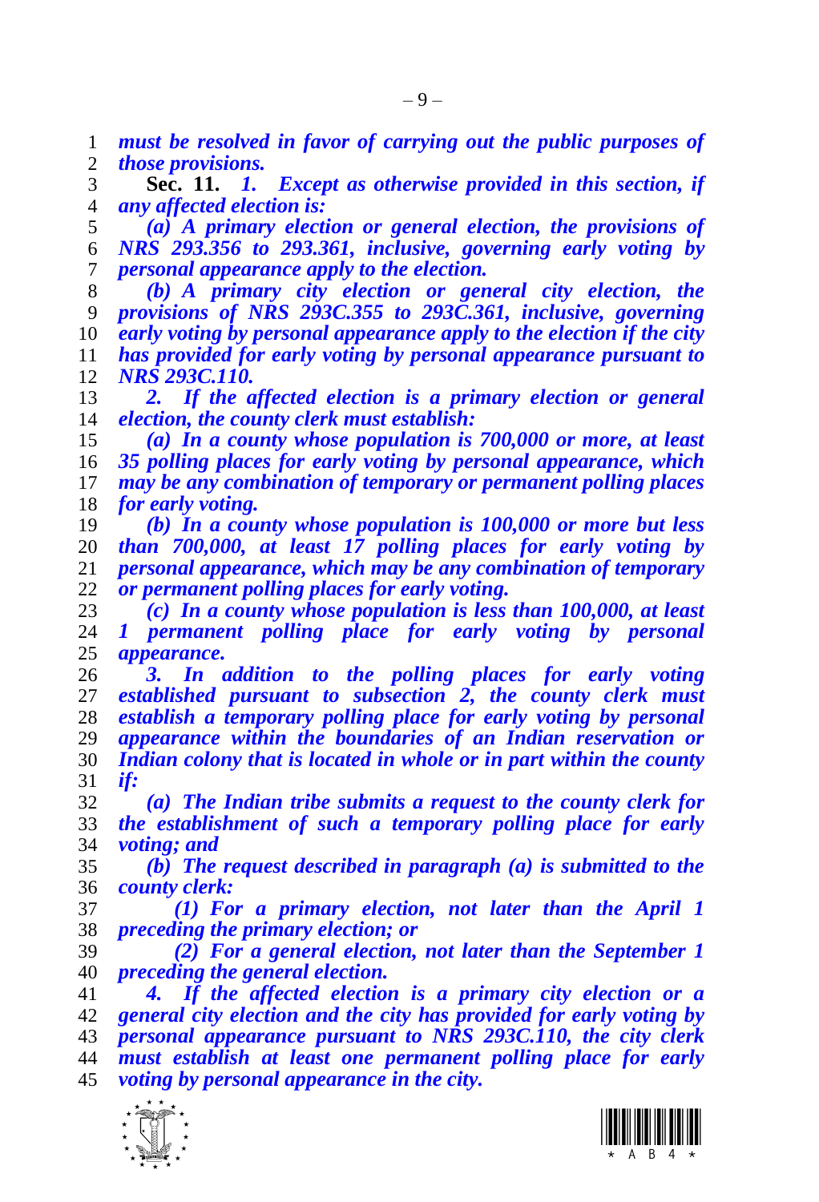***must be resolved in favor of carrying out the public purposes of those provisions.***

**Sec. 11.** ***1. Except as otherwise provided in this section, if any affected election is:***

***(a) A primary election or general election, the provisions of NRS 293.356 to 293.361, inclusive, governing early voting by personal appearance apply to the election.***

***(b) A primary city election or general city election, the provisions of NRS 293C.355 to 293C.361, inclusive, governing early voting by personal appearance apply to the election if the city has provided for early voting by personal appearance pursuant to NRS 293C.110.***

***2. If the affected election is a primary election or general election, the county clerk must establish:***

***(a) In a county whose population is 700,000 or more, at least 35 polling places for early voting by personal appearance, which may be any combination of temporary or permanent polling places for early voting.***

***(b) In a county whose population is 100,000 or more but less than 700,000, at least 17 polling places for early voting by personal appearance, which may be any combination of temporary or permanent polling places for early voting.***

***(c) In a county whose population is less than 100,000, at least 1 permanent polling place for early voting by personal appearance.***

***3. In addition to the polling places for early voting established pursuant to subsection 2, the county clerk must establish a temporary polling place for early voting by personal appearance within the boundaries of an Indian reservation or Indian colony that is located in whole or in part within the county if:***

***(a) The Indian tribe submits a request to the county clerk for the establishment of such a temporary polling place for early voting; and***

***(b) The request described in paragraph (a) is submitted to the county clerk:***

***(1) For a primary election, not later than the April 1 preceding the primary election; or***

***(2) For a general election, not later than the September 1 preceding the general election.***

***4. If the affected election is a primary city election or a general city election and the city has provided for early voting by personal appearance pursuant to NRS 293C.110, the city clerk must establish at least one permanent polling place for early voting by personal appearance in the city.***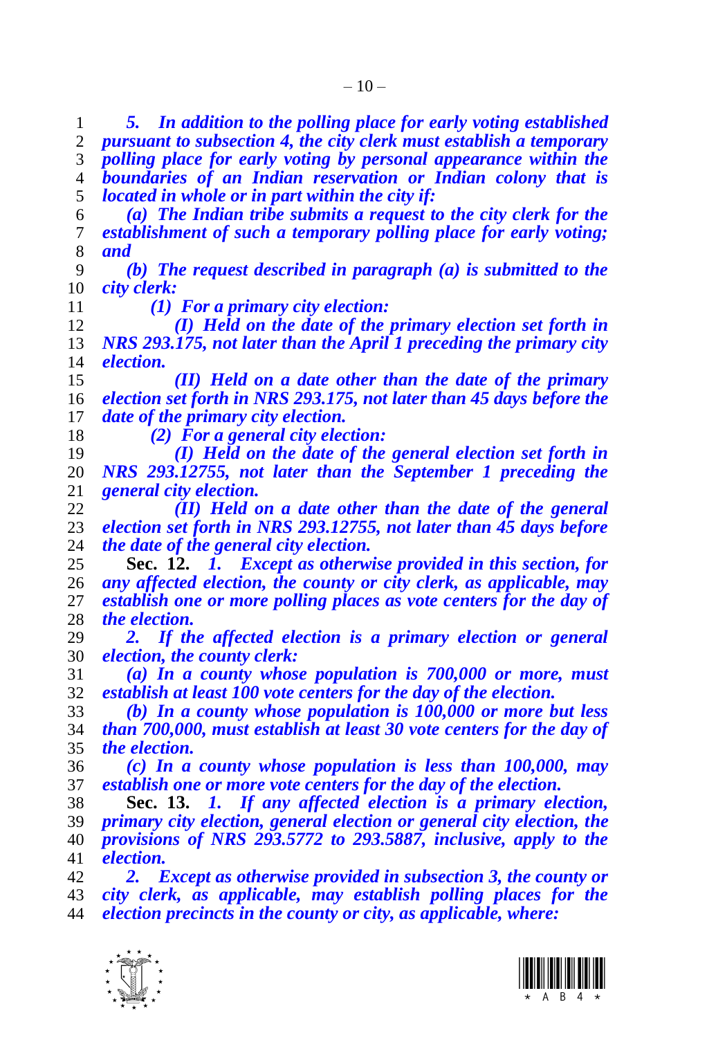*5. In addition to the polling place for early voting established pursuant to subsection 4, the city clerk must establish a temporary polling place for early voting by personal appearance within the boundaries of an Indian reservation or Indian colony that is located in whole or in part within the city if:*

*(a) The Indian tribe submits a request to the city clerk for the establishment of such a temporary polling place for early voting; and*

*(b) The request described in paragraph (a) is submitted to the city clerk:*

*(1) For a primary city election:*

*(I) Held on the date of the primary election set forth in NRS 293.175, not later than the April 1 preceding the primary city election.*

*(II) Held on a date other than the date of the primary election set forth in NRS 293.175, not later than 45 days before the date of the primary city election.*

*(2) For a general city election:*

*(I) Held on the date of the general election set forth in NRS 293.12755, not later than the September 1 preceding the general city election.*

*(II) Held on a date other than the date of the general election set forth in NRS 293.12755, not later than 45 days before the date of the general city election.*

**Sec. 12.** *1. Except as otherwise provided in this section, for any affected election, the county or city clerk, as applicable, may establish one or more polling places as vote centers for the day of the election.*

*2. If the affected election is a primary election or general election, the county clerk:*

*(a) In a county whose population is 700,000 or more, must establish at least 100 vote centers for the day of the election.*

*(b) In a county whose population is 100,000 or more but less than 700,000, must establish at least 30 vote centers for the day of the election.*

*(c) In a county whose population is less than 100,000, may establish one or more vote centers for the day of the election.*

**Sec. 13.** *1. If any affected election is a primary election, primary city election, general election or general city election, the provisions of NRS 293.5772 to 293.5887, inclusive, apply to the election.*

*2. Except as otherwise provided in subsection 3, the county or city clerk, as applicable, may establish polling places for the election precincts in the county or city, as applicable, where:*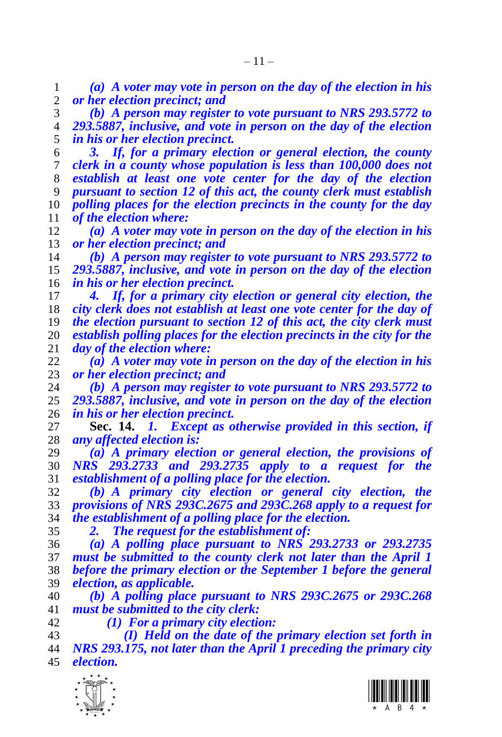*(a) A voter may vote in person on the day of the election in his or her election precinct; and*

*(b) A person may register to vote pursuant to NRS 293.5772 to 293.5887, inclusive, and vote in person on the day of the election in his or her election precinct.*

*3. If, for a primary election or general election, the county clerk in a county whose population is less than 100,000 does not establish at least one vote center for the day of the election pursuant to section 12 of this act, the county clerk must establish polling places for the election precincts in the county for the day of the election where:*

*(a) A voter may vote in person on the day of the election in his or her election precinct; and*

*(b) A person may register to vote pursuant to NRS 293.5772 to 293.5887, inclusive, and vote in person on the day of the election in his or her election precinct.*

*4. If, for a primary city election or general city election, the city clerk does not establish at least one vote center for the day of the election pursuant to section 12 of this act, the city clerk must establish polling places for the election precincts in the city for the day of the election where:*

*(a) A voter may vote in person on the day of the election in his or her election precinct; and*

*(b) A person may register to vote pursuant to NRS 293.5772 to 293.5887, inclusive, and vote in person on the day of the election in his or her election precinct.*

**Sec. 14.** *1. Except as otherwise provided in this section, if any affected election is:*

*(a) A primary election or general election, the provisions of NRS 293.2733 and 293.2735 apply to a request for the establishment of a polling place for the election.*

*(b) A primary city election or general city election, the provisions of NRS 293C.2675 and 293C.268 apply to a request for the establishment of a polling place for the election.*

*2. The request for the establishment of:*

*(a) A polling place pursuant to NRS 293.2733 or 293.2735 must be submitted to the county clerk not later than the April 1 before the primary election or the September 1 before the general election, as applicable.*

*(b) A polling place pursuant to NRS 293C.2675 or 293C.268 must be submitted to the city clerk:*

*(1) For a primary city election:*

*(I) Held on the date of the primary election set forth in NRS 293.175, not later than the April 1 preceding the primary city election.*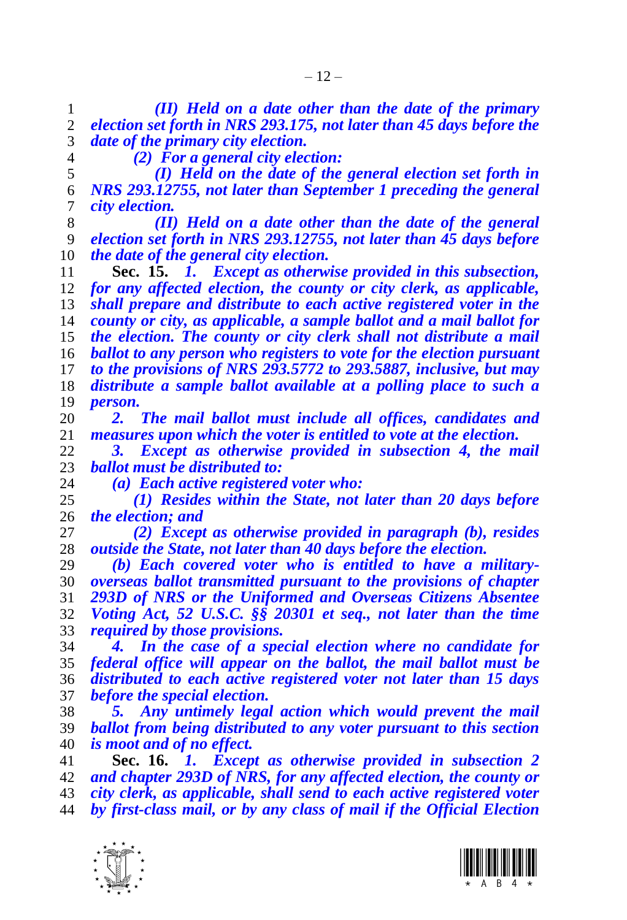*(II) Held on a date other than the date of the primary election set forth in NRS 293.175, not later than 45 days before the date of the primary city election.*

*(2) For a general city election:*

*(I) Held on the date of the general election set forth in NRS 293.12755, not later than September 1 preceding the general city election.*

*(II) Held on a date other than the date of the general election set forth in NRS 293.12755, not later than 45 days before the date of the general city election.*

**Sec. 15.** *1. Except as otherwise provided in this subsection, for any affected election, the county or city clerk, as applicable, shall prepare and distribute to each active registered voter in the county or city, as applicable, a sample ballot and a mail ballot for the election. The county or city clerk shall not distribute a mail ballot to any person who registers to vote for the election pursuant to the provisions of NRS 293.5772 to 293.5887, inclusive, but may distribute a sample ballot available at a polling place to such a person.*

*2. The mail ballot must include all offices, candidates and measures upon which the voter is entitled to vote at the election.*

*3. Except as otherwise provided in subsection 4, the mail ballot must be distributed to:*

*(a) Each active registered voter who:*

*(1) Resides within the State, not later than 20 days before the election; and*

*(2) Except as otherwise provided in paragraph (b), resides outside the State, not later than 40 days before the election.*

*(b) Each covered voter who is entitled to have a military-overseas ballot transmitted pursuant to the provisions of chapter 293D of NRS or the Uniformed and Overseas Citizens Absentee Voting Act, 52 U.S.C. §§ 20301 et seq., not later than the time required by those provisions.*

*4. In the case of a special election where no candidate for federal office will appear on the ballot, the mail ballot must be distributed to each active registered voter not later than 15 days before the special election.*

*5. Any untimely legal action which would prevent the mail ballot from being distributed to any voter pursuant to this section is moot and of no effect.*

**Sec. 16.** *1. Except as otherwise provided in subsection 2 and chapter 293D of NRS, for any affected election, the county or city clerk, as applicable, shall send to each active registered voter by first-class mail, or by any class of mail if the Official Election*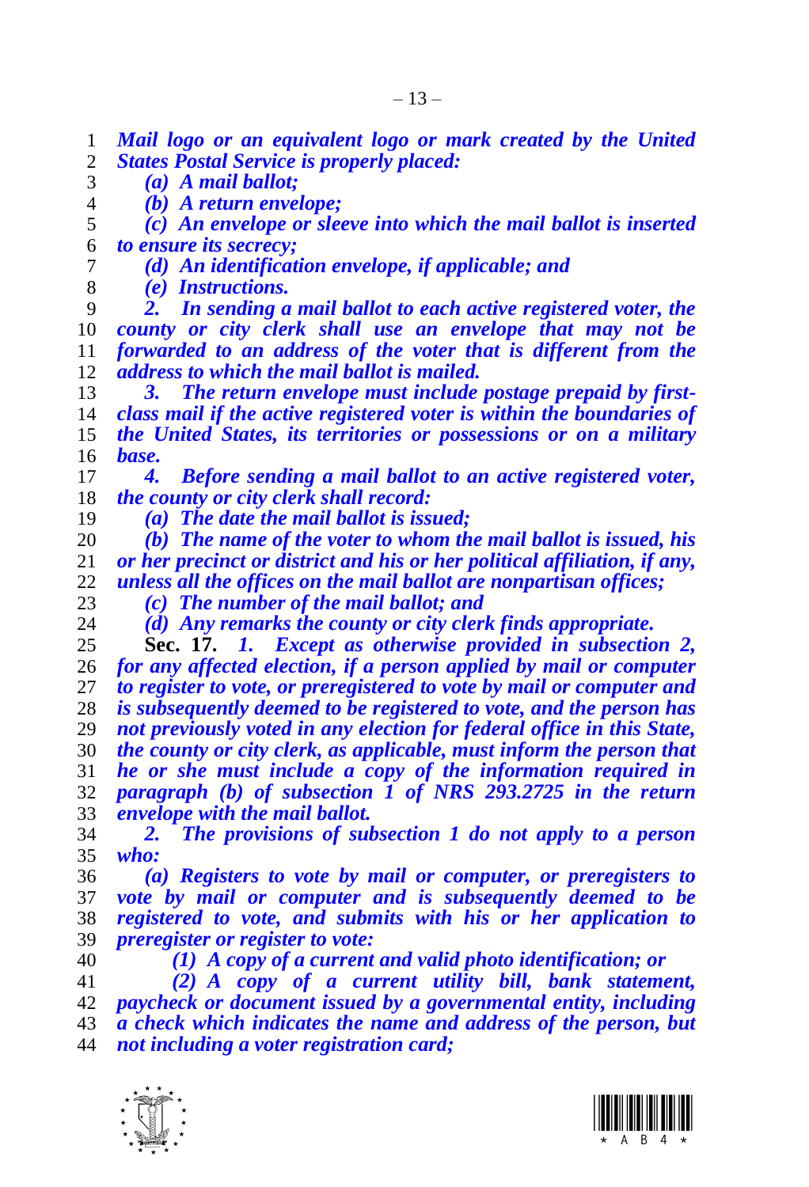*Mail logo or an equivalent logo or mark created by the United States Postal Service is properly placed:*

*(a) A mail ballot;*

*(b) A return envelope;*

*(c) An envelope or sleeve into which the mail ballot is inserted to ensure its secrecy;*

*(d) An identification envelope, if applicable; and*

*(e) Instructions.*

*2. In sending a mail ballot to each active registered voter, the county or city clerk shall use an envelope that may not be forwarded to an address of the voter that is different from the address to which the mail ballot is mailed.*

*3. The return envelope must include postage prepaid by first-class mail if the active registered voter is within the boundaries of the United States, its territories or possessions or on a military base.*

*4. Before sending a mail ballot to an active registered voter, the county or city clerk shall record:*

*(a) The date the mail ballot is issued;*

*(b) The name of the voter to whom the mail ballot is issued, his or her precinct or district and his or her political affiliation, if any, unless all the offices on the mail ballot are nonpartisan offices;*

*(c) The number of the mail ballot; and*

*(d) Any remarks the county or city clerk finds appropriate.*

**Sec. 17.** *1. Except as otherwise provided in subsection 2, for any affected election, if a person applied by mail or computer to register to vote, or preregistered to vote by mail or computer and is subsequently deemed to be registered to vote, and the person has not previously voted in any election for federal office in this State, the county or city clerk, as applicable, must inform the person that he or she must include a copy of the information required in paragraph (b) of subsection 1 of NRS 293.2725 in the return envelope with the mail ballot.*

*2. The provisions of subsection 1 do not apply to a person who:*

*(a) Registers to vote by mail or computer, or preregisters to vote by mail or computer and is subsequently deemed to be registered to vote, and submits with his or her application to preregister or register to vote:*

*(1) A copy of a current and valid photo identification; or*

*(2) A copy of a current utility bill, bank statement, paycheck or document issued by a governmental entity, including a check which indicates the name and address of the person, but not including a voter registration card;*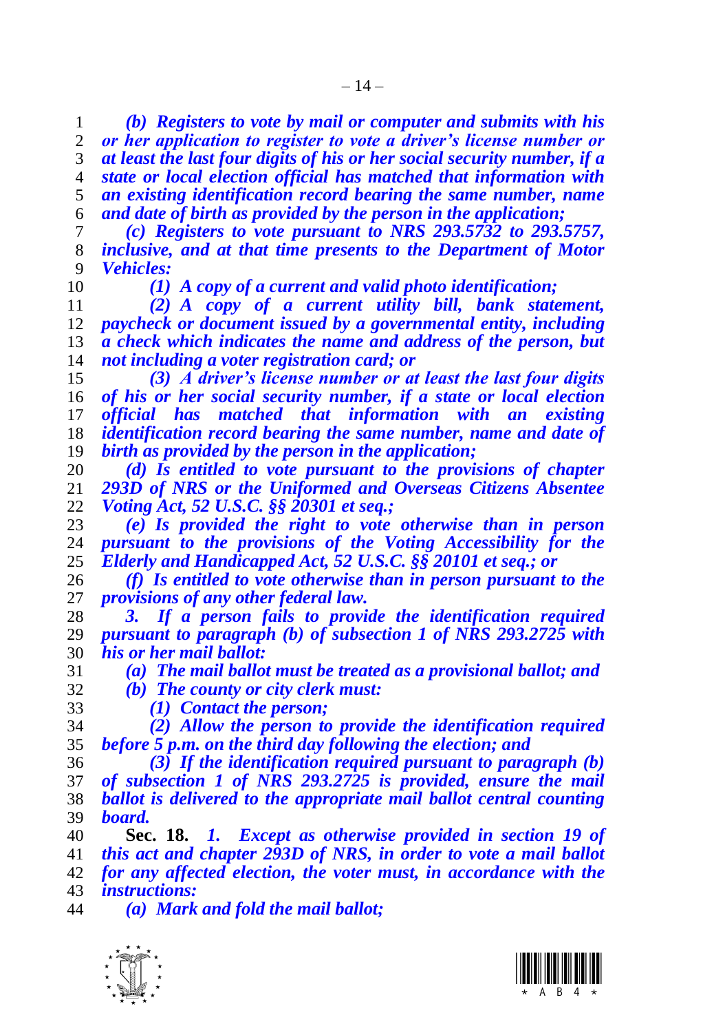*(b) Registers to vote by mail or computer and submits with his or her application to register to vote a driver's license number or at least the last four digits of his or her social security number, if a state or local election official has matched that information with an existing identification record bearing the same number, name and date of birth as provided by the person in the application;*

*(c) Registers to vote pursuant to NRS 293.5732 to 293.5757, inclusive, and at that time presents to the Department of Motor Vehicles:*

*(1) A copy of a current and valid photo identification;*

*(2) A copy of a current utility bill, bank statement, paycheck or document issued by a governmental entity, including a check which indicates the name and address of the person, but not including a voter registration card; or*

*(3) A driver's license number or at least the last four digits of his or her social security number, if a state or local election official has matched that information with an existing identification record bearing the same number, name and date of birth as provided by the person in the application;*

*(d) Is entitled to vote pursuant to the provisions of chapter 293D of NRS or the Uniformed and Overseas Citizens Absentee Voting Act, 52 U.S.C. §§ 20301 et seq.;*

*(e) Is provided the right to vote otherwise than in person pursuant to the provisions of the Voting Accessibility for the Elderly and Handicapped Act, 52 U.S.C. §§ 20101 et seq.; or*

*(f) Is entitled to vote otherwise than in person pursuant to the provisions of any other federal law.*

*3. If a person fails to provide the identification required pursuant to paragraph (b) of subsection 1 of NRS 293.2725 with his or her mail ballot:*

*(a) The mail ballot must be treated as a provisional ballot; and*

*(b) The county or city clerk must:*

*(1) Contact the person;*

*(2) Allow the person to provide the identification required before 5 p.m. on the third day following the election; and*

*(3) If the identification required pursuant to paragraph (b) of subsection 1 of NRS 293.2725 is provided, ensure the mail ballot is delivered to the appropriate mail ballot central counting board.*

**Sec. 18.** *1. Except as otherwise provided in section 19 of this act and chapter 293D of NRS, in order to vote a mail ballot for any affected election, the voter must, in accordance with the instructions:*

*(a) Mark and fold the mail ballot;*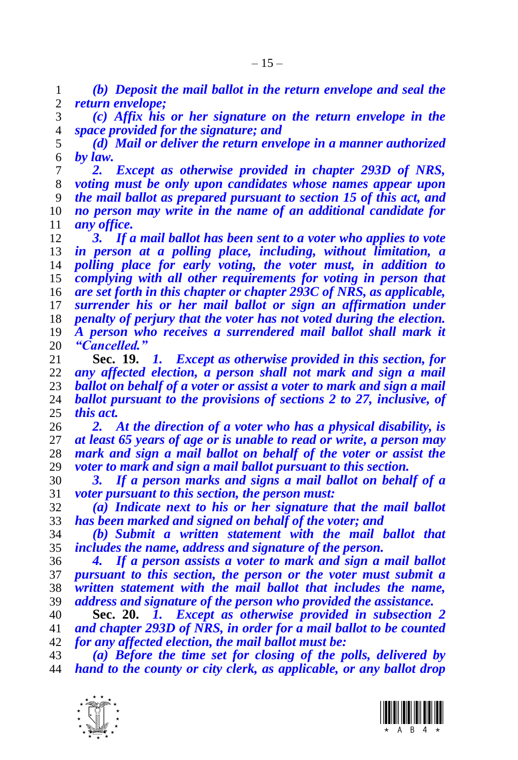*(b) Deposit the mail ballot in the return envelope and seal the return envelope;*

*(c) Affix his or her signature on the return envelope in the space provided for the signature; and*

*(d) Mail or deliver the return envelope in a manner authorized by law.*

*2. Except as otherwise provided in chapter 293D of NRS, voting must be only upon candidates whose names appear upon the mail ballot as prepared pursuant to section 15 of this act, and no person may write in the name of an additional candidate for any office.*

*3. If a mail ballot has been sent to a voter who applies to vote in person at a polling place, including, without limitation, a polling place for early voting, the voter must, in addition to complying with all other requirements for voting in person that are set forth in this chapter or chapter 293C of NRS, as applicable, surrender his or her mail ballot or sign an affirmation under penalty of perjury that the voter has not voted during the election. A person who receives a surrendered mail ballot shall mark it "Cancelled."*

**Sec. 19.** *1. Except as otherwise provided in this section, for any affected election, a person shall not mark and sign a mail ballot on behalf of a voter or assist a voter to mark and sign a mail ballot pursuant to the provisions of sections 2 to 27, inclusive, of this act.*

*2. At the direction of a voter who has a physical disability, is at least 65 years of age or is unable to read or write, a person may mark and sign a mail ballot on behalf of the voter or assist the voter to mark and sign a mail ballot pursuant to this section.*

*3. If a person marks and signs a mail ballot on behalf of a voter pursuant to this section, the person must:*

*(a) Indicate next to his or her signature that the mail ballot has been marked and signed on behalf of the voter; and*

*(b) Submit a written statement with the mail ballot that includes the name, address and signature of the person.*

*4. If a person assists a voter to mark and sign a mail ballot pursuant to this section, the person or the voter must submit a written statement with the mail ballot that includes the name, address and signature of the person who provided the assistance.*

**Sec. 20.** *1. Except as otherwise provided in subsection 2 and chapter 293D of NRS, in order for a mail ballot to be counted for any affected election, the mail ballot must be:*

*(a) Before the time set for closing of the polls, delivered by hand to the county or city clerk, as applicable, or any ballot drop*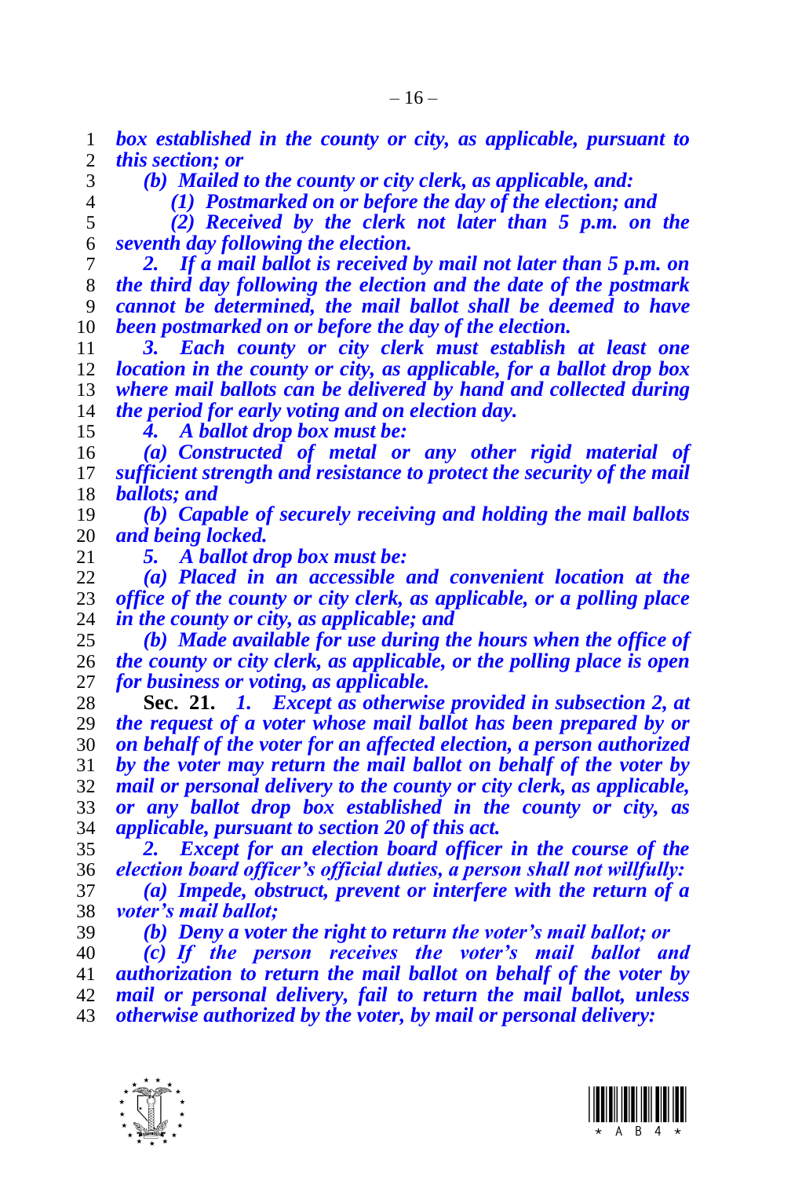***box established in the county or city, as applicable, pursuant to this section; or***

***(b) Mailed to the county or city clerk, as applicable, and:***

***(1) Postmarked on or before the day of the election; and***

***(2) Received by the clerk not later than 5 p.m. on the seventh day following the election.***

***2. If a mail ballot is received by mail not later than 5 p.m. on the third day following the election and the date of the postmark cannot be determined, the mail ballot shall be deemed to have been postmarked on or before the day of the election.***

***3. Each county or city clerk must establish at least one location in the county or city, as applicable, for a ballot drop box where mail ballots can be delivered by hand and collected during the period for early voting and on election day.***

***4. A ballot drop box must be:***

***(a) Constructed of metal or any other rigid material of sufficient strength and resistance to protect the security of the mail ballots; and***

***(b) Capable of securely receiving and holding the mail ballots and being locked.***

***5. A ballot drop box must be:***

***(a) Placed in an accessible and convenient location at the office of the county or city clerk, as applicable, or a polling place in the county or city, as applicable; and***

***(b) Made available for use during the hours when the office of the county or city clerk, as applicable, or the polling place is open for business or voting, as applicable.***

**Sec. 21.** ***1. Except as otherwise provided in subsection 2, at the request of a voter whose mail ballot has been prepared by or on behalf of the voter for an affected election, a person authorized by the voter may return the mail ballot on behalf of the voter by mail or personal delivery to the county or city clerk, as applicable, or any ballot drop box established in the county or city, as applicable, pursuant to section 20 of this act.***

***2. Except for an election board officer in the course of the election board officer's official duties, a person shall not willfully:***

***(a) Impede, obstruct, prevent or interfere with the return of a voter's mail ballot;***

***(b) Deny a voter the right to return the voter's mail ballot; or***

***(c) If the person receives the voter's mail ballot and authorization to return the mail ballot on behalf of the voter by mail or personal delivery, fail to return the mail ballot, unless otherwise authorized by the voter, by mail or personal delivery:***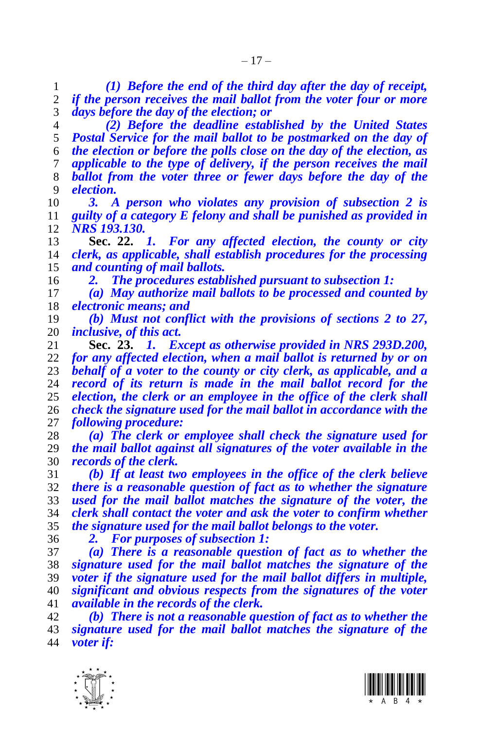*(1) Before the end of the third day after the day of receipt, if the person receives the mail ballot from the voter four or more days before the day of the election; or*

*(2) Before the deadline established by the United States Postal Service for the mail ballot to be postmarked on the day of the election or before the polls close on the day of the election, as applicable to the type of delivery, if the person receives the mail ballot from the voter three or fewer days before the day of the election.*

*3. A person who violates any provision of subsection 2 is guilty of a category E felony and shall be punished as provided in NRS 193.130.*

**Sec. 22.** *1. For any affected election, the county or city clerk, as applicable, shall establish procedures for the processing and counting of mail ballots.*

*2. The procedures established pursuant to subsection 1:*

*(a) May authorize mail ballots to be processed and counted by electronic means; and*

*(b) Must not conflict with the provisions of sections 2 to 27, inclusive, of this act.*

**Sec. 23.** *1. Except as otherwise provided in NRS 293D.200, for any affected election, when a mail ballot is returned by or on behalf of a voter to the county or city clerk, as applicable, and a record of its return is made in the mail ballot record for the election, the clerk or an employee in the office of the clerk shall check the signature used for the mail ballot in accordance with the following procedure:*

*(a) The clerk or employee shall check the signature used for the mail ballot against all signatures of the voter available in the records of the clerk.*

*(b) If at least two employees in the office of the clerk believe there is a reasonable question of fact as to whether the signature used for the mail ballot matches the signature of the voter, the clerk shall contact the voter and ask the voter to confirm whether the signature used for the mail ballot belongs to the voter.*

*2. For purposes of subsection 1:*

*(a) There is a reasonable question of fact as to whether the signature used for the mail ballot matches the signature of the voter if the signature used for the mail ballot differs in multiple, significant and obvious respects from the signatures of the voter available in the records of the clerk.*

*(b) There is not a reasonable question of fact as to whether the signature used for the mail ballot matches the signature of the voter if:*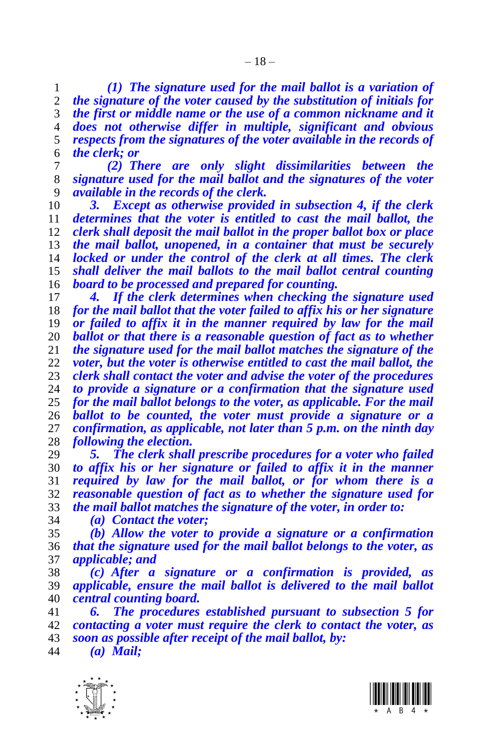***(1) The signature used for the mail ballot is a variation of the signature of the voter caused by the substitution of initials for the first or middle name or the use of a common nickname and it does not otherwise differ in multiple, significant and obvious respects from the signatures of the voter available in the records of the clerk; or***

***(2) There are only slight dissimilarities between the signature used for the mail ballot and the signatures of the voter available in the records of the clerk.***

***3. Except as otherwise provided in subsection 4, if the clerk determines that the voter is entitled to cast the mail ballot, the clerk shall deposit the mail ballot in the proper ballot box or place the mail ballot, unopened, in a container that must be securely locked or under the control of the clerk at all times. The clerk shall deliver the mail ballots to the mail ballot central counting board to be processed and prepared for counting.***

***4. If the clerk determines when checking the signature used for the mail ballot that the voter failed to affix his or her signature or failed to affix it in the manner required by law for the mail ballot or that there is a reasonable question of fact as to whether the signature used for the mail ballot matches the signature of the voter, but the voter is otherwise entitled to cast the mail ballot, the clerk shall contact the voter and advise the voter of the procedures to provide a signature or a confirmation that the signature used for the mail ballot belongs to the voter, as applicable. For the mail ballot to be counted, the voter must provide a signature or a confirmation, as applicable, not later than 5 p.m. on the ninth day following the election.***

***5. The clerk shall prescribe procedures for a voter who failed to affix his or her signature or failed to affix it in the manner required by law for the mail ballot, or for whom there is a reasonable question of fact as to whether the signature used for the mail ballot matches the signature of the voter, in order to:***

***(a) Contact the voter;***

***(b) Allow the voter to provide a signature or a confirmation that the signature used for the mail ballot belongs to the voter, as applicable; and***

***(c) After a signature or a confirmation is provided, as applicable, ensure the mail ballot is delivered to the mail ballot central counting board.***

***6. The procedures established pursuant to subsection 5 for contacting a voter must require the clerk to contact the voter, as soon as possible after receipt of the mail ballot, by:***

***(a) Mail;***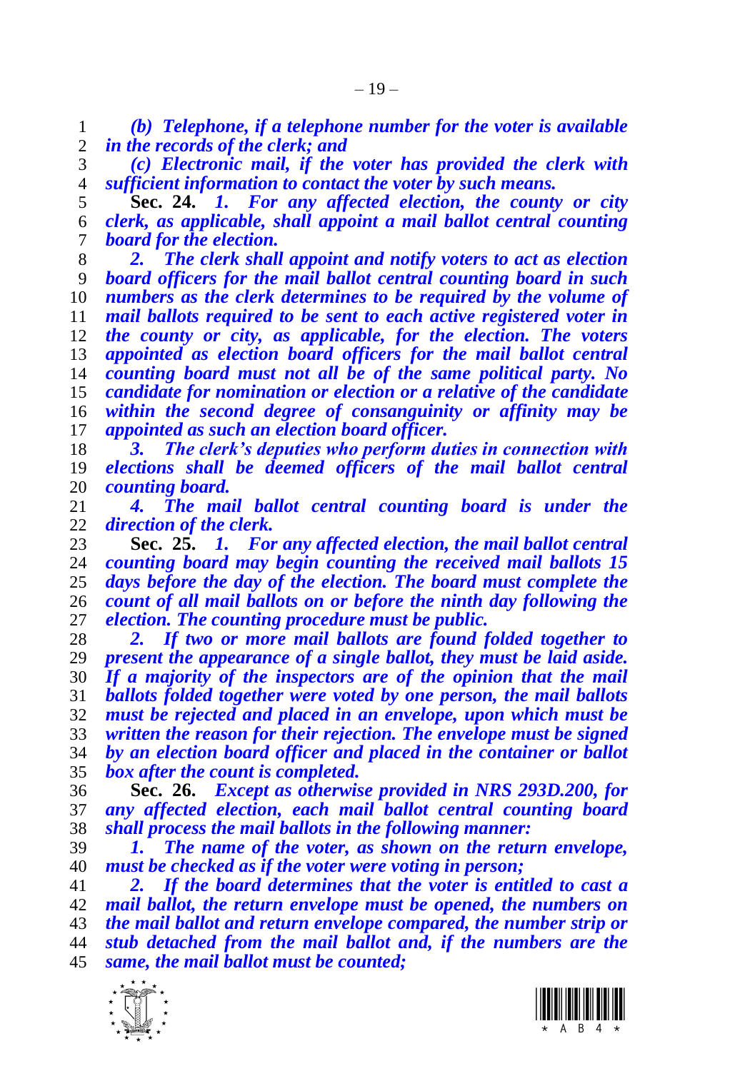*(b) Telephone, if a telephone number for the voter is available in the records of the clerk; and*

*(c) Electronic mail, if the voter has provided the clerk with sufficient information to contact the voter by such means.*

**Sec. 24.** *1. For any affected election, the county or city clerk, as applicable, shall appoint a mail ballot central counting board for the election.*

*2. The clerk shall appoint and notify voters to act as election board officers for the mail ballot central counting board in such numbers as the clerk determines to be required by the volume of mail ballots required to be sent to each active registered voter in the county or city, as applicable, for the election. The voters appointed as election board officers for the mail ballot central counting board must not all be of the same political party. No candidate for nomination or election or a relative of the candidate within the second degree of consanguinity or affinity may be appointed as such an election board officer.*

*3. The clerk's deputies who perform duties in connection with elections shall be deemed officers of the mail ballot central counting board.*

*4. The mail ballot central counting board is under the direction of the clerk.*

**Sec. 25.** *1. For any affected election, the mail ballot central counting board may begin counting the received mail ballots 15 days before the day of the election. The board must complete the count of all mail ballots on or before the ninth day following the election. The counting procedure must be public.*

*2. If two or more mail ballots are found folded together to present the appearance of a single ballot, they must be laid aside. If a majority of the inspectors are of the opinion that the mail ballots folded together were voted by one person, the mail ballots must be rejected and placed in an envelope, upon which must be written the reason for their rejection. The envelope must be signed by an election board officer and placed in the container or ballot box after the count is completed.*

**Sec. 26.** *Except as otherwise provided in NRS 293D.200, for any affected election, each mail ballot central counting board shall process the mail ballots in the following manner:*

*1. The name of the voter, as shown on the return envelope, must be checked as if the voter were voting in person;*

*2. If the board determines that the voter is entitled to cast a mail ballot, the return envelope must be opened, the numbers on the mail ballot and return envelope compared, the number strip or stub detached from the mail ballot and, if the numbers are the same, the mail ballot must be counted;*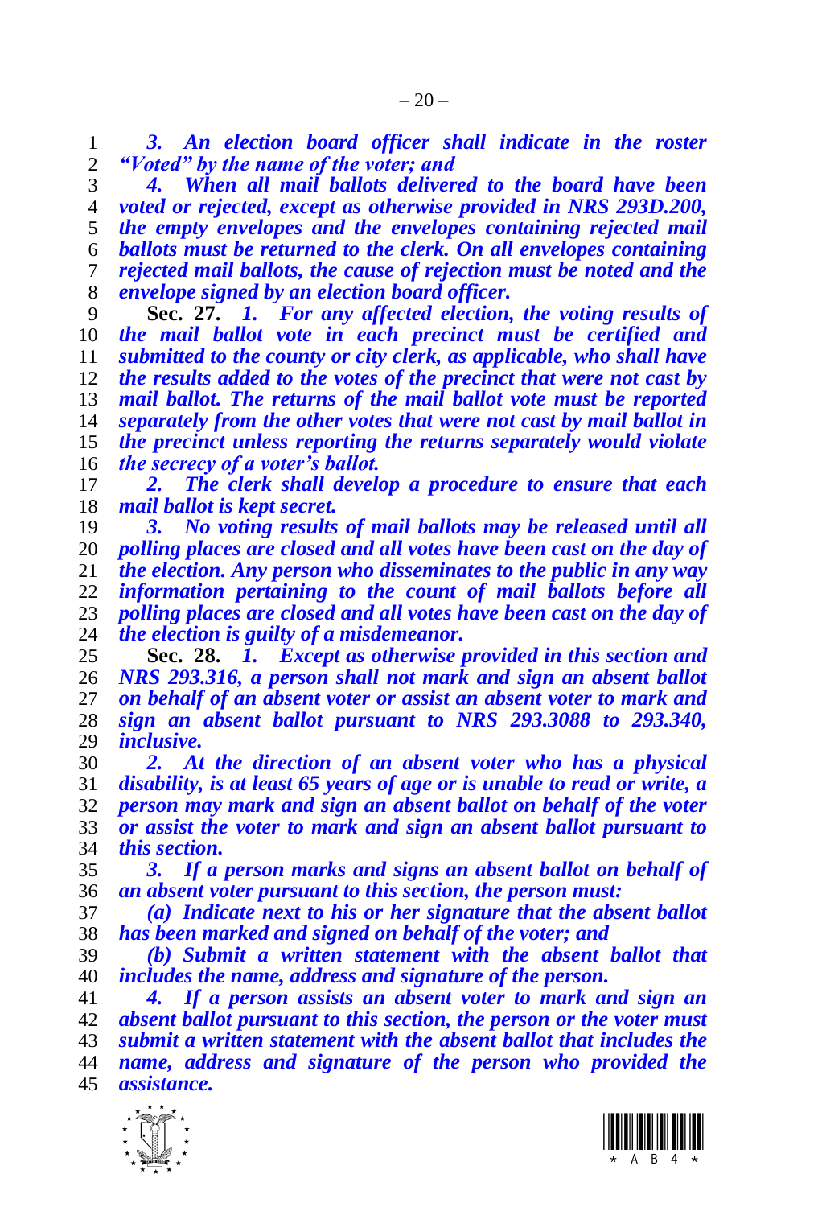*3. An election board officer shall indicate in the roster "Voted" by the name of the voter; and*

*4. When all mail ballots delivered to the board have been voted or rejected, except as otherwise provided in NRS 293D.200, the empty envelopes and the envelopes containing rejected mail ballots must be returned to the clerk. On all envelopes containing rejected mail ballots, the cause of rejection must be noted and the envelope signed by an election board officer.*

**Sec. 27.** *1. For any affected election, the voting results of the mail ballot vote in each precinct must be certified and submitted to the county or city clerk, as applicable, who shall have the results added to the votes of the precinct that were not cast by mail ballot. The returns of the mail ballot vote must be reported separately from the other votes that were not cast by mail ballot in the precinct unless reporting the returns separately would violate the secrecy of a voter's ballot.*

*2. The clerk shall develop a procedure to ensure that each mail ballot is kept secret.*

*3. No voting results of mail ballots may be released until all polling places are closed and all votes have been cast on the day of the election. Any person who disseminates to the public in any way information pertaining to the count of mail ballots before all polling places are closed and all votes have been cast on the day of the election is guilty of a misdemeanor.*

**Sec. 28.** *1. Except as otherwise provided in this section and NRS 293.316, a person shall not mark and sign an absent ballot on behalf of an absent voter or assist an absent voter to mark and sign an absent ballot pursuant to NRS 293.3088 to 293.340, inclusive.*

*2. At the direction of an absent voter who has a physical disability, is at least 65 years of age or is unable to read or write, a person may mark and sign an absent ballot on behalf of the voter or assist the voter to mark and sign an absent ballot pursuant to this section.*

*3. If a person marks and signs an absent ballot on behalf of an absent voter pursuant to this section, the person must:*

*(a) Indicate next to his or her signature that the absent ballot has been marked and signed on behalf of the voter; and*

*(b) Submit a written statement with the absent ballot that includes the name, address and signature of the person.*

*4. If a person assists an absent voter to mark and sign an absent ballot pursuant to this section, the person or the voter must submit a written statement with the absent ballot that includes the name, address and signature of the person who provided the assistance.*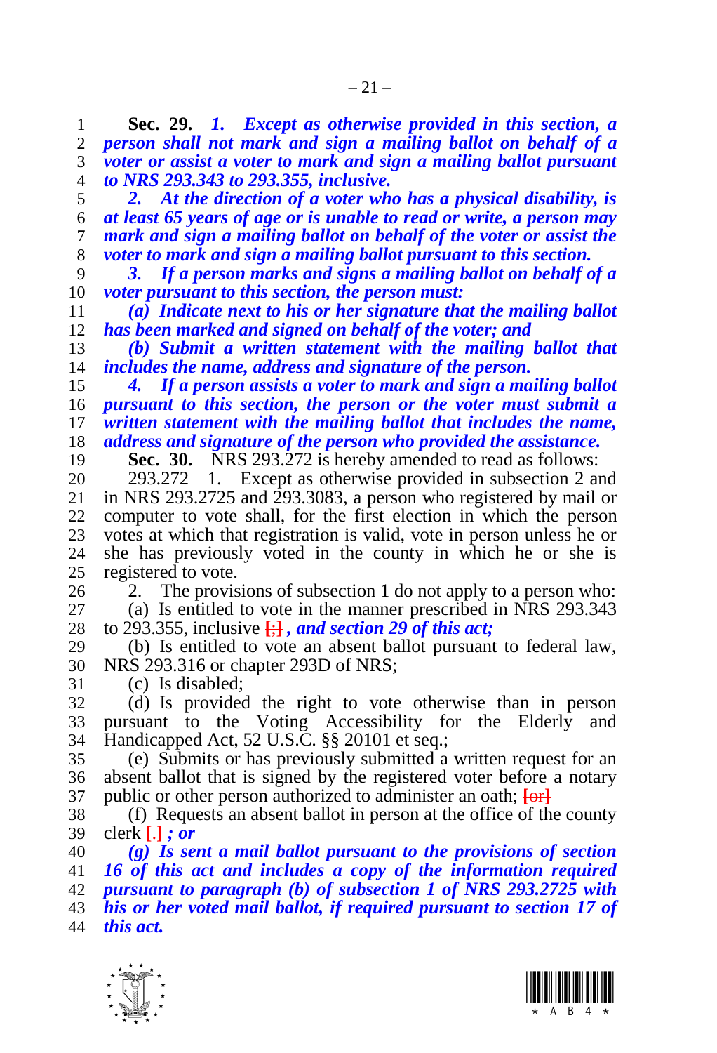**Sec. 29.** ***1. Except as otherwise provided in this section, a person shall not mark and sign a mailing ballot on behalf of a voter or assist a voter to mark and sign a mailing ballot pursuant to NRS 293.343 to 293.355, inclusive.***

***2. At the direction of a voter who has a physical disability, is at least 65 years of age or is unable to read or write, a person may mark and sign a mailing ballot on behalf of the voter or assist the voter to mark and sign a mailing ballot pursuant to this section.***

***3. If a person marks and signs a mailing ballot on behalf of a voter pursuant to this section, the person must:***

***(a) Indicate next to his or her signature that the mailing ballot has been marked and signed on behalf of the voter; and***

***(b) Submit a written statement with the mailing ballot that includes the name, address and signature of the person.***

***4. If a person assists a voter to mark and sign a mailing ballot pursuant to this section, the person or the voter must submit a written statement with the mailing ballot that includes the name, address and signature of the person who provided the assistance.***

**Sec. 30.** NRS 293.272 is hereby amended to read as follows:

293.272 1. Except as otherwise provided in subsection 2 and in NRS 293.2725 and 293.3083, a person who registered by mail or computer to vote shall, for the first election in which the person votes at which registration is valid, vote in person unless he or she has previously voted in the county in which he or she is registered to vote.

2. The provisions of subsection 1 do not apply to a person who:

(a) Is entitled to vote in the manner prescribed in NRS 293.343 to 293.355, inclusive [;] ***, and section 29 of this act;***

(b) Is entitled to vote an absent ballot pursuant to federal law, NRS 293.316 or chapter 293D of NRS;

(c) Is disabled;

(d) Is provided the right to vote otherwise than in person pursuant to the Voting Accessibility for the Elderly and Handicapped Act, 52 U.S.C. §§ 20101 et seq.;

(e) Submits or has previously submitted a written request for an absent ballot that is signed by the registered voter before a notary public or other person authorized to administer an oath; [or]

(f) Requests an absent ballot in person at the office of the county clerk [.] ***; or***

***(g) Is sent a mail ballot pursuant to the provisions of section 16 of this act and includes a copy of the information required pursuant to paragraph (b) of subsection 1 of NRS 293.2725 with his or her voted mail ballot, if required pursuant to section 17 of this act.***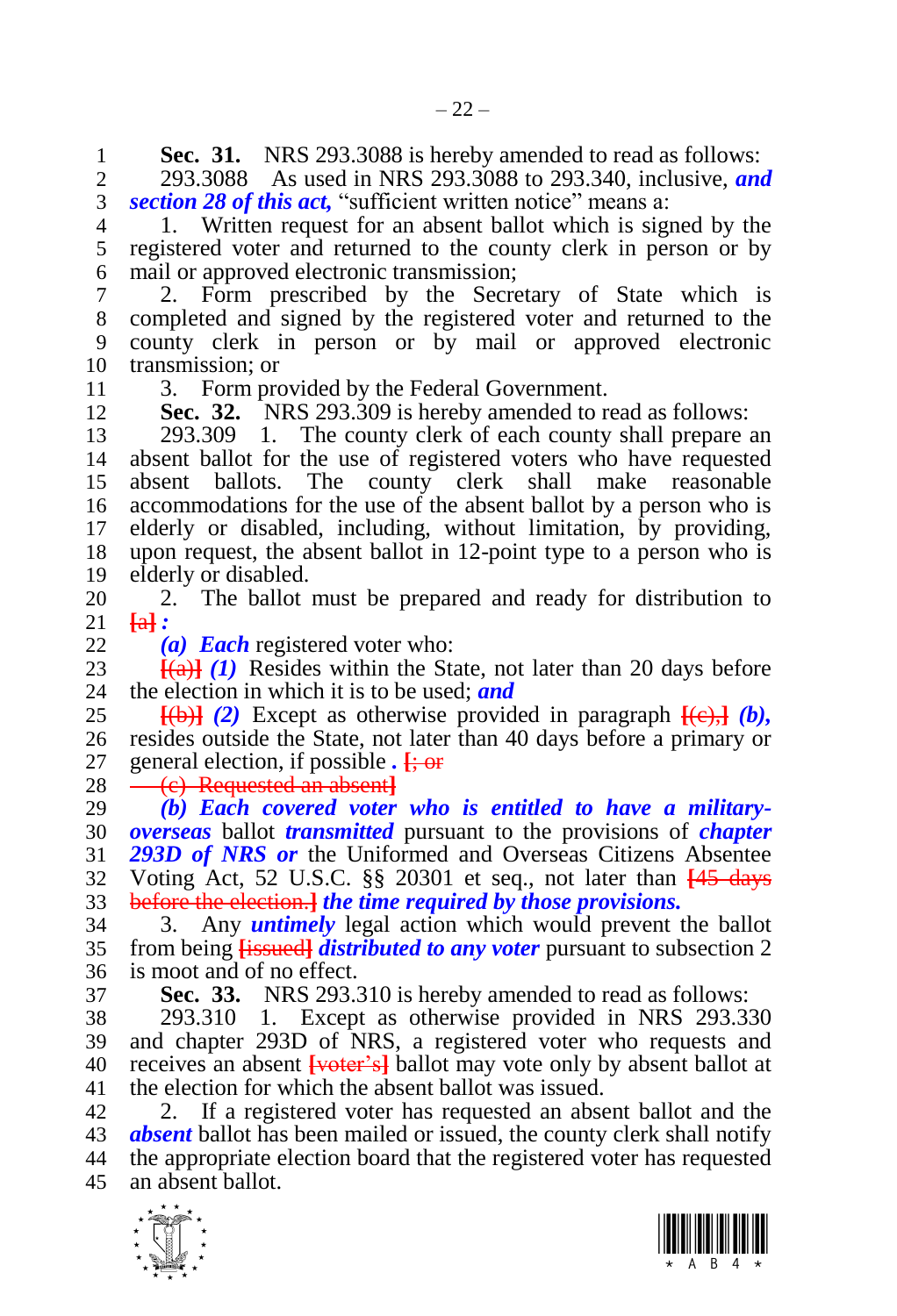**Sec. 31.** NRS 293.3088 is hereby amended to read as follows:

293.3088 As used in NRS 293.3088 to 293.340, inclusive, ***and section 28 of this act,*** "sufficient written notice" means a:

1. Written request for an absent ballot which is signed by the registered voter and returned to the county clerk in person or by mail or approved electronic transmission;

2. Form prescribed by the Secretary of State which is completed and signed by the registered voter and returned to the county clerk in person or by mail or approved electronic transmission; or

3. Form provided by the Federal Government.

**Sec. 32.** NRS 293.309 is hereby amended to read as follows:

293.309 1. The county clerk of each county shall prepare an absent ballot for the use of registered voters who have requested absent ballots. The county clerk shall make reasonable accommodations for the use of the absent ballot by a person who is elderly or disabled, including, without limitation, by providing, upon request, the absent ballot in 12-point type to a person who is elderly or disabled.

2. The ballot must be prepared and ready for distribution to **[a]** ***:***

***(a) Each*** registered voter who:

**[(a)]** ***(1)*** Resides within the State, not later than 20 days before the election in which it is to be used; ***and***

**[(b)]** ***(2)*** Except as otherwise provided in paragraph **[(c),]** ***(b),*** resides outside the State, not later than 40 days before a primary or general election, if possible **.** **[; or**

**(c) Requested an absent]**

***(b) Each covered voter who is entitled to have a military-overseas*** ballot ***transmitted*** pursuant to the provisions of ***chapter 293D of NRS or*** the Uniformed and Overseas Citizens Absentee Voting Act, 52 U.S.C. §§ 20301 et seq., not later than **[45 days before the election.]** ***the time required by those provisions.***

3. Any ***untimely*** legal action which would prevent the ballot from being **[issued]** ***distributed to any voter*** pursuant to subsection 2 is moot and of no effect.

**Sec. 33.** NRS 293.310 is hereby amended to read as follows:

293.310 1. Except as otherwise provided in NRS 293.330 and chapter 293D of NRS, a registered voter who requests and receives an absent **[voter's]** ballot may vote only by absent ballot at the election for which the absent ballot was issued.

2. If a registered voter has requested an absent ballot and the ***absent*** ballot has been mailed or issued, the county clerk shall notify the appropriate election board that the registered voter has requested an absent ballot.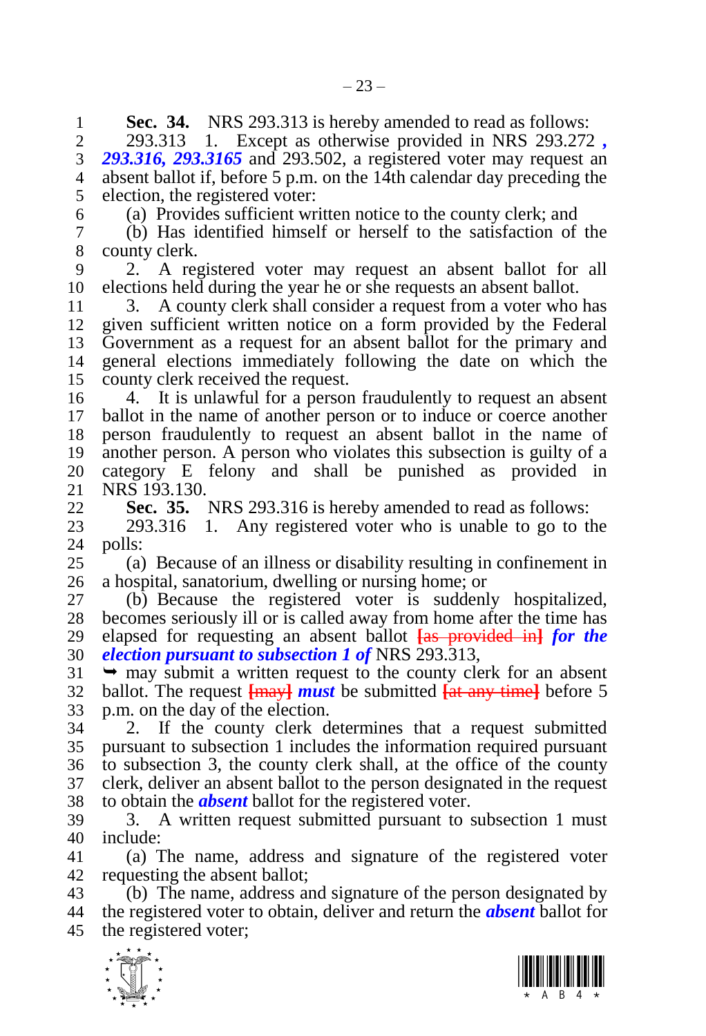**Sec. 34.** NRS 293.313 is hereby amended to read as follows:

293.313 1. Except as otherwise provided in NRS 293.272 ***, 293.316, 293.3165*** and 293.502, a registered voter may request an absent ballot if, before 5 p.m. on the 14th calendar day preceding the election, the registered voter:

(a) Provides sufficient written notice to the county clerk; and

(b) Has identified himself or herself to the satisfaction of the county clerk.

2. A registered voter may request an absent ballot for all elections held during the year he or she requests an absent ballot.

3. A county clerk shall consider a request from a voter who has given sufficient written notice on a form provided by the Federal Government as a request for an absent ballot for the primary and general elections immediately following the date on which the county clerk received the request.

4. It is unlawful for a person fraudulently to request an absent ballot in the name of another person or to induce or coerce another person fraudulently to request an absent ballot in the name of another person. A person who violates this subsection is guilty of a category E felony and shall be punished as provided in NRS 193.130.

**Sec. 35.** NRS 293.316 is hereby amended to read as follows:

293.316 1. Any registered voter who is unable to go to the polls:

(a) Because of an illness or disability resulting in confinement in a hospital, sanatorium, dwelling or nursing home; or

(b) Because the registered voter is suddenly hospitalized, becomes seriously ill or is called away from home after the time has elapsed for requesting an absent ballot [as provided in] ***for the election pursuant to subsection 1 of*** NRS 293.313,

➥ may submit a written request to the county clerk for an absent ballot. The request [may] ***must*** be submitted [at any time] before 5 p.m. on the day of the election.

2. If the county clerk determines that a request submitted pursuant to subsection 1 includes the information required pursuant to subsection 3, the county clerk shall, at the office of the county clerk, deliver an absent ballot to the person designated in the request to obtain the ***absent*** ballot for the registered voter.

3. A written request submitted pursuant to subsection 1 must include:

(a) The name, address and signature of the registered voter requesting the absent ballot;

(b) The name, address and signature of the person designated by the registered voter to obtain, deliver and return the ***absent*** ballot for the registered voter;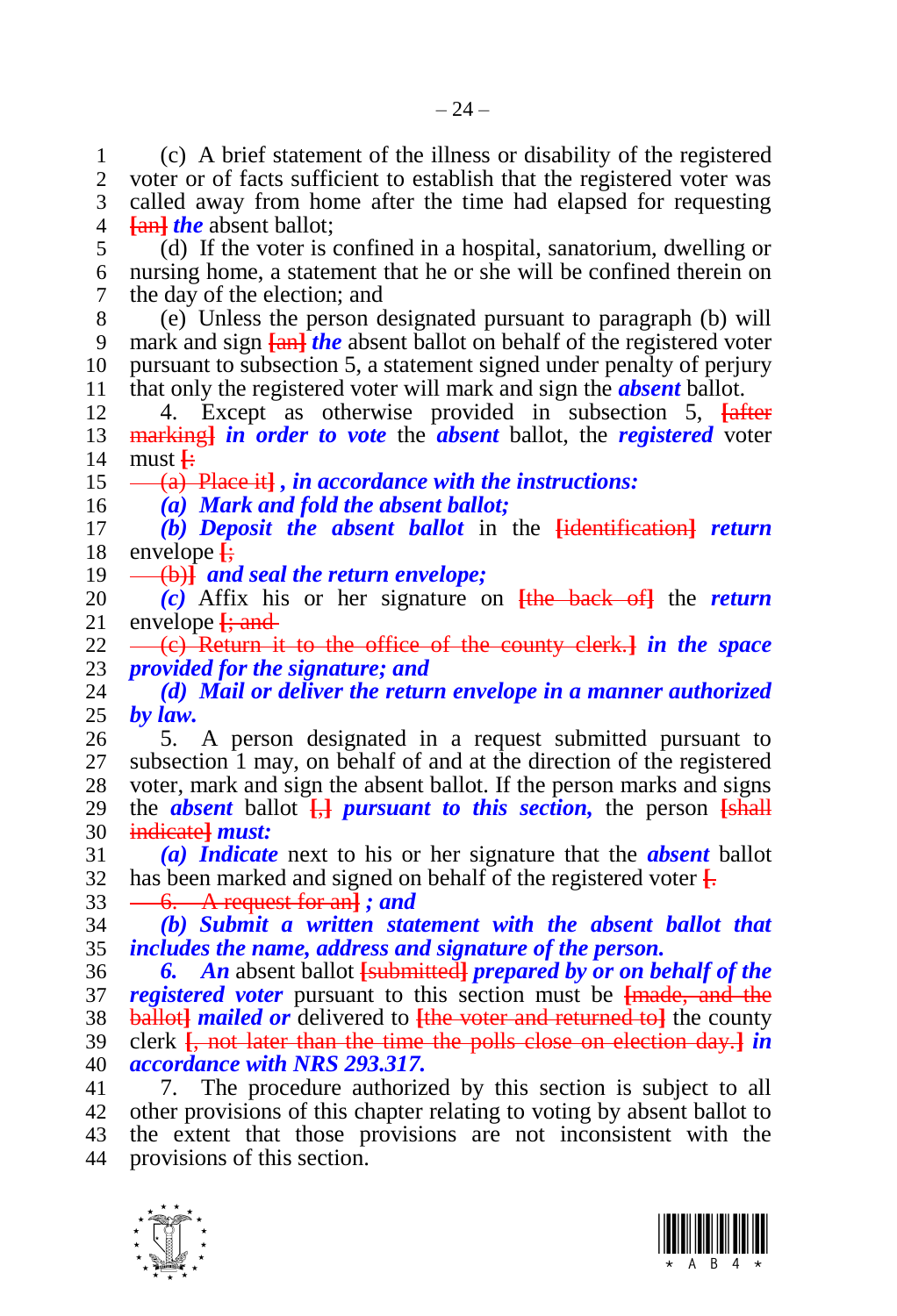(c) A brief statement of the illness or disability of the registered voter or of facts sufficient to establish that the registered voter was called away from home after the time had elapsed for requesting [an] ***the*** absent ballot;

(d) If the voter is confined in a hospital, sanatorium, dwelling or nursing home, a statement that he or she will be confined therein on the day of the election; and

(e) Unless the person designated pursuant to paragraph (b) will mark and sign [an] ***the*** absent ballot on behalf of the registered voter pursuant to subsection 5, a statement signed under penalty of perjury that only the registered voter will mark and sign the ***absent*** ballot.

4. Except as otherwise provided in subsection 5, [after marking] ***in order to vote*** the ***absent*** ballot, the ***registered*** voter must [:

(a) Place it] ***, in accordance with the instructions:***

***(a) Mark and fold the absent ballot;***

***(b) Deposit the absent ballot*** in the [identification] ***return*** envelope [;

(b)] ***and seal the return envelope;***

***(c)*** Affix his or her signature on [the back of] the ***return*** envelope [; and

(c) Return it to the office of the county clerk.] ***in the space provided for the signature; and***

***(d) Mail or deliver the return envelope in a manner authorized by law.***

5. A person designated in a request submitted pursuant to subsection 1 may, on behalf of and at the direction of the registered voter, mark and sign the absent ballot. If the person marks and signs the ***absent*** ballot [,] ***pursuant to this section,*** the person [shall indicate] ***must:***

***(a) Indicate*** next to his or her signature that the ***absent*** ballot has been marked and signed on behalf of the registered voter [.

6. A request for an] ***; and***

***(b) Submit a written statement with the absent ballot that includes the name, address and signature of the person.***

***6. An*** absent ballot [submitted] ***prepared by or on behalf of the registered voter*** pursuant to this section must be [made, and the ballot] ***mailed or*** delivered to [the voter and returned to] the county clerk [, not later than the time the polls close on election day.] ***in accordance with NRS 293.317.***

7. The procedure authorized by this section is subject to all other provisions of this chapter relating to voting by absent ballot to the extent that those provisions are not inconsistent with the provisions of this section.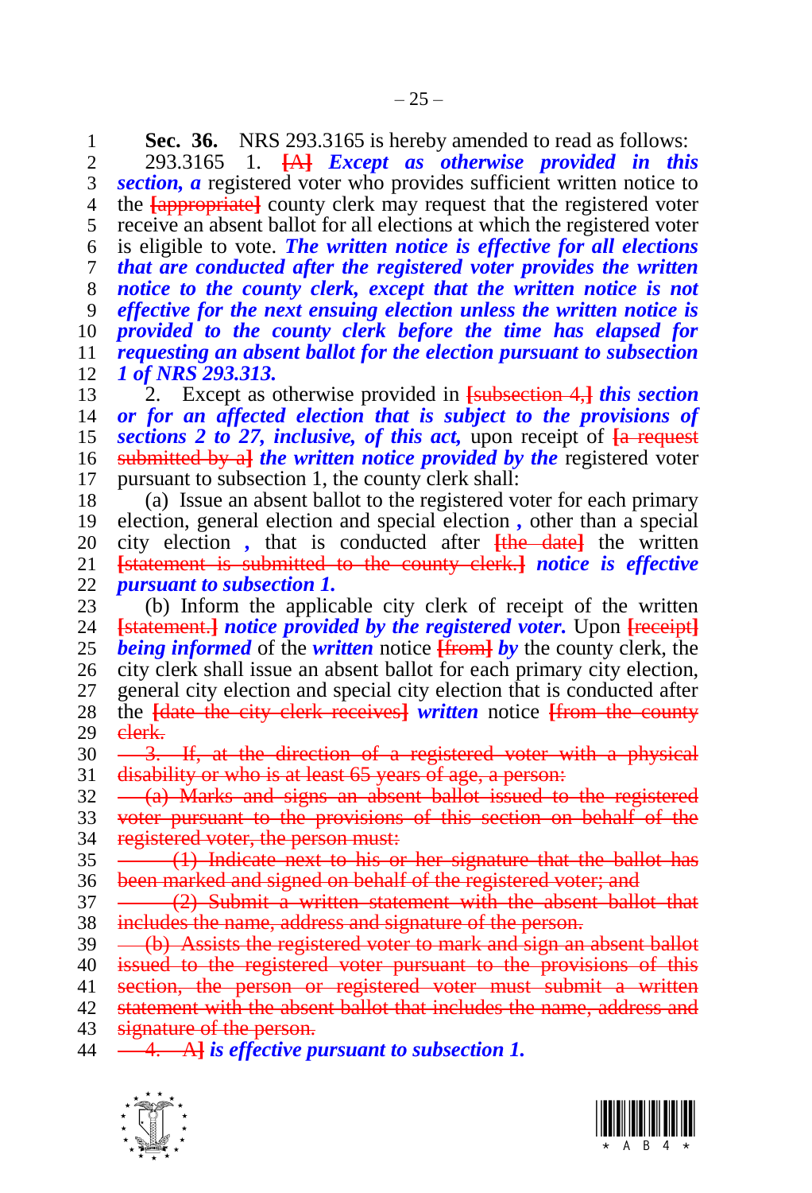**Sec. 36.** NRS 293.3165 is hereby amended to read as follows:

293.3165 1. **[A]** ***Except as otherwise provided in this section, a*** registered voter who provides sufficient written notice to the **[appropriate]** county clerk may request that the registered voter receive an absent ballot for all elections at which the registered voter is eligible to vote. ***The written notice is effective for all elections that are conducted after the registered voter provides the written notice to the county clerk, except that the written notice is not effective for the next ensuing election unless the written notice is provided to the county clerk before the time has elapsed for requesting an absent ballot for the election pursuant to subsection 1 of NRS 293.313.***

2. Except as otherwise provided in **[subsection 4,]** ***this section or for an affected election that is subject to the provisions of sections 2 to 27, inclusive, of this act,*** upon receipt of **[a request submitted by a]** ***the written notice provided by the*** registered voter pursuant to subsection 1, the county clerk shall:

(a) Issue an absent ballot to the registered voter for each primary election, general election and special election ***,*** other than a special city election ***,*** that is conducted after **[the date]** the written **[statement is submitted to the county clerk.]** ***notice is effective pursuant to subsection 1.***

(b) Inform the applicable city clerk of receipt of the written **[statement.]** ***notice provided by the registered voter.*** Upon **[receipt]** ***being informed*** of the ***written*** notice **[from]** ***by*** the county clerk, the city clerk shall issue an absent ballot for each primary city election, general city election and special city election that is conducted after the **[date the city clerk receives]** ***written*** notice **[from the county clerk.**

**3. If, at the direction of a registered voter with a physical disability or who is at least 65 years of age, a person:**

**(a) Marks and signs an absent ballot issued to the registered voter pursuant to the provisions of this section on behalf of the registered voter, the person must:**

**(1) Indicate next to his or her signature that the ballot has been marked and signed on behalf of the registered voter; and**

**(2) Submit a written statement with the absent ballot that includes the name, address and signature of the person.**

**(b) Assists the registered voter to mark and sign an absent ballot issued to the registered voter pursuant to the provisions of this section, the person or registered voter must submit a written statement with the absent ballot that includes the name, address and signature of the person.**

**4. A]** ***is effective pursuant to subsection 1.***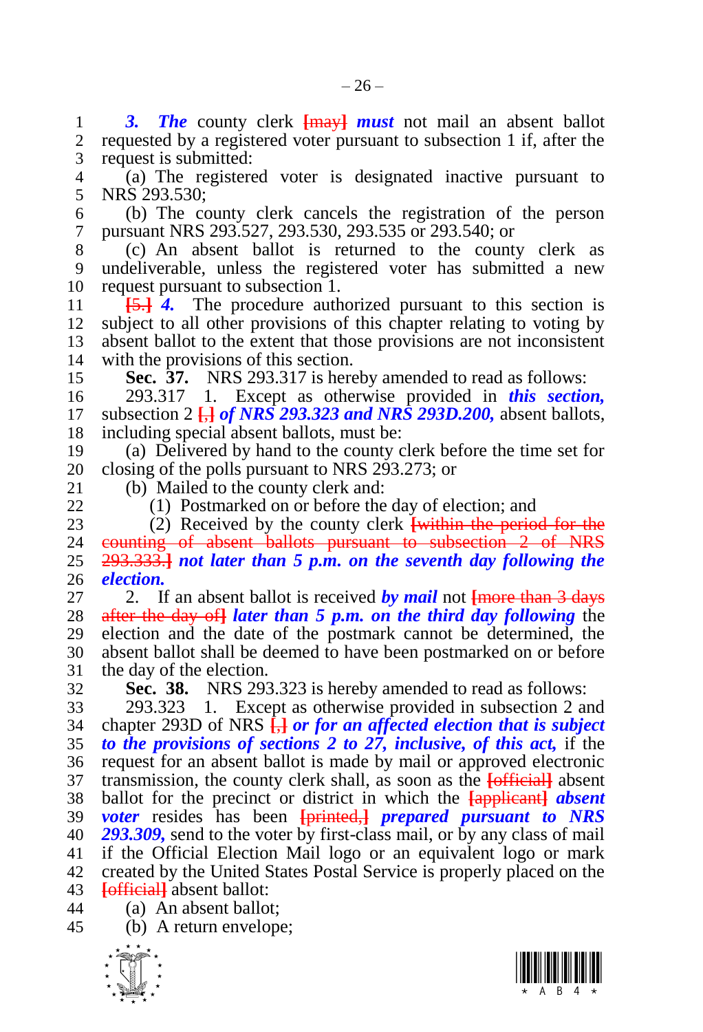*3. The* county clerk [may] *must* not mail an absent ballot requested by a registered voter pursuant to subsection 1 if, after the request is submitted:

(a) The registered voter is designated inactive pursuant to NRS 293.530;

(b) The county clerk cancels the registration of the person pursuant NRS 293.527, 293.530, 293.535 or 293.540; or

(c) An absent ballot is returned to the county clerk as undeliverable, unless the registered voter has submitted a new request pursuant to subsection 1.

[5.] *4.* The procedure authorized pursuant to this section is subject to all other provisions of this chapter relating to voting by absent ballot to the extent that those provisions are not inconsistent with the provisions of this section.

**Sec. 37.** NRS 293.317 is hereby amended to read as follows:

293.317 1. Except as otherwise provided in *this section,* subsection 2 [,] *of NRS 293.323 and NRS 293D.200,* absent ballots, including special absent ballots, must be:

(a) Delivered by hand to the county clerk before the time set for closing of the polls pursuant to NRS 293.273; or

(b) Mailed to the county clerk and:

(1) Postmarked on or before the day of election; and

(2) Received by the county clerk [within the period for the counting of absent ballots pursuant to subsection 2 of NRS 293.333.] *not later than 5 p.m. on the seventh day following the election.*

2. If an absent ballot is received *by mail* not [more than 3 days after the day of] *later than 5 p.m. on the third day following* the election and the date of the postmark cannot be determined, the absent ballot shall be deemed to have been postmarked on or before the day of the election.

**Sec. 38.** NRS 293.323 is hereby amended to read as follows:

293.323 1. Except as otherwise provided in subsection 2 and chapter 293D of NRS [,] *or for an affected election that is subject to the provisions of sections 2 to 27, inclusive, of this act,* if the request for an absent ballot is made by mail or approved electronic transmission, the county clerk shall, as soon as the [official] absent ballot for the precinct or district in which the [applicant] *absent voter* resides has been [printed,] *prepared pursuant to NRS 293.309,* send to the voter by first-class mail, or by any class of mail if the Official Election Mail logo or an equivalent logo or mark created by the United States Postal Service is properly placed on the [official] absent ballot:

(a) An absent ballot;

(b) A return envelope;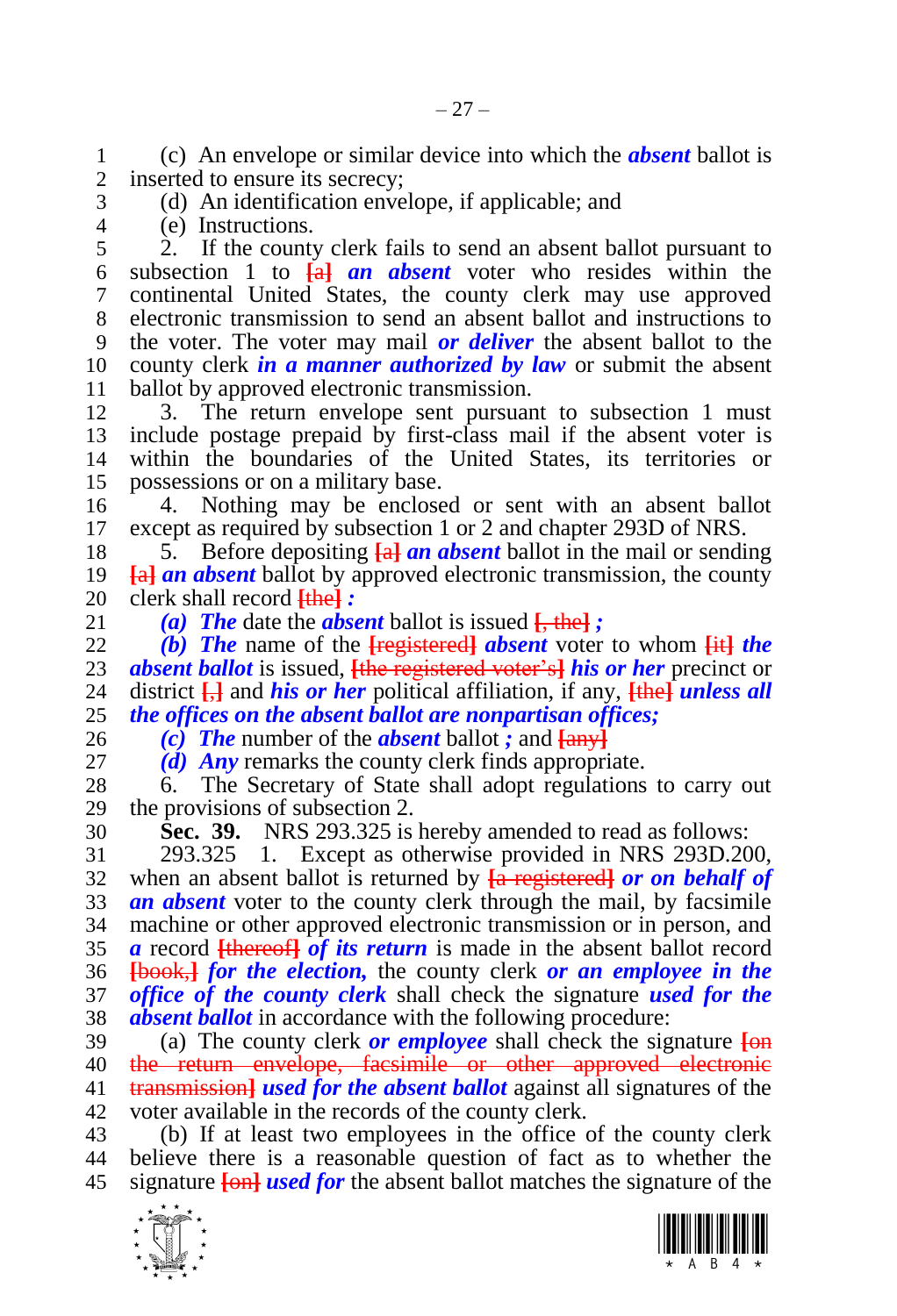(c) An envelope or similar device into which the ***absent*** ballot is inserted to ensure its secrecy;

(d) An identification envelope, if applicable; and

(e) Instructions.

2. If the county clerk fails to send an absent ballot pursuant to subsection 1 to [a] ***an absent*** voter who resides within the continental United States, the county clerk may use approved electronic transmission to send an absent ballot and instructions to the voter. The voter may mail ***or deliver*** the absent ballot to the county clerk ***in a manner authorized by law*** or submit the absent ballot by approved electronic transmission.

3. The return envelope sent pursuant to subsection 1 must include postage prepaid by first-class mail if the absent voter is within the boundaries of the United States, its territories or possessions or on a military base.

4. Nothing may be enclosed or sent with an absent ballot except as required by subsection 1 or 2 and chapter 293D of NRS.

5. Before depositing [a] ***an absent*** ballot in the mail or sending [a] ***an absent*** ballot by approved electronic transmission, the county clerk shall record [the] ***:***

***(a) The*** date the ***absent*** ballot is issued [, the] ***;***

***(b) The*** name of the [registered] ***absent*** voter to whom [it] ***the absent ballot*** is issued, [the registered voter's] ***his or her*** precinct or district [,] and ***his or her*** political affiliation, if any, [the] ***unless all the offices on the absent ballot are nonpartisan offices;***

***(c) The*** number of the ***absent*** ballot ***;*** and [any]

***(d) Any*** remarks the county clerk finds appropriate.

6. The Secretary of State shall adopt regulations to carry out the provisions of subsection 2.

**Sec. 39.** NRS 293.325 is hereby amended to read as follows:

293.325 1. Except as otherwise provided in NRS 293D.200, when an absent ballot is returned by [a registered] ***or on behalf of an absent*** voter to the county clerk through the mail, by facsimile machine or other approved electronic transmission or in person, and ***a*** record [thereof] ***of its return*** is made in the absent ballot record [book,] ***for the election,*** the county clerk ***or an employee in the office of the county clerk*** shall check the signature ***used for the absent ballot*** in accordance with the following procedure:

(a) The county clerk ***or employee*** shall check the signature [on the return envelope, facsimile or other approved electronic transmission] ***used for the absent ballot*** against all signatures of the voter available in the records of the county clerk.

(b) If at least two employees in the office of the county clerk believe there is a reasonable question of fact as to whether the signature [on] ***used for*** the absent ballot matches the signature of the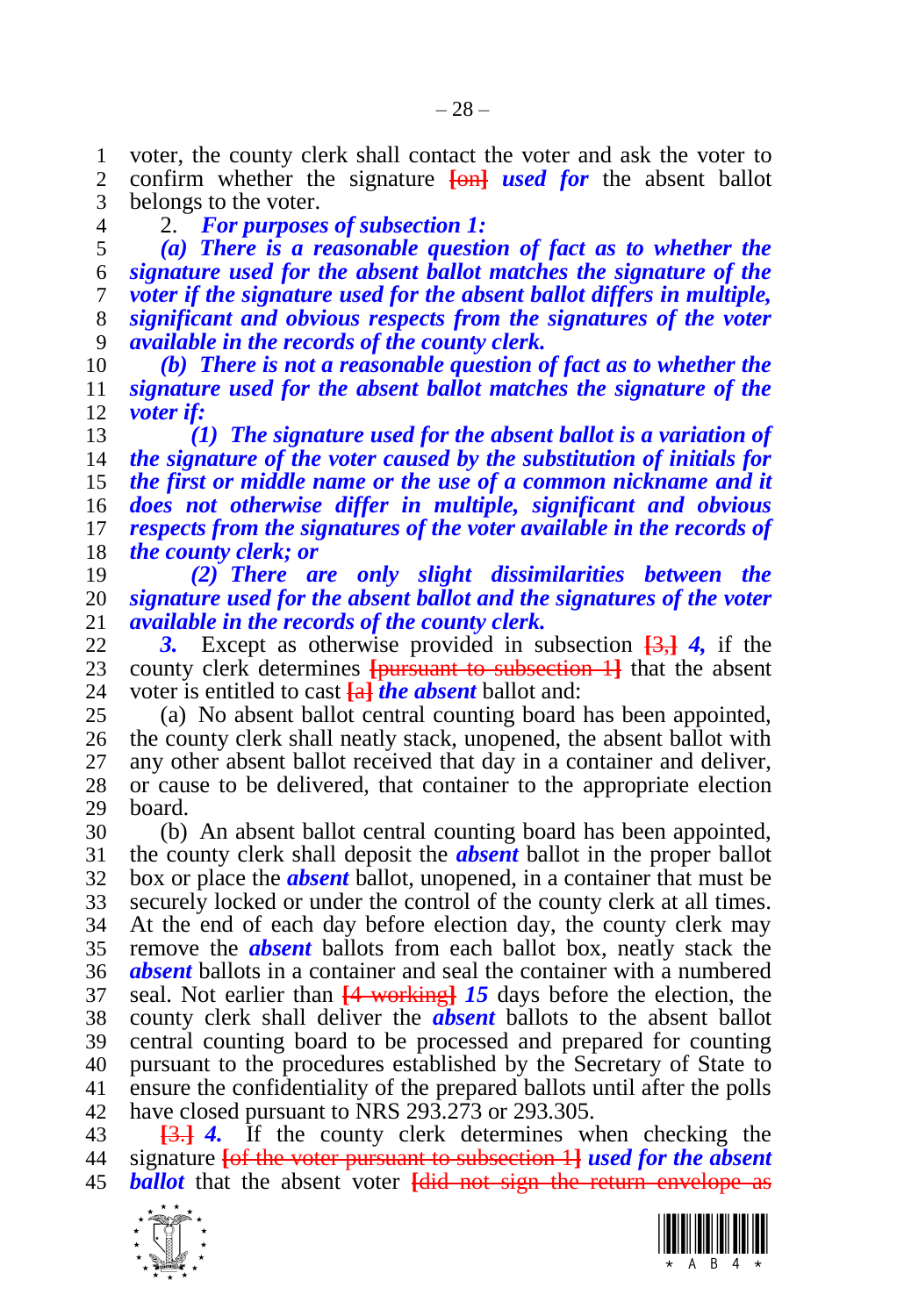voter, the county clerk shall contact the voter and ask the voter to confirm whether the signature [on] ***used for*** the absent ballot belongs to the voter.

2. ***For purposes of subsection 1:***

***(a) There is a reasonable question of fact as to whether the signature used for the absent ballot matches the signature of the voter if the signature used for the absent ballot differs in multiple, significant and obvious respects from the signatures of the voter available in the records of the county clerk.***

***(b) There is not a reasonable question of fact as to whether the signature used for the absent ballot matches the signature of the voter if:***

***(1) The signature used for the absent ballot is a variation of the signature of the voter caused by the substitution of initials for the first or middle name or the use of a common nickname and it does not otherwise differ in multiple, significant and obvious respects from the signatures of the voter available in the records of the county clerk; or***

***(2) There are only slight dissimilarities between the signature used for the absent ballot and the signatures of the voter available in the records of the county clerk.***

***3.*** Except as otherwise provided in subsection [3,] ***4,*** if the county clerk determines [pursuant to subsection 1] that the absent voter is entitled to cast [a] ***the absent*** ballot and:

(a) No absent ballot central counting board has been appointed, the county clerk shall neatly stack, unopened, the absent ballot with any other absent ballot received that day in a container and deliver, or cause to be delivered, that container to the appropriate election board.

(b) An absent ballot central counting board has been appointed, the county clerk shall deposit the ***absent*** ballot in the proper ballot box or place the ***absent*** ballot, unopened, in a container that must be securely locked or under the control of the county clerk at all times. At the end of each day before election day, the county clerk may remove the ***absent*** ballots from each ballot box, neatly stack the ***absent*** ballots in a container and seal the container with a numbered seal. Not earlier than [4 working] ***15*** days before the election, the county clerk shall deliver the ***absent*** ballots to the absent ballot central counting board to be processed and prepared for counting pursuant to the procedures established by the Secretary of State to ensure the confidentiality of the prepared ballots until after the polls have closed pursuant to NRS 293.273 or 293.305.

[3.] ***4.*** If the county clerk determines when checking the signature [of the voter pursuant to subsection 1] ***used for the absent ballot*** that the absent voter [did not sign the return envelope as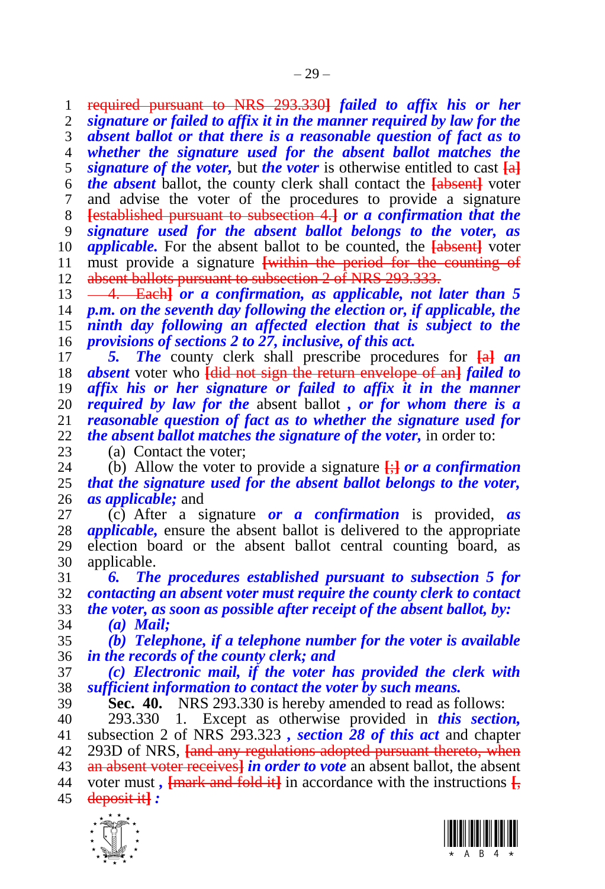required pursuant to NRS 293.330] ***failed to affix his or her signature or failed to affix it in the manner required by law for the absent ballot or that there is a reasonable question of fact as to whether the signature used for the absent ballot matches the signature of the voter,*** but ***the voter*** is otherwise entitled to cast [a] ***the absent*** ballot, the county clerk shall contact the [absent] voter and advise the voter of the procedures to provide a signature [established pursuant to subsection 4.] ***or a confirmation that the signature used for the absent ballot belongs to the voter, as applicable.*** For the absent ballot to be counted, the [absent] voter must provide a signature [within the period for the counting of absent ballots pursuant to subsection 2 of NRS 293.333.

4. Each] ***or a confirmation, as applicable, not later than 5 p.m. on the seventh day following the election or, if applicable, the ninth day following an affected election that is subject to the provisions of sections 2 to 27, inclusive, of this act.***

***5. The*** county clerk shall prescribe procedures for [a] ***an absent*** voter who [did not sign the return envelope of an] ***failed to affix his or her signature or failed to affix it in the manner required by law for the*** absent ballot ***, or for whom there is a reasonable question of fact as to whether the signature used for the absent ballot matches the signature of the voter,*** in order to:

(a) Contact the voter;

(b) Allow the voter to provide a signature [;] ***or a confirmation that the signature used for the absent ballot belongs to the voter, as applicable;*** and

(c) After a signature ***or a confirmation*** is provided, ***as applicable,*** ensure the absent ballot is delivered to the appropriate election board or the absent ballot central counting board, as applicable.

***6. The procedures established pursuant to subsection 5 for contacting an absent voter must require the county clerk to contact the voter, as soon as possible after receipt of the absent ballot, by:***

***(a) Mail;***

***(b) Telephone, if a telephone number for the voter is available in the records of the county clerk; and***

***(c) Electronic mail, if the voter has provided the clerk with sufficient information to contact the voter by such means.***

**Sec. 40.** NRS 293.330 is hereby amended to read as follows:

293.330 1. Except as otherwise provided in ***this section,*** subsection 2 of NRS 293.323 ***, section 28 of this act*** and chapter 293D of NRS, [and any regulations adopted pursuant thereto, when an absent voter receives] ***in order to vote*** an absent ballot, the absent voter must ***,*** [mark and fold it] in accordance with the instructions [, deposit it] ***:***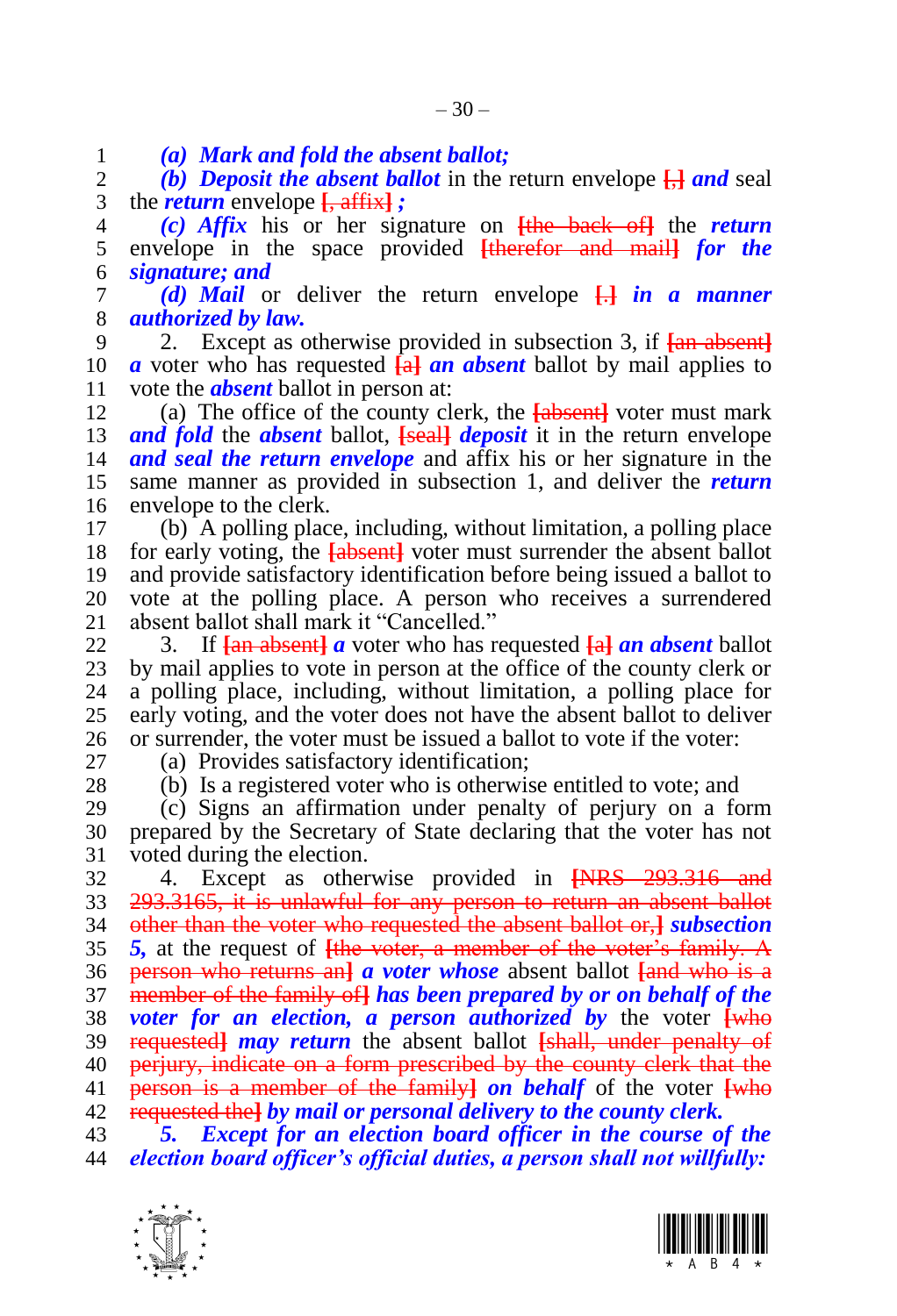*(a) Mark and fold the absent ballot;*

*(b) Deposit the absent ballot* in the return envelope [,] *and* seal the *return* envelope [, affix] *;*

*(c) Affix* his or her signature on [the back of] the *return* envelope in the space provided [therefor and mail] *for the signature; and*

*(d) Mail* or deliver the return envelope [.] *in a manner authorized by law.*

2. Except as otherwise provided in subsection 3, if [an absent] *a* voter who has requested [a] *an absent* ballot by mail applies to vote the *absent* ballot in person at:

(a) The office of the county clerk, the [absent] voter must mark *and fold* the *absent* ballot, [seal] *deposit* it in the return envelope *and seal the return envelope* and affix his or her signature in the same manner as provided in subsection 1, and deliver the *return* envelope to the clerk.

(b) A polling place, including, without limitation, a polling place for early voting, the [absent] voter must surrender the absent ballot and provide satisfactory identification before being issued a ballot to vote at the polling place. A person who receives a surrendered absent ballot shall mark it "Cancelled."

3. If [an absent] *a* voter who has requested [a] *an absent* ballot by mail applies to vote in person at the office of the county clerk or a polling place, including, without limitation, a polling place for early voting, and the voter does not have the absent ballot to deliver or surrender, the voter must be issued a ballot to vote if the voter:

(a) Provides satisfactory identification;

(b) Is a registered voter who is otherwise entitled to vote; and

(c) Signs an affirmation under penalty of perjury on a form prepared by the Secretary of State declaring that the voter has not voted during the election.

4. Except as otherwise provided in [NRS 293.316 and 293.3165, it is unlawful for any person to return an absent ballot other than the voter who requested the absent ballot or,] *subsection 5,* at the request of [the voter, a member of the voter's family. A person who returns an] *a voter whose* absent ballot [and who is a member of the family of] *has been prepared by or on behalf of the voter for an election, a person authorized by* the voter [who requested] *may return* the absent ballot [shall, under penalty of perjury, indicate on a form prescribed by the county clerk that the person is a member of the family] *on behalf* of the voter [who requested the] *by mail or personal delivery to the county clerk.*

*5. Except for an election board officer in the course of the election board officer's official duties, a person shall not willfully:*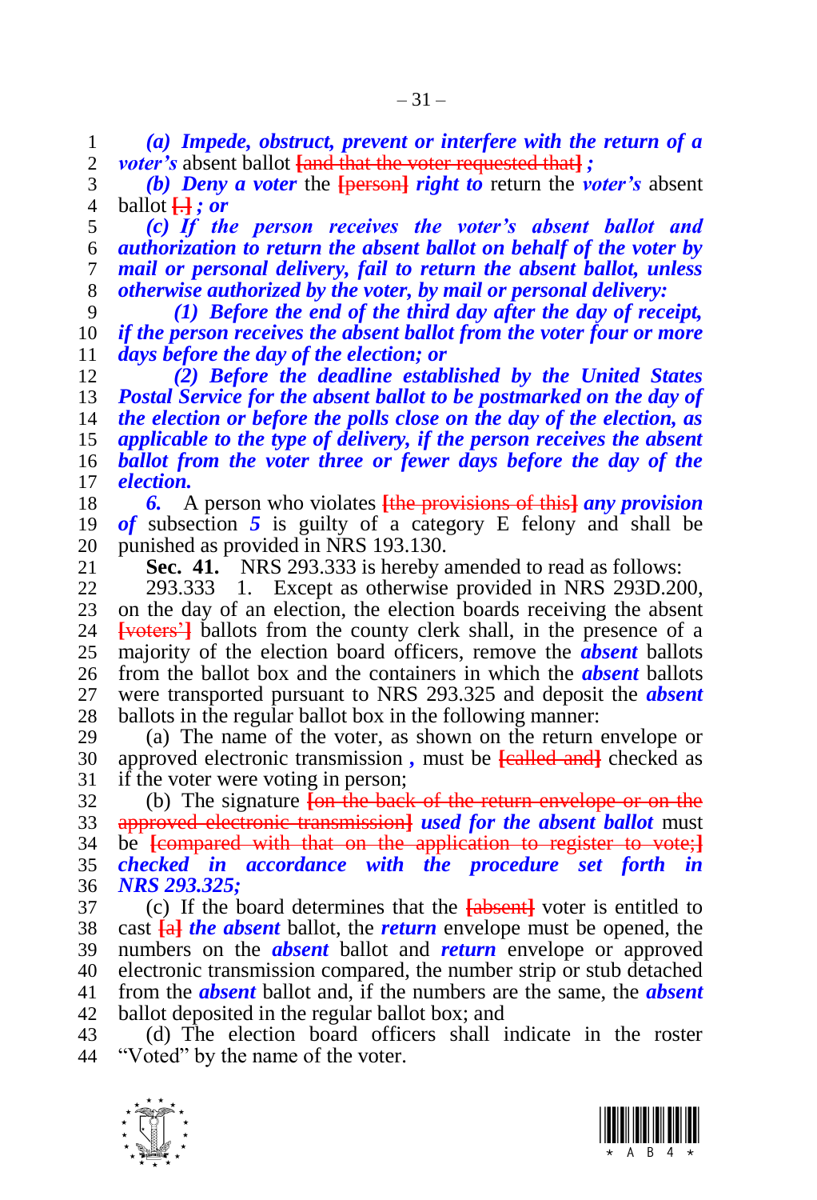1 *(a) Impede, obstruct, prevent or interfere with the return of a*
2 *voter's* absent ballot [and that the voter requested that] *;*
3 *(b) Deny a voter* the [person] *right to* return the *voter's* absent
4 ballot [.] *; or*
5 *(c) If the person receives the voter's absent ballot and*
6 *authorization to return the absent ballot on behalf of the voter by*
7 *mail or personal delivery, fail to return the absent ballot, unless*
8 *otherwise authorized by the voter, by mail or personal delivery:*
9 *(1) Before the end of the third day after the day of receipt,*
10 *if the person receives the absent ballot from the voter four or more*
11 *days before the day of the election; or*
12 *(2) Before the deadline established by the United States*
13 *Postal Service for the absent ballot to be postmarked on the day of*
14 *the election or before the polls close on the day of the election, as*
15 *applicable to the type of delivery, if the person receives the absent*
16 *ballot from the voter three or fewer days before the day of the*
17 *election.*
18 *6.* A person who violates [the provisions of this] *any provision*
19 *of* subsection *5* is guilty of a category E felony and shall be
20 punished as provided in NRS 193.130.
21 **Sec. 41.** NRS 293.333 is hereby amended to read as follows:
22 293.333 1. Except as otherwise provided in NRS 293D.200,
23 on the day of an election, the election boards receiving the absent
24 [voters'] ballots from the county clerk shall, in the presence of a
25 majority of the election board officers, remove the *absent* ballots
26 from the ballot box and the containers in which the *absent* ballots
27 were transported pursuant to NRS 293.325 and deposit the *absent*
28 ballots in the regular ballot box in the following manner:
29 (a) The name of the voter, as shown on the return envelope or
30 approved electronic transmission *,* must be [called and] checked as
31 if the voter were voting in person;
32 (b) The signature [on the back of the return envelope or on the
33 approved electronic transmission] *used for the absent ballot* must
34 be [compared with that on the application to register to vote;]
35 *checked in accordance with the procedure set forth in*
36 *NRS 293.325;*
37 (c) If the board determines that the [absent] voter is entitled to
38 cast [a] *the absent* ballot, the *return* envelope must be opened, the
39 numbers on the *absent* ballot and *return* envelope or approved
40 electronic transmission compared, the number strip or stub detached
41 from the *absent* ballot and, if the numbers are the same, the *absent*
42 ballot deposited in the regular ballot box; and
43 (d) The election board officers shall indicate in the roster
44 "Voted" by the name of the voter.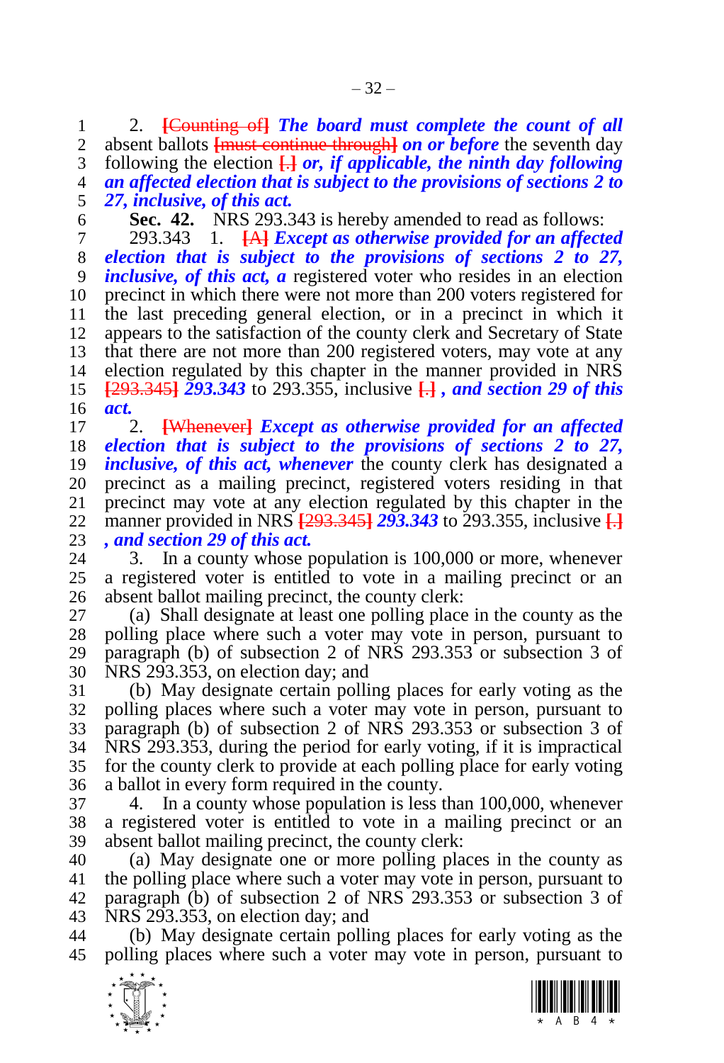2. **[Counting of]** ***The board must complete the count of all*** absent ballots **[must continue through]** ***on or before*** the seventh day following the election **[.]** ***or, if applicable, the ninth day following an affected election that is subject to the provisions of sections 2 to 27, inclusive, of this act.***

**Sec. 42.** NRS 293.343 is hereby amended to read as follows:

293.343 1. **[A]** ***Except as otherwise provided for an affected election that is subject to the provisions of sections 2 to 27, inclusive, of this act, a*** registered voter who resides in an election precinct in which there were not more than 200 voters registered for the last preceding general election, or in a precinct in which it appears to the satisfaction of the county clerk and Secretary of State that there are not more than 200 registered voters, may vote at any election regulated by this chapter in the manner provided in NRS **[293.345]** ***293.343*** to 293.355, inclusive **[.]** ***, and section 29 of this act.***

2. **[Whenever]** ***Except as otherwise provided for an affected election that is subject to the provisions of sections 2 to 27, inclusive, of this act, whenever*** the county clerk has designated a precinct as a mailing precinct, registered voters residing in that precinct may vote at any election regulated by this chapter in the manner provided in NRS **[293.345]** ***293.343*** to 293.355, inclusive **[.]** ***, and section 29 of this act.***

3. In a county whose population is 100,000 or more, whenever a registered voter is entitled to vote in a mailing precinct or an absent ballot mailing precinct, the county clerk:

(a) Shall designate at least one polling place in the county as the polling place where such a voter may vote in person, pursuant to paragraph (b) of subsection 2 of NRS 293.353 or subsection 3 of NRS 293.353, on election day; and

(b) May designate certain polling places for early voting as the polling places where such a voter may vote in person, pursuant to paragraph (b) of subsection 2 of NRS 293.353 or subsection 3 of NRS 293.353, during the period for early voting, if it is impractical for the county clerk to provide at each polling place for early voting a ballot in every form required in the county.

4. In a county whose population is less than 100,000, whenever a registered voter is entitled to vote in a mailing precinct or an absent ballot mailing precinct, the county clerk:

(a) May designate one or more polling places in the county as the polling place where such a voter may vote in person, pursuant to paragraph (b) of subsection 2 of NRS 293.353 or subsection 3 of NRS 293.353, on election day; and

(b) May designate certain polling places for early voting as the polling places where such a voter may vote in person, pursuant to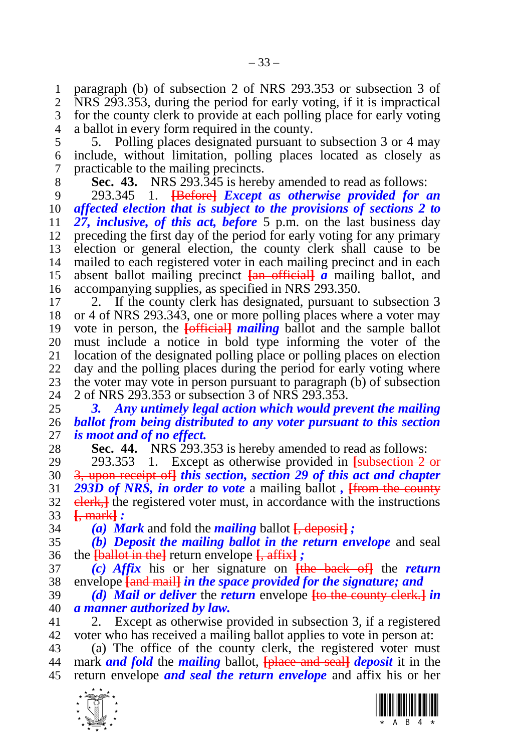paragraph (b) of subsection 2 of NRS 293.353 or subsection 3 of NRS 293.353, during the period for early voting, if it is impractical for the county clerk to provide at each polling place for early voting a ballot in every form required in the county.

5. Polling places designated pursuant to subsection 3 or 4 may include, without limitation, polling places located as closely as practicable to the mailing precincts.

**Sec. 43.** NRS 293.345 is hereby amended to read as follows:

293.345 1. **[Before]** ***Except as otherwise provided for an affected election that is subject to the provisions of sections 2 to 27, inclusive, of this act, before*** 5 p.m. on the last business day preceding the first day of the period for early voting for any primary election or general election, the county clerk shall cause to be mailed to each registered voter in each mailing precinct and in each absent ballot mailing precinct **[an official]** ***a*** mailing ballot, and accompanying supplies, as specified in NRS 293.350.

2. If the county clerk has designated, pursuant to subsection 3 or 4 of NRS 293.343, one or more polling places where a voter may vote in person, the **[official]** ***mailing*** ballot and the sample ballot must include a notice in bold type informing the voter of the location of the designated polling place or polling places on election day and the polling places during the period for early voting where the voter may vote in person pursuant to paragraph (b) of subsection 2 of NRS 293.353 or subsection 3 of NRS 293.353.

***3. Any untimely legal action which would prevent the mailing ballot from being distributed to any voter pursuant to this section is moot and of no effect.***

**Sec. 44.** NRS 293.353 is hereby amended to read as follows:

293.353 1. Except as otherwise provided in **[subsection 2 or 3, upon receipt of]** ***this section, section 29 of this act and chapter 293D of NRS, in order to vote*** a mailing ballot ***,*** **[from the county clerk,]** the registered voter must, in accordance with the instructions **[, mark]** ***:***

***(a) Mark*** and fold the ***mailing*** ballot **[, deposit]** ***;***

***(b) Deposit the mailing ballot in the return envelope*** and seal the **[ballot in the]** return envelope **[, affix]** ***;***

***(c) Affix*** his or her signature on **[the back of]** the ***return*** envelope **[and mail]** ***in the space provided for the signature; and***

***(d) Mail or deliver*** the ***return*** envelope **[to the county clerk.]** ***in a manner authorized by law.***

2. Except as otherwise provided in subsection 3, if a registered voter who has received a mailing ballot applies to vote in person at:

(a) The office of the county clerk, the registered voter must mark ***and fold*** the ***mailing*** ballot, **[place and seal]** ***deposit*** it in the return envelope ***and seal the return envelope*** and affix his or her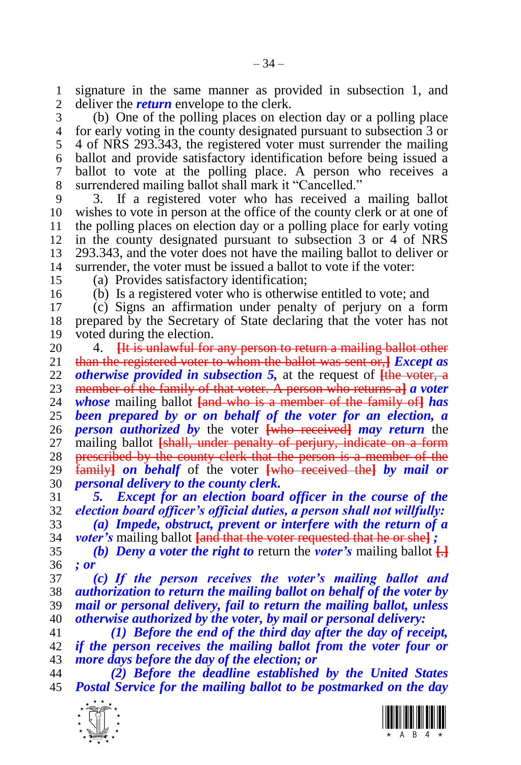signature in the same manner as provided in subsection 1, and deliver the ***return*** envelope to the clerk.

(b) One of the polling places on election day or a polling place for early voting in the county designated pursuant to subsection 3 or 4 of NRS 293.343, the registered voter must surrender the mailing ballot and provide satisfactory identification before being issued a ballot to vote at the polling place. A person who receives a surrendered mailing ballot shall mark it "Cancelled."

3. If a registered voter who has received a mailing ballot wishes to vote in person at the office of the county clerk or at one of the polling places on election day or a polling place for early voting in the county designated pursuant to subsection 3 or 4 of NRS 293.343, and the voter does not have the mailing ballot to deliver or surrender, the voter must be issued a ballot to vote if the voter:

(a) Provides satisfactory identification;

(b) Is a registered voter who is otherwise entitled to vote; and

(c) Signs an affirmation under penalty of perjury on a form prepared by the Secretary of State declaring that the voter has not voted during the election.

4. ~~[It is unlawful for any person to return a mailing ballot other than the registered voter to whom the ballot was sent or,]~~ ***Except as otherwise provided in subsection 5,*** at the request of ~~[the voter, a member of the family of that voter. A person who returns a]~~ ***a voter whose*** mailing ballot ~~[and who is a member of the family of]~~ ***has been prepared by or on behalf of the voter for an election, a person authorized by*** the voter ~~[who received]~~ ***may return*** the mailing ballot ~~[shall, under penalty of perjury, indicate on a form prescribed by the county clerk that the person is a member of the family]~~ ***on behalf*** of the voter ~~[who received the]~~ ***by mail or personal delivery to the county clerk.***

***5. Except for an election board officer in the course of the election board officer's official duties, a person shall not willfully:***

***(a) Impede, obstruct, prevent or interfere with the return of a voter's*** mailing ballot ~~[and that the voter requested that he or she]~~ ***;***

***(b) Deny a voter the right to*** return the ***voter's*** mailing ballot ~~[.]~~ ***; or***

***(c) If the person receives the voter's mailing ballot and authorization to return the mailing ballot on behalf of the voter by mail or personal delivery, fail to return the mailing ballot, unless otherwise authorized by the voter, by mail or personal delivery:***

***(1) Before the end of the third day after the day of receipt, if the person receives the mailing ballot from the voter four or more days before the day of the election; or***

***(2) Before the deadline established by the United States Postal Service for the mailing ballot to be postmarked on the day***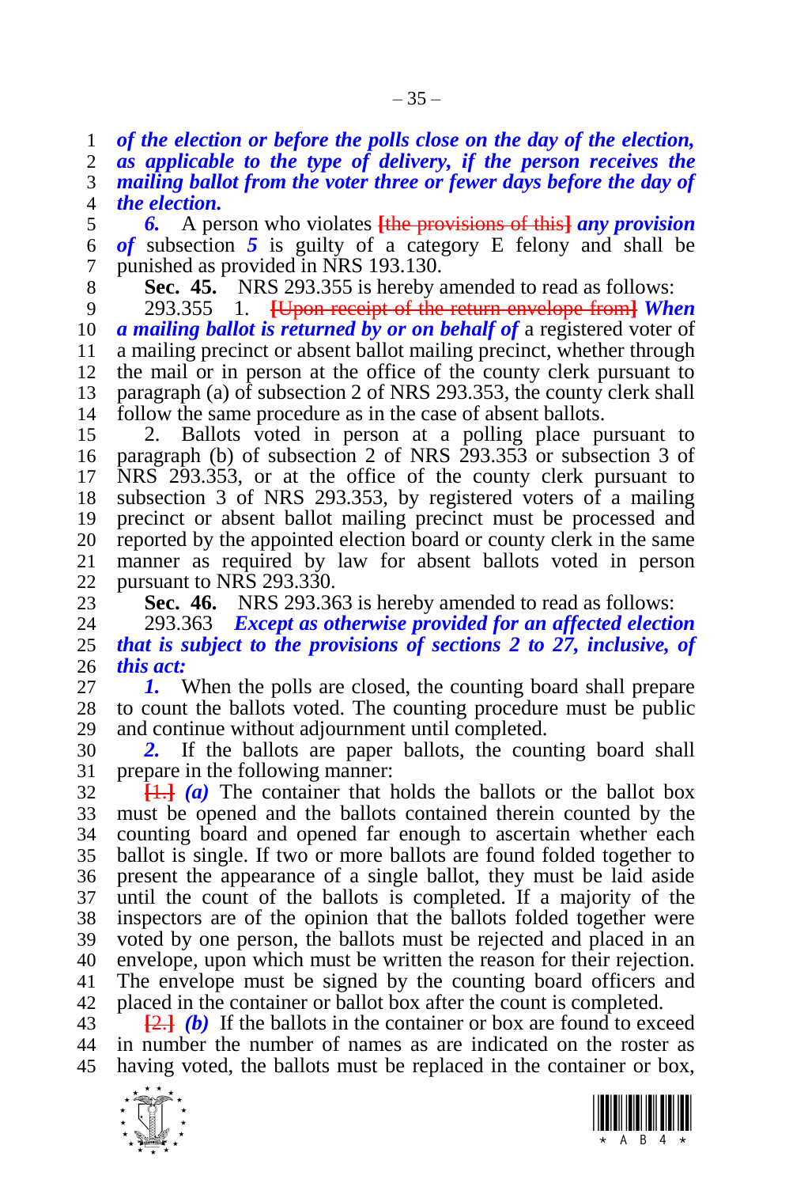***of the election or before the polls close on the day of the election, as applicable to the type of delivery, if the person receives the mailing ballot from the voter three or fewer days before the day of the election.***

***6.*** A person who violates ~~[the provisions of this]~~ ***any provision of*** subsection ***5*** is guilty of a category E felony and shall be punished as provided in NRS 193.130.

**Sec. 45.** NRS 293.355 is hereby amended to read as follows:

293.355 1. ~~[Upon receipt of the return envelope from]~~ ***When a mailing ballot is returned by or on behalf of*** a registered voter of a mailing precinct or absent ballot mailing precinct, whether through the mail or in person at the office of the county clerk pursuant to paragraph (a) of subsection 2 of NRS 293.353, the county clerk shall follow the same procedure as in the case of absent ballots.

2. Ballots voted in person at a polling place pursuant to paragraph (b) of subsection 2 of NRS 293.353 or subsection 3 of NRS 293.353, or at the office of the county clerk pursuant to subsection 3 of NRS 293.353, by registered voters of a mailing precinct or absent ballot mailing precinct must be processed and reported by the appointed election board or county clerk in the same manner as required by law for absent ballots voted in person pursuant to NRS 293.330.

**Sec. 46.** NRS 293.363 is hereby amended to read as follows:

293.363 ***Except as otherwise provided for an affected election that is subject to the provisions of sections 2 to 27, inclusive, of this act:***

***1.*** When the polls are closed, the counting board shall prepare to count the ballots voted. The counting procedure must be public and continue without adjournment until completed.

***2.*** If the ballots are paper ballots, the counting board shall prepare in the following manner:

~~[1.]~~ ***(a)*** The container that holds the ballots or the ballot box must be opened and the ballots contained therein counted by the counting board and opened far enough to ascertain whether each ballot is single. If two or more ballots are found folded together to present the appearance of a single ballot, they must be laid aside until the count of the ballots is completed. If a majority of the inspectors are of the opinion that the ballots folded together were voted by one person, the ballots must be rejected and placed in an envelope, upon which must be written the reason for their rejection. The envelope must be signed by the counting board officers and placed in the container or ballot box after the count is completed.

~~[2.]~~ ***(b)*** If the ballots in the container or box are found to exceed in number the number of names as are indicated on the roster as having voted, the ballots must be replaced in the container or box,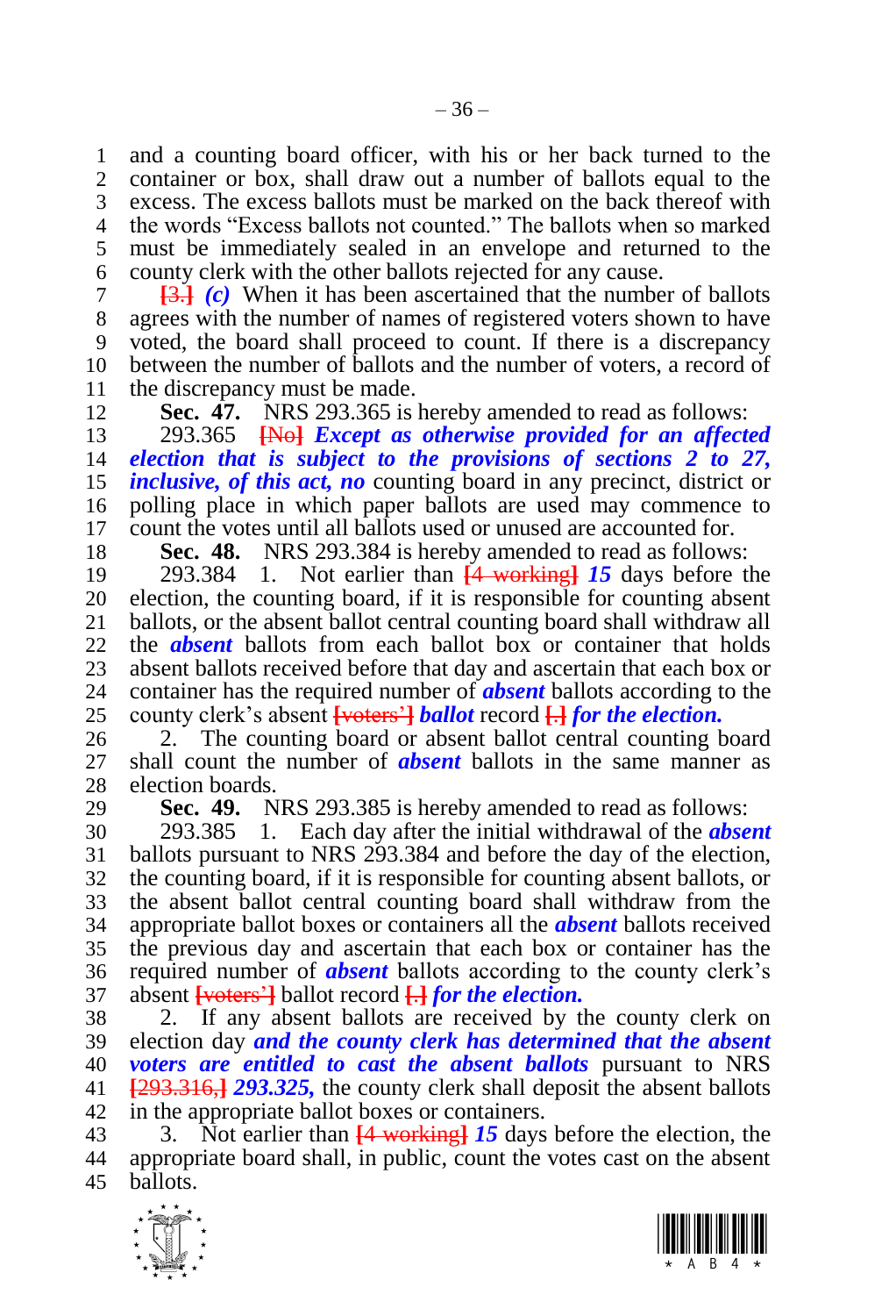and a counting board officer, with his or her back turned to the container or box, shall draw out a number of ballots equal to the excess. The excess ballots must be marked on the back thereof with the words "Excess ballots not counted." The ballots when so marked must be immediately sealed in an envelope and returned to the county clerk with the other ballots rejected for any cause.

[3.] ***(c)*** When it has been ascertained that the number of ballots agrees with the number of names of registered voters shown to have voted, the board shall proceed to count. If there is a discrepancy between the number of ballots and the number of voters, a record of the discrepancy must be made.

**Sec. 47.** NRS 293.365 is hereby amended to read as follows:

293.365 [No] ***Except as otherwise provided for an affected election that is subject to the provisions of sections 2 to 27, inclusive, of this act, no*** counting board in any precinct, district or polling place in which paper ballots are used may commence to count the votes until all ballots used or unused are accounted for.

**Sec. 48.** NRS 293.384 is hereby amended to read as follows:

293.384 1. Not earlier than [4 working] ***15*** days before the election, the counting board, if it is responsible for counting absent ballots, or the absent ballot central counting board shall withdraw all the ***absent*** ballots from each ballot box or container that holds absent ballots received before that day and ascertain that each box or container has the required number of ***absent*** ballots according to the county clerk's absent [voters'] ***ballot*** record [.] ***for the election.***

2. The counting board or absent ballot central counting board shall count the number of ***absent*** ballots in the same manner as election boards.

**Sec. 49.** NRS 293.385 is hereby amended to read as follows:

293.385 1. Each day after the initial withdrawal of the ***absent*** ballots pursuant to NRS 293.384 and before the day of the election, the counting board, if it is responsible for counting absent ballots, or the absent ballot central counting board shall withdraw from the appropriate ballot boxes or containers all the ***absent*** ballots received the previous day and ascertain that each box or container has the required number of ***absent*** ballots according to the county clerk's absent [voters'] ballot record [.] ***for the election.***

2. If any absent ballots are received by the county clerk on election day ***and the county clerk has determined that the absent voters are entitled to cast the absent ballots*** pursuant to NRS [293.316,] ***293.325,*** the county clerk shall deposit the absent ballots in the appropriate ballot boxes or containers.

3. Not earlier than [4 working] ***15*** days before the election, the appropriate board shall, in public, count the votes cast on the absent ballots.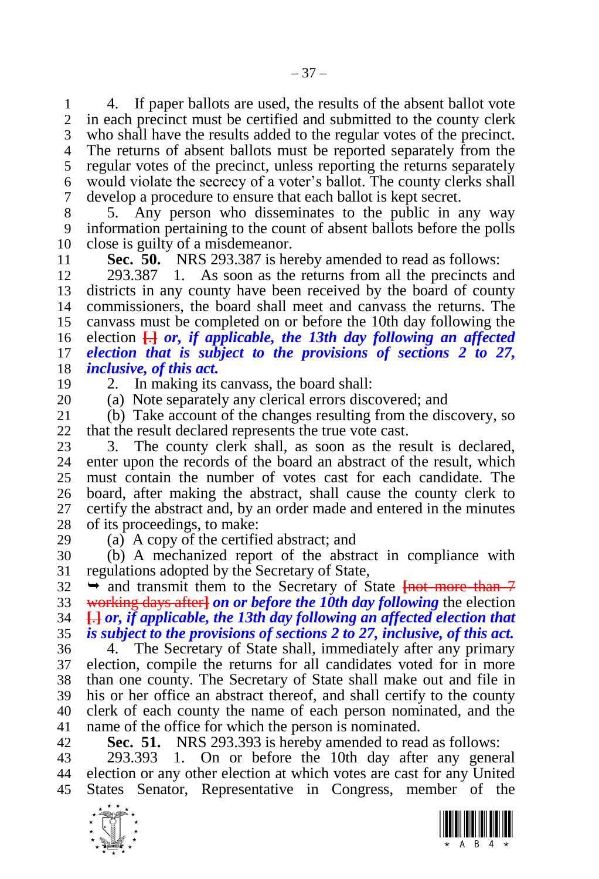4. If paper ballots are used, the results of the absent ballot vote in each precinct must be certified and submitted to the county clerk who shall have the results added to the regular votes of the precinct. The returns of absent ballots must be reported separately from the regular votes of the precinct, unless reporting the returns separately would violate the secrecy of a voter's ballot. The county clerks shall develop a procedure to ensure that each ballot is kept secret.

5. Any person who disseminates to the public in any way information pertaining to the count of absent ballots before the polls close is guilty of a misdemeanor.

**Sec. 50.** NRS 293.387 is hereby amended to read as follows:

293.387 1. As soon as the returns from all the precincts and districts in any county have been received by the board of county commissioners, the board shall meet and canvass the returns. The canvass must be completed on or before the 10th day following the election [.] ***or, if applicable, the 13th day following an affected election that is subject to the provisions of sections 2 to 27, inclusive, of this act.***

2. In making its canvass, the board shall:

(a) Note separately any clerical errors discovered; and

(b) Take account of the changes resulting from the discovery, so that the result declared represents the true vote cast.

3. The county clerk shall, as soon as the result is declared, enter upon the records of the board an abstract of the result, which must contain the number of votes cast for each candidate. The board, after making the abstract, shall cause the county clerk to certify the abstract and, by an order made and entered in the minutes of its proceedings, to make:

(a) A copy of the certified abstract; and

(b) A mechanized report of the abstract in compliance with regulations adopted by the Secretary of State,

➥ and transmit them to the Secretary of State [not more than 7 working days after] ***on or before the 10th day following*** the election [.] ***or, if applicable, the 13th day following an affected election that is subject to the provisions of sections 2 to 27, inclusive, of this act.***

4. The Secretary of State shall, immediately after any primary election, compile the returns for all candidates voted for in more than one county. The Secretary of State shall make out and file in his or her office an abstract thereof, and shall certify to the county clerk of each county the name of each person nominated, and the name of the office for which the person is nominated.

**Sec. 51.** NRS 293.393 is hereby amended to read as follows:

293.393 1. On or before the 10th day after any general election or any other election at which votes are cast for any United States Senator, Representative in Congress, member of the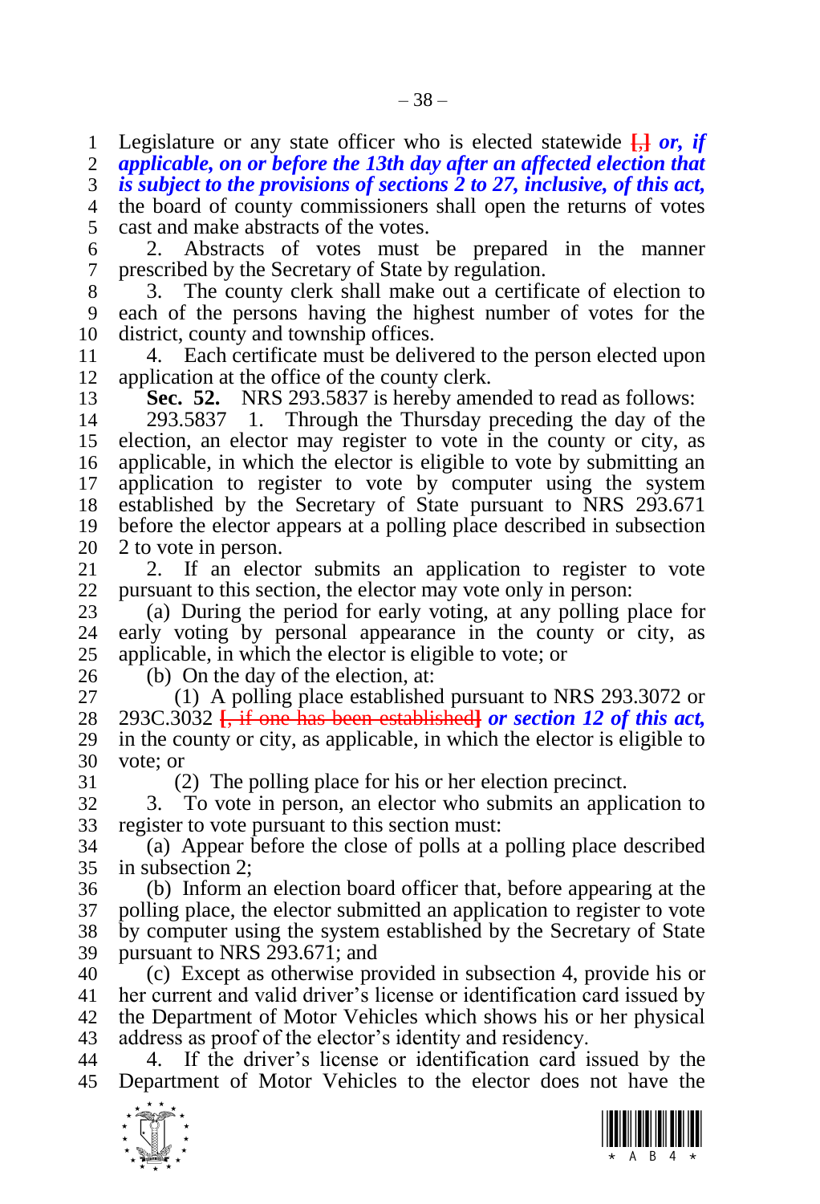Legislature or any state officer who is elected statewide **[,]** ***or, if applicable, on or before the 13th day after an affected election that is subject to the provisions of sections 2 to 27, inclusive, of this act,*** the board of county commissioners shall open the returns of votes cast and make abstracts of the votes.

2. Abstracts of votes must be prepared in the manner prescribed by the Secretary of State by regulation.

3. The county clerk shall make out a certificate of election to each of the persons having the highest number of votes for the district, county and township offices.

4. Each certificate must be delivered to the person elected upon application at the office of the county clerk.

**Sec. 52.** NRS 293.5837 is hereby amended to read as follows:

293.5837 1. Through the Thursday preceding the day of the election, an elector may register to vote in the county or city, as applicable, in which the elector is eligible to vote by submitting an application to register to vote by computer using the system established by the Secretary of State pursuant to NRS 293.671 before the elector appears at a polling place described in subsection 2 to vote in person.

2. If an elector submits an application to register to vote pursuant to this section, the elector may vote only in person:

(a) During the period for early voting, at any polling place for early voting by personal appearance in the county or city, as applicable, in which the elector is eligible to vote; or

(b) On the day of the election, at:

(1) A polling place established pursuant to NRS 293.3072 or 293C.3032 **[, if one has been established]** ***or section 12 of this act,*** in the county or city, as applicable, in which the elector is eligible to vote; or

(2) The polling place for his or her election precinct.

3. To vote in person, an elector who submits an application to register to vote pursuant to this section must:

(a) Appear before the close of polls at a polling place described in subsection 2;

(b) Inform an election board officer that, before appearing at the polling place, the elector submitted an application to register to vote by computer using the system established by the Secretary of State pursuant to NRS 293.671; and

(c) Except as otherwise provided in subsection 4, provide his or her current and valid driver's license or identification card issued by the Department of Motor Vehicles which shows his or her physical address as proof of the elector's identity and residency.

4. If the driver's license or identification card issued by the Department of Motor Vehicles to the elector does not have the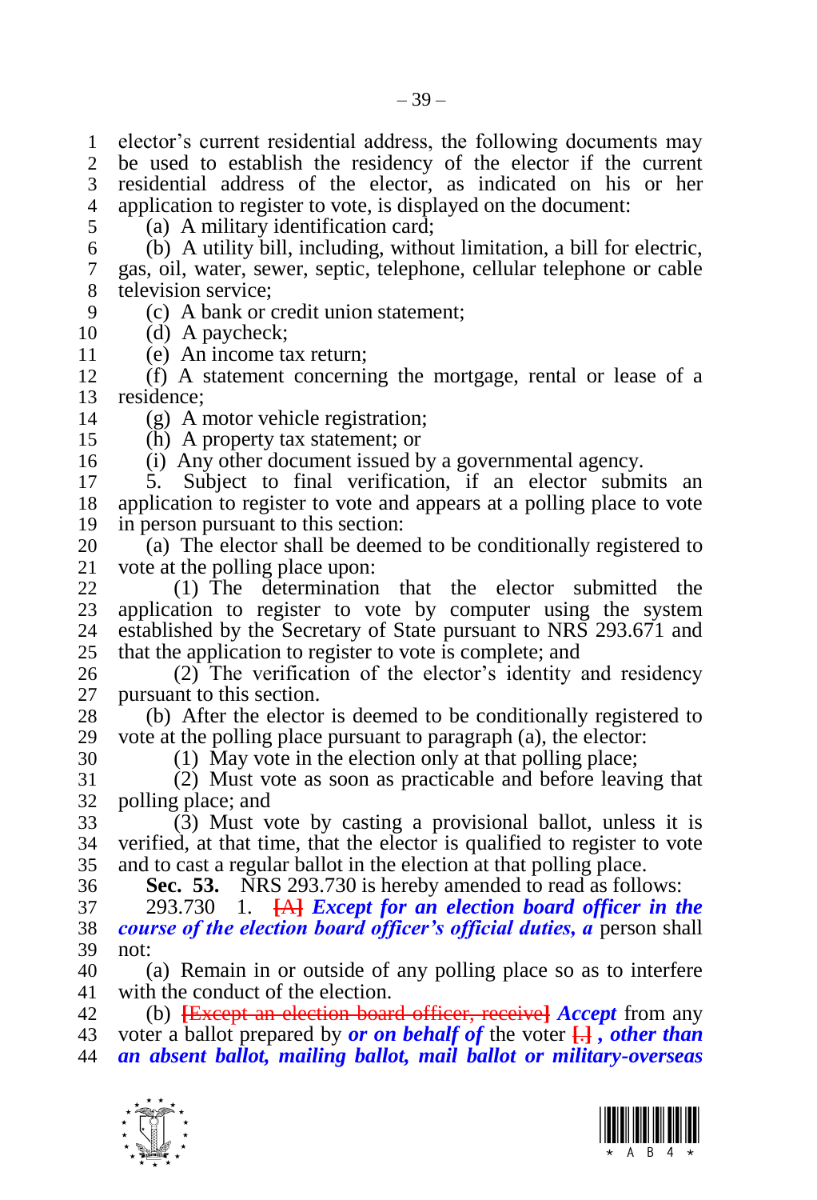elector's current residential address, the following documents may be used to establish the residency of the elector if the current residential address of the elector, as indicated on his or her application to register to vote, is displayed on the document:

(a) A military identification card;

(b) A utility bill, including, without limitation, a bill for electric, gas, oil, water, sewer, septic, telephone, cellular telephone or cable television service;

(c) A bank or credit union statement;

(d) A paycheck;

(e) An income tax return;

(f) A statement concerning the mortgage, rental or lease of a residence;

(g) A motor vehicle registration;

(h) A property tax statement; or

(i) Any other document issued by a governmental agency.

5. Subject to final verification, if an elector submits an application to register to vote and appears at a polling place to vote in person pursuant to this section:

(a) The elector shall be deemed to be conditionally registered to vote at the polling place upon:

(1) The determination that the elector submitted the application to register to vote by computer using the system established by the Secretary of State pursuant to NRS 293.671 and that the application to register to vote is complete; and

(2) The verification of the elector's identity and residency pursuant to this section.

(b) After the elector is deemed to be conditionally registered to vote at the polling place pursuant to paragraph (a), the elector:

(1) May vote in the election only at that polling place;

(2) Must vote as soon as practicable and before leaving that polling place; and

(3) Must vote by casting a provisional ballot, unless it is verified, at that time, that the elector is qualified to register to vote and to cast a regular ballot in the election at that polling place.

**Sec. 53.** NRS 293.730 is hereby amended to read as follows:

293.730 1. ~~[A]~~ ***Except for an election board officer in the course of the election board officer's official duties, a*** person shall not:

(a) Remain in or outside of any polling place so as to interfere with the conduct of the election.

(b) ~~[Except an election board officer, receive]~~ ***Accept*** from any voter a ballot prepared by ***or on behalf of*** the voter ~~[.]~~ ***, other than an absent ballot, mailing ballot, mail ballot or military-overseas***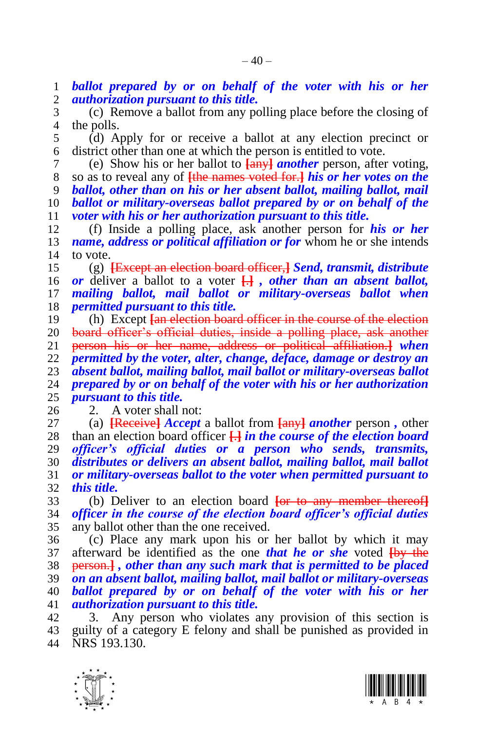***ballot prepared by or on behalf of the voter with his or her authorization pursuant to this title.***

(c) Remove a ballot from any polling place before the closing of the polls.

(d) Apply for or receive a ballot at any election precinct or district other than one at which the person is entitled to vote.

(e) Show his or her ballot to [any] ***another*** person, after voting, so as to reveal any of [the names voted for.] ***his or her votes on the ballot, other than on his or her absent ballot, mailing ballot, mail ballot or military-overseas ballot prepared by or on behalf of the voter with his or her authorization pursuant to this title.***

(f) Inside a polling place, ask another person for ***his or her name, address or political affiliation or for*** whom he or she intends to vote.

(g) [Except an election board officer,] ***Send, transmit, distribute or*** deliver a ballot to a voter [.] ***, other than an absent ballot, mailing ballot, mail ballot or military-overseas ballot when permitted pursuant to this title.***

(h) Except [an election board officer in the course of the election board officer's official duties, inside a polling place, ask another person his or her name, address or political affiliation.] ***when permitted by the voter, alter, change, deface, damage or destroy an absent ballot, mailing ballot, mail ballot or military-overseas ballot prepared by or on behalf of the voter with his or her authorization pursuant to this title.***

2. A voter shall not:

(a) [Receive] ***Accept*** a ballot from [any] ***another*** person ***,*** other than an election board officer [.] ***in the course of the election board officer's official duties or a person who sends, transmits, distributes or delivers an absent ballot, mailing ballot, mail ballot or military-overseas ballot to the voter when permitted pursuant to this title.***

(b) Deliver to an election board [or to any member thereof] ***officer in the course of the election board officer's official duties*** any ballot other than the one received.

(c) Place any mark upon his or her ballot by which it may afterward be identified as the one ***that he or she*** voted [by the person.] ***, other than any such mark that is permitted to be placed on an absent ballot, mailing ballot, mail ballot or military-overseas ballot prepared by or on behalf of the voter with his or her authorization pursuant to this title.***

3. Any person who violates any provision of this section is guilty of a category E felony and shall be punished as provided in NRS 193.130.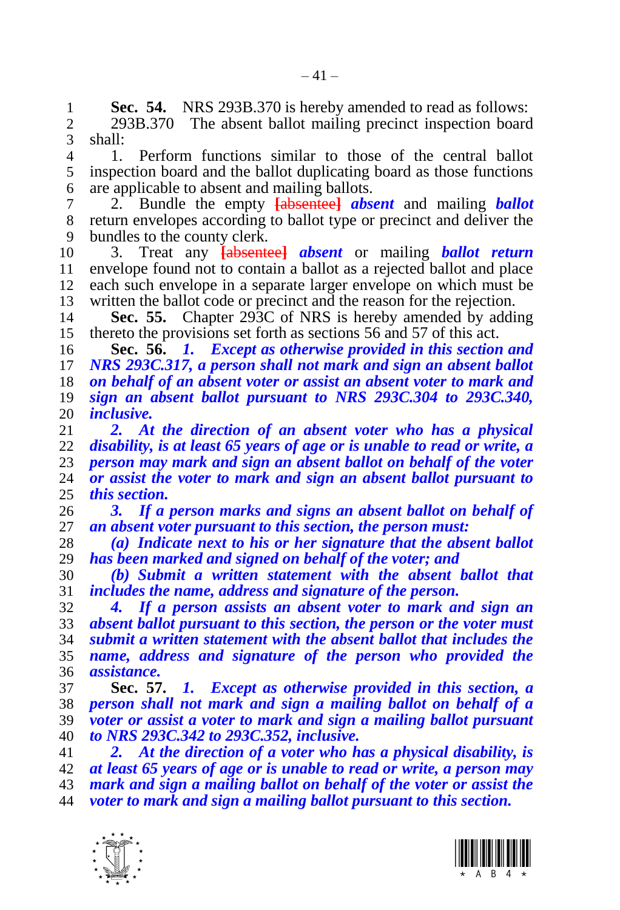**Sec. 54.** NRS 293B.370 is hereby amended to read as follows:

293B.370 The absent ballot mailing precinct inspection board shall:

1. Perform functions similar to those of the central ballot inspection board and the ballot duplicating board as those functions are applicable to absent and mailing ballots.

2. Bundle the empty ~~[absentee]~~ ***absent*** and mailing ***ballot*** return envelopes according to ballot type or precinct and deliver the bundles to the county clerk.

3. Treat any ~~[absentee]~~ ***absent*** or mailing ***ballot return*** envelope found not to contain a ballot as a rejected ballot and place each such envelope in a separate larger envelope on which must be written the ballot code or precinct and the reason for the rejection.

**Sec. 55.** Chapter 293C of NRS is hereby amended by adding thereto the provisions set forth as sections 56 and 57 of this act.

**Sec. 56.** ***1. Except as otherwise provided in this section and NRS 293C.317, a person shall not mark and sign an absent ballot on behalf of an absent voter or assist an absent voter to mark and sign an absent ballot pursuant to NRS 293C.304 to 293C.340, inclusive.***

***2. At the direction of an absent voter who has a physical disability, is at least 65 years of age or is unable to read or write, a person may mark and sign an absent ballot on behalf of the voter or assist the voter to mark and sign an absent ballot pursuant to this section.***

***3. If a person marks and signs an absent ballot on behalf of an absent voter pursuant to this section, the person must:***

***(a) Indicate next to his or her signature that the absent ballot has been marked and signed on behalf of the voter; and***

***(b) Submit a written statement with the absent ballot that includes the name, address and signature of the person.***

***4. If a person assists an absent voter to mark and sign an absent ballot pursuant to this section, the person or the voter must submit a written statement with the absent ballot that includes the name, address and signature of the person who provided the assistance.***

**Sec. 57.** ***1. Except as otherwise provided in this section, a person shall not mark and sign a mailing ballot on behalf of a voter or assist a voter to mark and sign a mailing ballot pursuant to NRS 293C.342 to 293C.352, inclusive.***

***2. At the direction of a voter who has a physical disability, is at least 65 years of age or is unable to read or write, a person may mark and sign a mailing ballot on behalf of the voter or assist the voter to mark and sign a mailing ballot pursuant to this section.***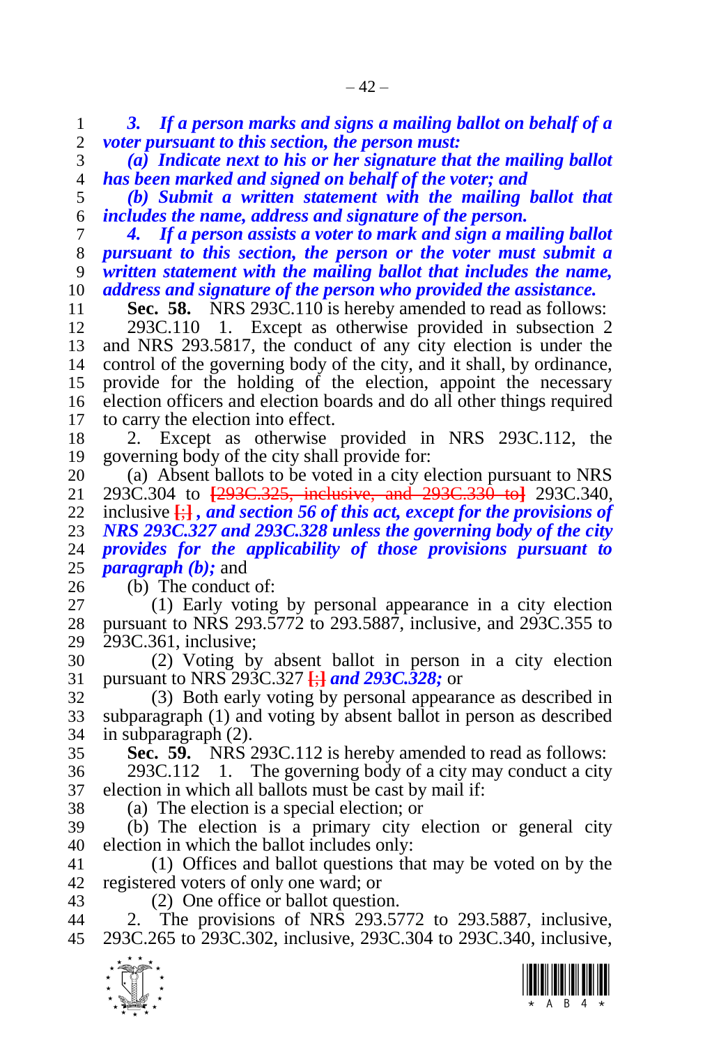***3. If a person marks and signs a mailing ballot on behalf of a voter pursuant to this section, the person must:***

***(a) Indicate next to his or her signature that the mailing ballot has been marked and signed on behalf of the voter; and***

***(b) Submit a written statement with the mailing ballot that includes the name, address and signature of the person.***

***4. If a person assists a voter to mark and sign a mailing ballot pursuant to this section, the person or the voter must submit a written statement with the mailing ballot that includes the name, address and signature of the person who provided the assistance.***

**Sec. 58.** NRS 293C.110 is hereby amended to read as follows:

293C.110 1. Except as otherwise provided in subsection 2 and NRS 293.5817, the conduct of any city election is under the control of the governing body of the city, and it shall, by ordinance, provide for the holding of the election, appoint the necessary election officers and election boards and do all other things required to carry the election into effect.

2. Except as otherwise provided in NRS 293C.112, the governing body of the city shall provide for:

(a) Absent ballots to be voted in a city election pursuant to NRS 293C.304 to [293C.325, inclusive, and 293C.330 to] 293C.340, inclusive [;] ***, and section 56 of this act, except for the provisions of NRS 293C.327 and 293C.328 unless the governing body of the city provides for the applicability of those provisions pursuant to paragraph (b);*** and

(b) The conduct of:

(1) Early voting by personal appearance in a city election pursuant to NRS 293.5772 to 293.5887, inclusive, and 293C.355 to 293C.361, inclusive;

(2) Voting by absent ballot in person in a city election pursuant to NRS 293C.327 [;] ***and 293C.328;*** or

(3) Both early voting by personal appearance as described in subparagraph (1) and voting by absent ballot in person as described in subparagraph (2).

**Sec. 59.** NRS 293C.112 is hereby amended to read as follows:

293C.112 1. The governing body of a city may conduct a city election in which all ballots must be cast by mail if:

(a) The election is a special election; or

(b) The election is a primary city election or general city election in which the ballot includes only:

(1) Offices and ballot questions that may be voted on by the registered voters of only one ward; or

(2) One office or ballot question.

2. The provisions of NRS 293.5772 to 293.5887, inclusive, 293C.265 to 293C.302, inclusive, 293C.304 to 293C.340, inclusive,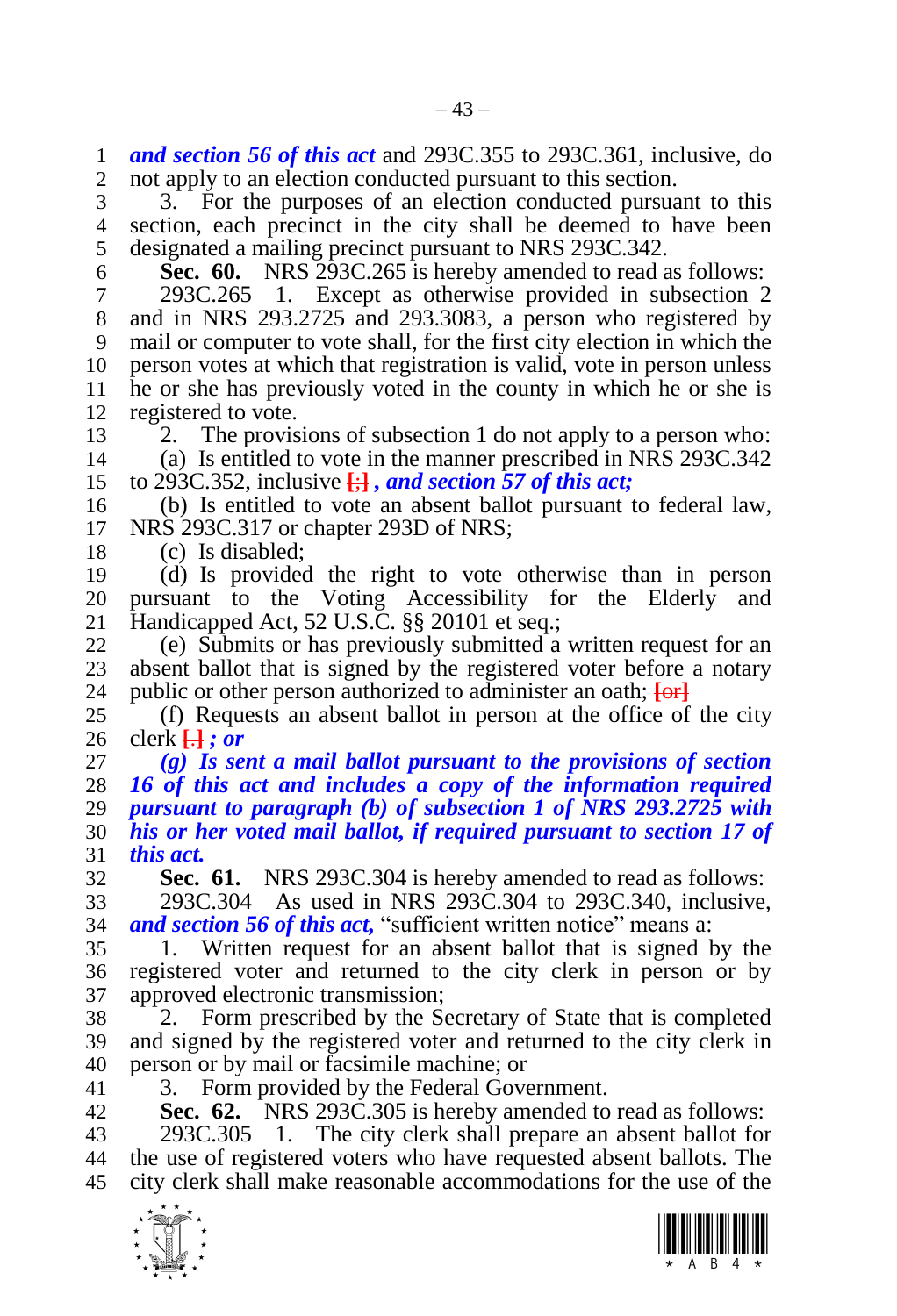***and section 56 of this act*** and 293C.355 to 293C.361, inclusive, do not apply to an election conducted pursuant to this section.

3. For the purposes of an election conducted pursuant to this section, each precinct in the city shall be deemed to have been designated a mailing precinct pursuant to NRS 293C.342.

**Sec. 60.** NRS 293C.265 is hereby amended to read as follows:

293C.265 1. Except as otherwise provided in subsection 2 and in NRS 293.2725 and 293.3083, a person who registered by mail or computer to vote shall, for the first city election in which the person votes at which that registration is valid, vote in person unless he or she has previously voted in the county in which he or she is registered to vote.

2. The provisions of subsection 1 do not apply to a person who:

(a) Is entitled to vote in the manner prescribed in NRS 293C.342 to 293C.352, inclusive [;] ***, and section 57 of this act;***

(b) Is entitled to vote an absent ballot pursuant to federal law, NRS 293C.317 or chapter 293D of NRS;

(c) Is disabled;

(d) Is provided the right to vote otherwise than in person pursuant to the Voting Accessibility for the Elderly and Handicapped Act, 52 U.S.C. §§ 20101 et seq.;

(e) Submits or has previously submitted a written request for an absent ballot that is signed by the registered voter before a notary public or other person authorized to administer an oath; [or]

(f) Requests an absent ballot in person at the office of the city clerk [.] ***; or***

***(g) Is sent a mail ballot pursuant to the provisions of section 16 of this act and includes a copy of the information required pursuant to paragraph (b) of subsection 1 of NRS 293.2725 with his or her voted mail ballot, if required pursuant to section 17 of this act.***

**Sec. 61.** NRS 293C.304 is hereby amended to read as follows:

293C.304 As used in NRS 293C.304 to 293C.340, inclusive, ***and section 56 of this act,*** "sufficient written notice" means a:

1. Written request for an absent ballot that is signed by the registered voter and returned to the city clerk in person or by approved electronic transmission;

2. Form prescribed by the Secretary of State that is completed and signed by the registered voter and returned to the city clerk in person or by mail or facsimile machine; or

3. Form provided by the Federal Government.

**Sec. 62.** NRS 293C.305 is hereby amended to read as follows:

293C.305 1. The city clerk shall prepare an absent ballot for the use of registered voters who have requested absent ballots. The city clerk shall make reasonable accommodations for the use of the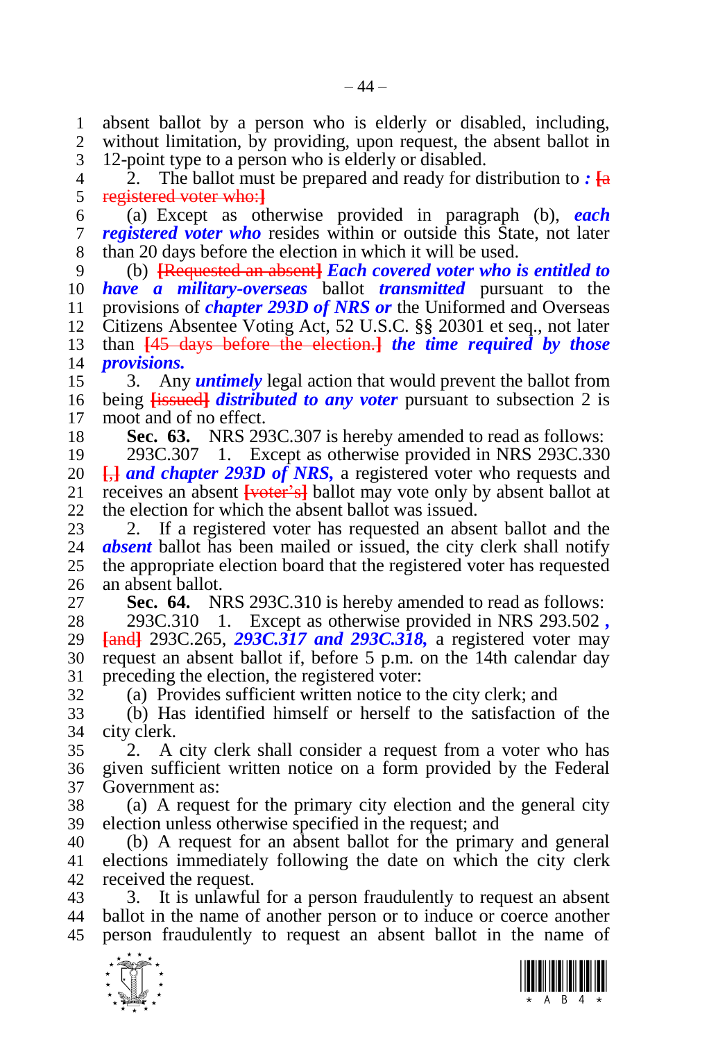absent ballot by a person who is elderly or disabled, including, without limitation, by providing, upon request, the absent ballot in 12-point type to a person who is elderly or disabled.

2. The ballot must be prepared and ready for distribution to ***:*** [a registered voter who:]

(a) Except as otherwise provided in paragraph (b), ***each registered voter who*** resides within or outside this State, not later than 20 days before the election in which it will be used.

(b) [Requested an absent] ***Each covered voter who is entitled to have a military-overseas*** ballot ***transmitted*** pursuant to the provisions of ***chapter 293D of NRS or*** the Uniformed and Overseas Citizens Absentee Voting Act, 52 U.S.C. §§ 20301 et seq., not later than [45 days before the election.] ***the time required by those provisions.***

3. Any ***untimely*** legal action that would prevent the ballot from being [issued] ***distributed to any voter*** pursuant to subsection 2 is moot and of no effect.

**Sec. 63.** NRS 293C.307 is hereby amended to read as follows:

293C.307 1. Except as otherwise provided in NRS 293C.330 [,] ***and chapter 293D of NRS,*** a registered voter who requests and receives an absent [voter's] ballot may vote only by absent ballot at the election for which the absent ballot was issued.

2. If a registered voter has requested an absent ballot and the ***absent*** ballot has been mailed or issued, the city clerk shall notify the appropriate election board that the registered voter has requested an absent ballot.

**Sec. 64.** NRS 293C.310 is hereby amended to read as follows:

293C.310 1. Except as otherwise provided in NRS 293.502 ***,*** [and] 293C.265, ***293C.317 and 293C.318,*** a registered voter may request an absent ballot if, before 5 p.m. on the 14th calendar day preceding the election, the registered voter:

(a) Provides sufficient written notice to the city clerk; and

(b) Has identified himself or herself to the satisfaction of the city clerk.

2. A city clerk shall consider a request from a voter who has given sufficient written notice on a form provided by the Federal Government as:

(a) A request for the primary city election and the general city election unless otherwise specified in the request; and

(b) A request for an absent ballot for the primary and general elections immediately following the date on which the city clerk received the request.

3. It is unlawful for a person fraudulently to request an absent ballot in the name of another person or to induce or coerce another person fraudulently to request an absent ballot in the name of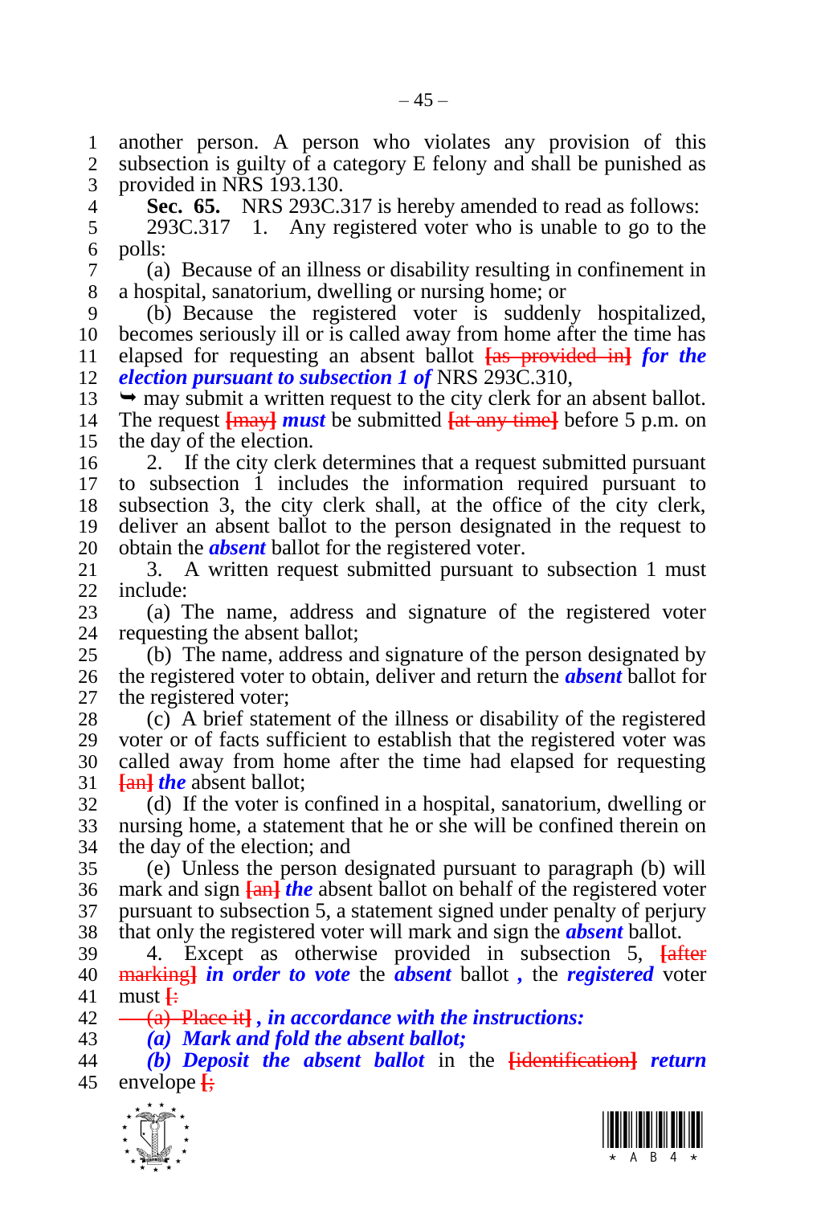another person. A person who violates any provision of this subsection is guilty of a category E felony and shall be punished as provided in NRS 193.130.

**Sec. 65.** NRS 293C.317 is hereby amended to read as follows:

293C.317 1. Any registered voter who is unable to go to the polls:

(a) Because of an illness or disability resulting in confinement in a hospital, sanatorium, dwelling or nursing home; or

(b) Because the registered voter is suddenly hospitalized, becomes seriously ill or is called away from home after the time has elapsed for requesting an absent ballot ~~[as provided in]~~ ***for the election pursuant to subsection 1 of*** NRS 293C.310,

➥ may submit a written request to the city clerk for an absent ballot. The request ~~[may]~~ ***must*** be submitted ~~[at any time]~~ before 5 p.m. on the day of the election.

2. If the city clerk determines that a request submitted pursuant to subsection 1 includes the information required pursuant to subsection 3, the city clerk shall, at the office of the city clerk, deliver an absent ballot to the person designated in the request to obtain the ***absent*** ballot for the registered voter.

3. A written request submitted pursuant to subsection 1 must include:

(a) The name, address and signature of the registered voter requesting the absent ballot;

(b) The name, address and signature of the person designated by the registered voter to obtain, deliver and return the ***absent*** ballot for the registered voter;

(c) A brief statement of the illness or disability of the registered voter or of facts sufficient to establish that the registered voter was called away from home after the time had elapsed for requesting ~~[an]~~ ***the*** absent ballot;

(d) If the voter is confined in a hospital, sanatorium, dwelling or nursing home, a statement that he or she will be confined therein on the day of the election; and

(e) Unless the person designated pursuant to paragraph (b) will mark and sign ~~[an]~~ ***the*** absent ballot on behalf of the registered voter pursuant to subsection 5, a statement signed under penalty of perjury that only the registered voter will mark and sign the ***absent*** ballot.

4. Except as otherwise provided in subsection 5, ~~[after marking]~~ ***in order to vote*** the ***absent*** ballot ***,*** the ***registered*** voter must ~~[:~~

~~(a) Place it]~~ ***, in accordance with the instructions:***

***(a) Mark and fold the absent ballot;***

***(b) Deposit the absent ballot*** in the ~~[identification]~~ ***return*** envelope ~~[;~~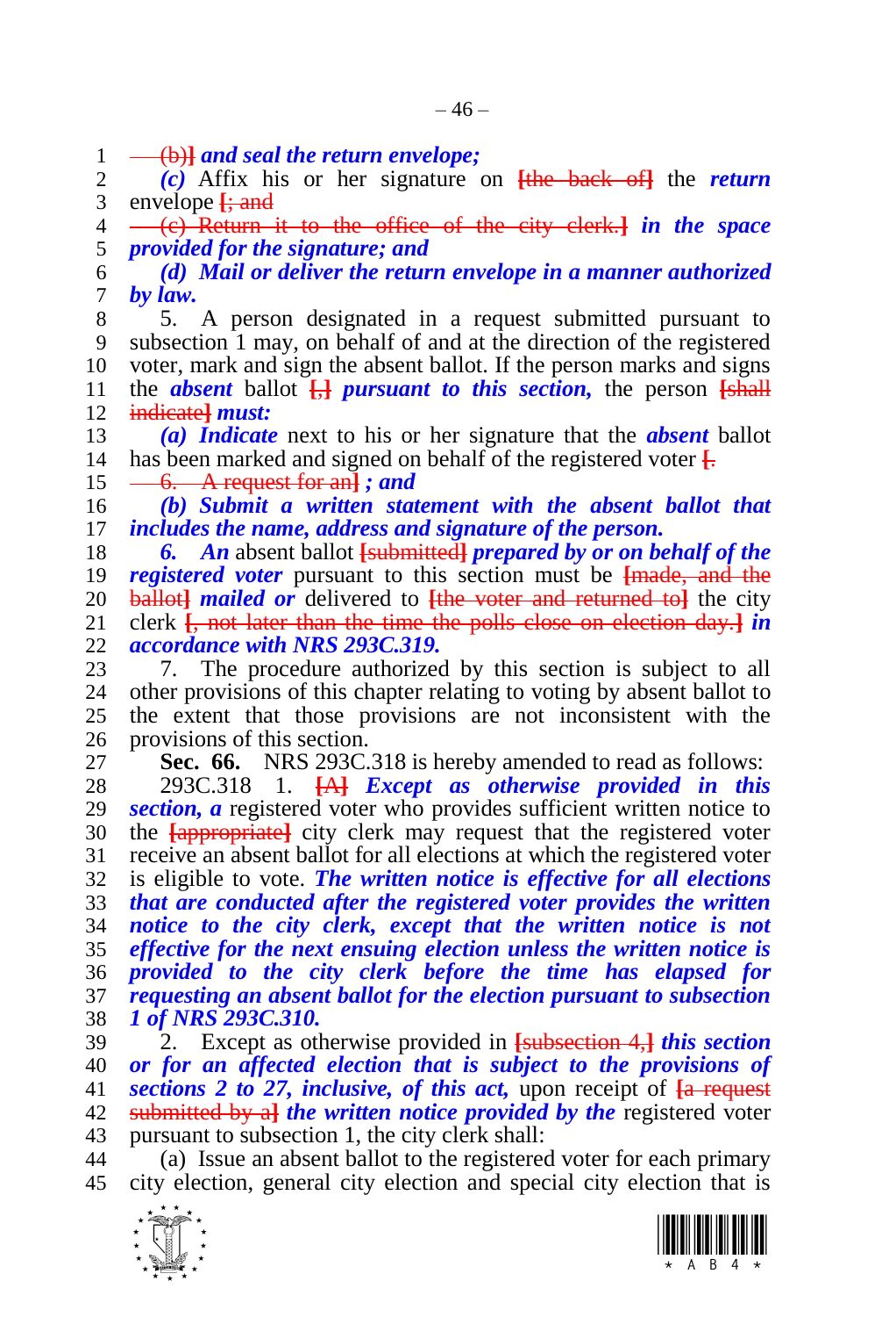~~(b)~~] ***and seal the return envelope;***

***(c)*** Affix his or her signature on [~~the back of~~] the ***return*** envelope [~~; and~~

~~(c) Return it to the office of the city clerk.~~] ***in the space provided for the signature; and***

***(d) Mail or deliver the return envelope in a manner authorized by law.***

5. A person designated in a request submitted pursuant to subsection 1 may, on behalf of and at the direction of the registered voter, mark and sign the absent ballot. If the person marks and signs the ***absent*** ballot [~~,~~] ***pursuant to this section,*** the person [~~shall indicate~~] ***must:***

***(a) Indicate*** next to his or her signature that the ***absent*** ballot has been marked and signed on behalf of the registered voter [~~.~~

~~6. A request for an~~] ***; and***

***(b) Submit a written statement with the absent ballot that includes the name, address and signature of the person.***

***6. An*** absent ballot [~~submitted~~] ***prepared by or on behalf of the registered voter*** pursuant to this section must be [~~made, and the ballot~~] ***mailed or*** delivered to [~~the voter and returned to~~] the city clerk [~~, not later than the time the polls close on election day.~~] ***in accordance with NRS 293C.319.***

7. The procedure authorized by this section is subject to all other provisions of this chapter relating to voting by absent ballot to the extent that those provisions are not inconsistent with the provisions of this section.

**Sec. 66.** NRS 293C.318 is hereby amended to read as follows:

293C.318 1. [~~A~~] ***Except as otherwise provided in this section, a*** registered voter who provides sufficient written notice to the [~~appropriate~~] city clerk may request that the registered voter receive an absent ballot for all elections at which the registered voter is eligible to vote. ***The written notice is effective for all elections that are conducted after the registered voter provides the written notice to the city clerk, except that the written notice is not effective for the next ensuing election unless the written notice is provided to the city clerk before the time has elapsed for requesting an absent ballot for the election pursuant to subsection 1 of NRS 293C.310.***

2. Except as otherwise provided in [~~subsection 4,~~] ***this section or for an affected election that is subject to the provisions of sections 2 to 27, inclusive, of this act,*** upon receipt of [~~a request submitted by a~~] ***the written notice provided by the*** registered voter pursuant to subsection 1, the city clerk shall:

(a) Issue an absent ballot to the registered voter for each primary city election, general city election and special city election that is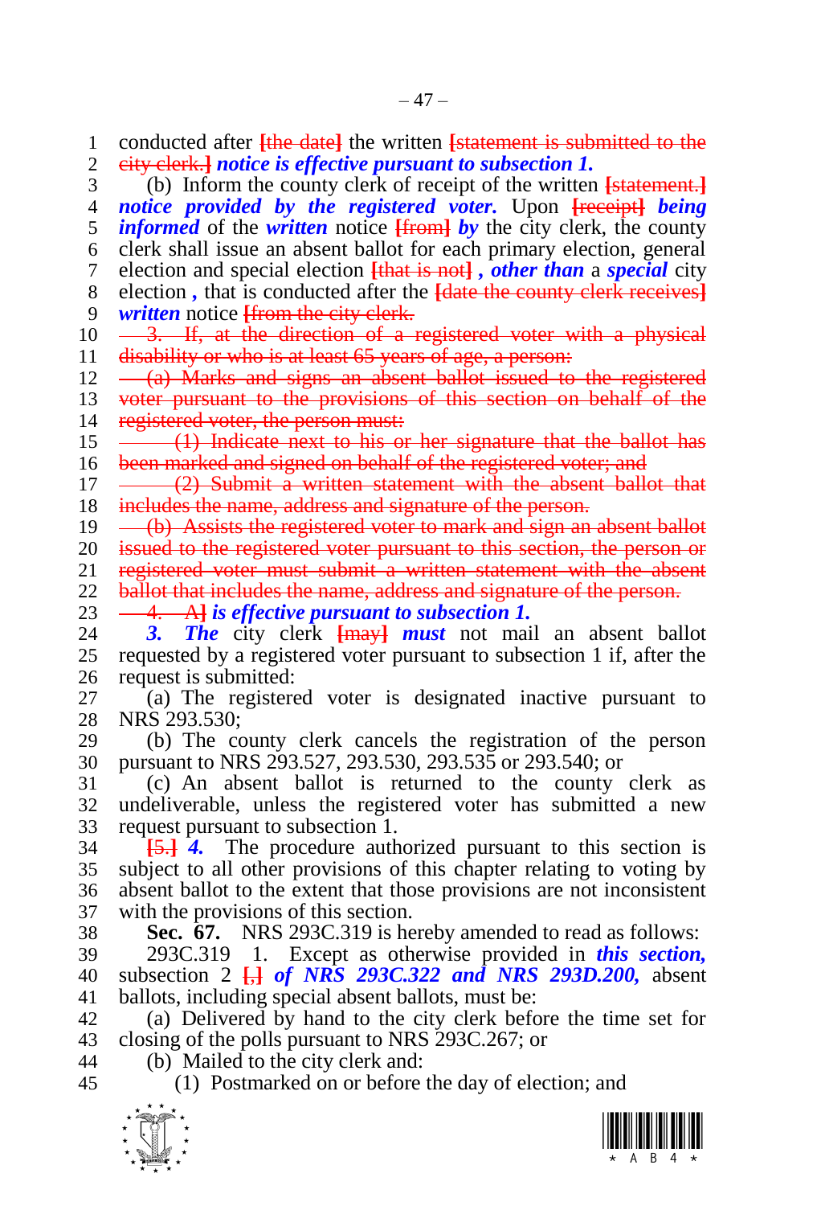conducted after [the date] the written [statement is submitted to the city clerk.] ***notice is effective pursuant to subsection 1.***

(b) Inform the county clerk of receipt of the written [statement.] ***notice provided by the registered voter.*** Upon [receipt] ***being informed*** of the ***written*** notice [from] ***by*** the city clerk, the county clerk shall issue an absent ballot for each primary election, general election and special election [that is not] ***, other than*** a ***special*** city election ***,*** that is conducted after the [date the county clerk receives] ***written*** notice [from the city clerk.

3. If, at the direction of a registered voter with a physical disability or who is at least 65 years of age, a person:

(a) Marks and signs an absent ballot issued to the registered voter pursuant to the provisions of this section on behalf of the registered voter, the person must:

(1) Indicate next to his or her signature that the ballot has been marked and signed on behalf of the registered voter; and

(2) Submit a written statement with the absent ballot that includes the name, address and signature of the person.

(b) Assists the registered voter to mark and sign an absent ballot issued to the registered voter pursuant to this section, the person or registered voter must submit a written statement with the absent ballot that includes the name, address and signature of the person.

4. A] ***is effective pursuant to subsection 1.***

***3. The*** city clerk [may] ***must*** not mail an absent ballot requested by a registered voter pursuant to subsection 1 if, after the request is submitted:

(a) The registered voter is designated inactive pursuant to NRS 293.530;

(b) The county clerk cancels the registration of the person pursuant to NRS 293.527, 293.530, 293.535 or 293.540; or

(c) An absent ballot is returned to the county clerk as undeliverable, unless the registered voter has submitted a new request pursuant to subsection 1.

[5.] ***4.*** The procedure authorized pursuant to this section is subject to all other provisions of this chapter relating to voting by absent ballot to the extent that those provisions are not inconsistent with the provisions of this section.

**Sec. 67.** NRS 293C.319 is hereby amended to read as follows:

293C.319 1. Except as otherwise provided in ***this section,*** subsection 2 [,] ***of NRS 293C.322 and NRS 293D.200,*** absent ballots, including special absent ballots, must be:

(a) Delivered by hand to the city clerk before the time set for closing of the polls pursuant to NRS 293C.267; or

(b) Mailed to the city clerk and:

(1) Postmarked on or before the day of election; and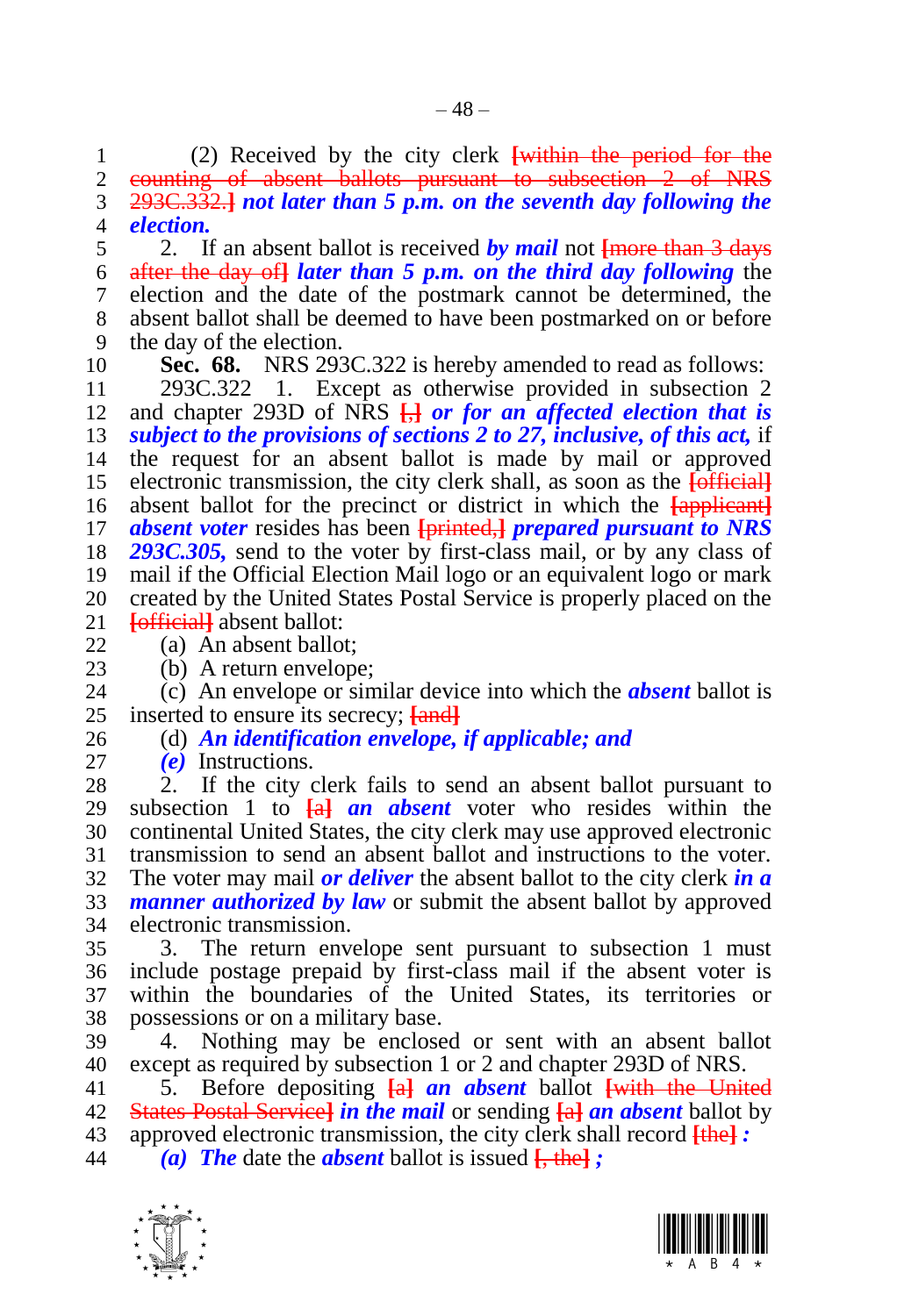(2) Received by the city clerk ~~[within the period for the counting of absent ballots pursuant to subsection 2 of NRS 293C.332.]~~ ***not later than 5 p.m. on the seventh day following the election.***

2. If an absent ballot is received ***by mail*** not ~~[more than 3 days after the day of]~~ ***later than 5 p.m. on the third day following*** the election and the date of the postmark cannot be determined, the absent ballot shall be deemed to have been postmarked on or before the day of the election.

**Sec. 68.** NRS 293C.322 is hereby amended to read as follows:

293C.322 1. Except as otherwise provided in subsection 2 and chapter 293D of NRS ~~[,]~~ ***or for an affected election that is subject to the provisions of sections 2 to 27, inclusive, of this act,*** if the request for an absent ballot is made by mail or approved electronic transmission, the city clerk shall, as soon as the ~~[official]~~ absent ballot for the precinct or district in which the ~~[applicant]~~ ***absent voter*** resides has been ~~[printed,]~~ ***prepared pursuant to NRS 293C.305,*** send to the voter by first-class mail, or by any class of mail if the Official Election Mail logo or an equivalent logo or mark created by the United States Postal Service is properly placed on the ~~[official]~~ absent ballot:

(a) An absent ballot;

(b) A return envelope;

(c) An envelope or similar device into which the ***absent*** ballot is inserted to ensure its secrecy; ~~[and]~~

(d) ***An identification envelope, if applicable; and***

***(e)*** Instructions.

2. If the city clerk fails to send an absent ballot pursuant to subsection 1 to ~~[a]~~ ***an absent*** voter who resides within the continental United States, the city clerk may use approved electronic transmission to send an absent ballot and instructions to the voter. The voter may mail ***or deliver*** the absent ballot to the city clerk ***in a manner authorized by law*** or submit the absent ballot by approved electronic transmission.

3. The return envelope sent pursuant to subsection 1 must include postage prepaid by first-class mail if the absent voter is within the boundaries of the United States, its territories or possessions or on a military base.

4. Nothing may be enclosed or sent with an absent ballot except as required by subsection 1 or 2 and chapter 293D of NRS.

5. Before depositing ~~[a]~~ ***an absent*** ballot ~~[with the United States Postal Service]~~ ***in the mail*** or sending ~~[a]~~ ***an absent*** ballot by approved electronic transmission, the city clerk shall record ~~[the]~~ ***:***

***(a) The*** date the ***absent*** ballot is issued ~~[, the]~~ ***;***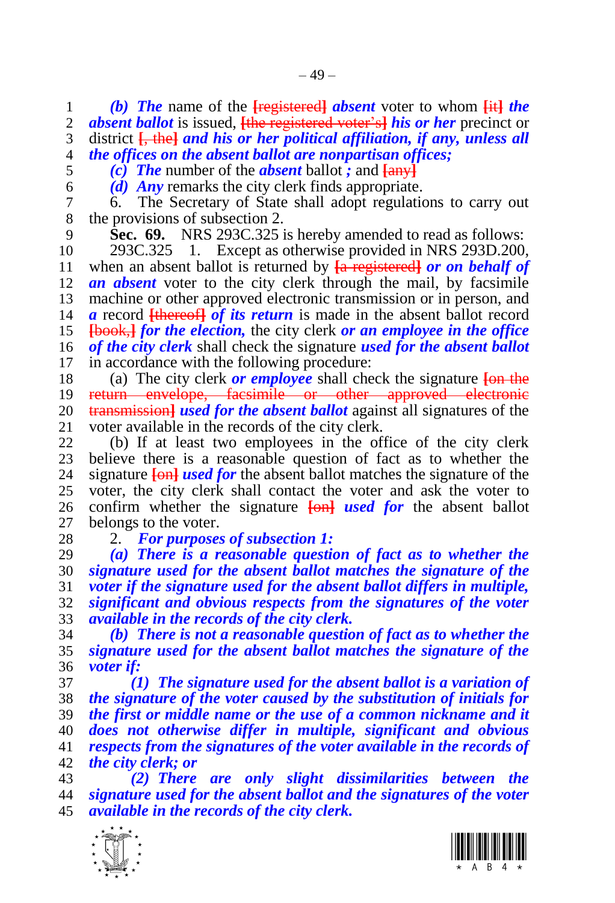*(b) The* name of the [registered] ***absent*** voter to whom [it] ***the absent ballot*** is issued, [the registered voter's] ***his or her*** precinct or district [, the] ***and his or her political affiliation, if any, unless all the offices on the absent ballot are nonpartisan offices;***

*(c) The* number of the ***absent*** ballot ***;*** and [any]

*(d) Any* remarks the city clerk finds appropriate.

6. The Secretary of State shall adopt regulations to carry out the provisions of subsection 2.

**Sec. 69.** NRS 293C.325 is hereby amended to read as follows:

293C.325 1. Except as otherwise provided in NRS 293D.200, when an absent ballot is returned by [a registered] ***or on behalf of an absent*** voter to the city clerk through the mail, by facsimile machine or other approved electronic transmission or in person, and ***a*** record [thereof] ***of its return*** is made in the absent ballot record [book,] ***for the election,*** the city clerk ***or an employee in the office of the city clerk*** shall check the signature ***used for the absent ballot*** in accordance with the following procedure:

(a) The city clerk ***or employee*** shall check the signature [on the return envelope, facsimile or other approved electronic transmission] ***used for the absent ballot*** against all signatures of the voter available in the records of the city clerk.

(b) If at least two employees in the office of the city clerk believe there is a reasonable question of fact as to whether the signature [on] ***used for*** the absent ballot matches the signature of the voter, the city clerk shall contact the voter and ask the voter to confirm whether the signature [on] ***used for*** the absent ballot belongs to the voter.

2. ***For purposes of subsection 1:***

***(a) There is a reasonable question of fact as to whether the signature used for the absent ballot matches the signature of the voter if the signature used for the absent ballot differs in multiple, significant and obvious respects from the signatures of the voter available in the records of the city clerk.***

***(b) There is not a reasonable question of fact as to whether the signature used for the absent ballot matches the signature of the voter if:***

***(1) The signature used for the absent ballot is a variation of the signature of the voter caused by the substitution of initials for the first or middle name or the use of a common nickname and it does not otherwise differ in multiple, significant and obvious respects from the signatures of the voter available in the records of the city clerk; or***

***(2) There are only slight dissimilarities between the signature used for the absent ballot and the signatures of the voter available in the records of the city clerk.***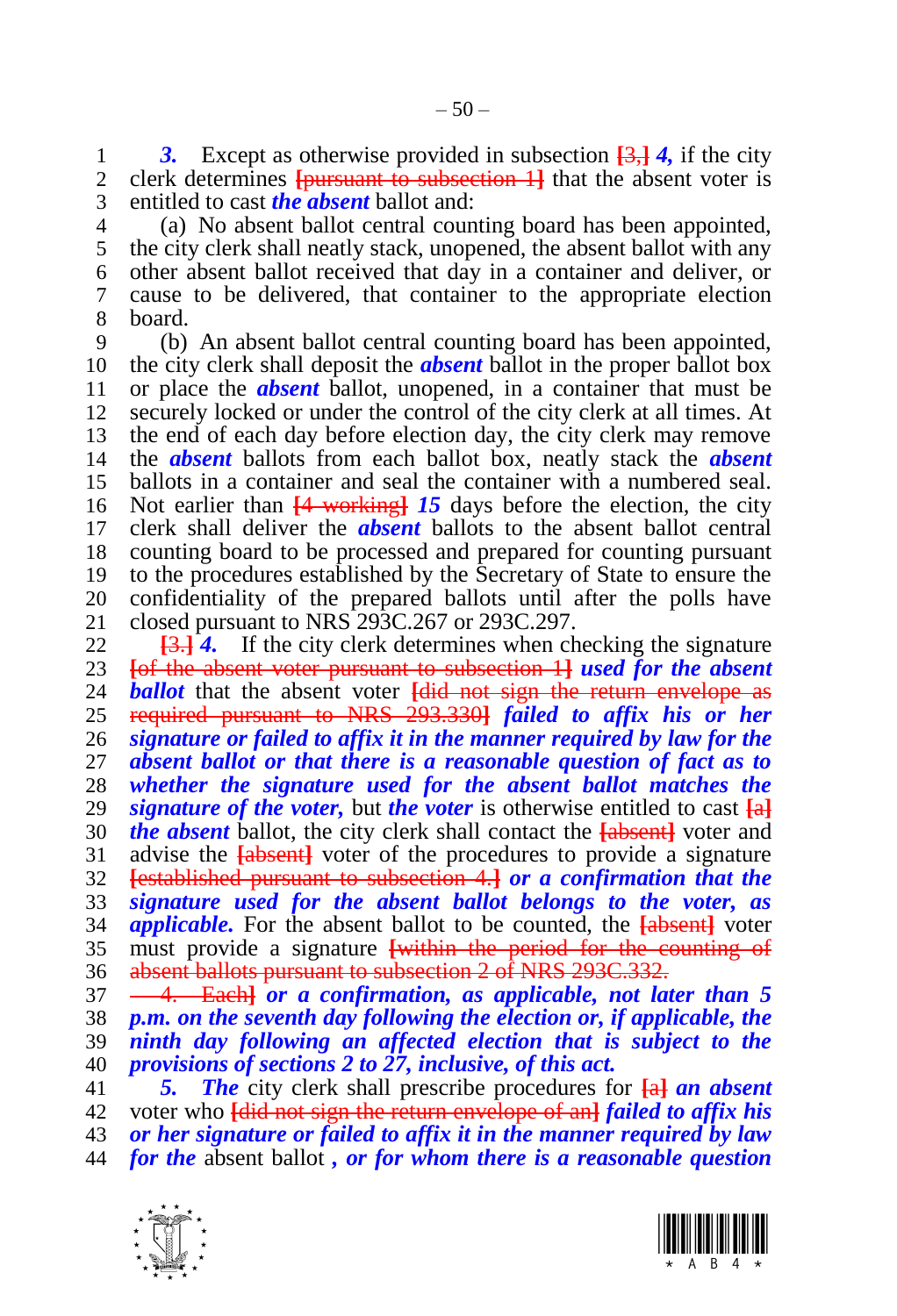***3.*** Except as otherwise provided in subsection [3,] ***4,*** if the city clerk determines [pursuant to subsection 1] that the absent voter is entitled to cast ***the absent*** ballot and:

(a) No absent ballot central counting board has been appointed, the city clerk shall neatly stack, unopened, the absent ballot with any other absent ballot received that day in a container and deliver, or cause to be delivered, that container to the appropriate election board.

(b) An absent ballot central counting board has been appointed, the city clerk shall deposit the ***absent*** ballot in the proper ballot box or place the ***absent*** ballot, unopened, in a container that must be securely locked or under the control of the city clerk at all times. At the end of each day before election day, the city clerk may remove the ***absent*** ballots from each ballot box, neatly stack the ***absent*** ballots in a container and seal the container with a numbered seal. Not earlier than [4 working] ***15*** days before the election, the city clerk shall deliver the ***absent*** ballots to the absent ballot central counting board to be processed and prepared for counting pursuant to the procedures established by the Secretary of State to ensure the confidentiality of the prepared ballots until after the polls have closed pursuant to NRS 293C.267 or 293C.297.

[3.] ***4.*** If the city clerk determines when checking the signature [of the absent voter pursuant to subsection 1] ***used for the absent ballot*** that the absent voter [did not sign the return envelope as required pursuant to NRS 293.330] ***failed to affix his or her signature or failed to affix it in the manner required by law for the absent ballot or that there is a reasonable question of fact as to whether the signature used for the absent ballot matches the signature of the voter,*** but ***the voter*** is otherwise entitled to cast [a] ***the absent*** ballot, the city clerk shall contact the [absent] voter and advise the [absent] voter of the procedures to provide a signature [established pursuant to subsection 4.] ***or a confirmation that the signature used for the absent ballot belongs to the voter, as applicable.*** For the absent ballot to be counted, the [absent] voter must provide a signature [within the period for the counting of absent ballots pursuant to subsection 2 of NRS 293C.332.

4. Each] ***or a confirmation, as applicable, not later than 5 p.m. on the seventh day following the election or, if applicable, the ninth day following an affected election that is subject to the provisions of sections 2 to 27, inclusive, of this act.***

***5. The*** city clerk shall prescribe procedures for [a] ***an absent*** voter who [did not sign the return envelope of an] ***failed to affix his or her signature or failed to affix it in the manner required by law for the*** absent ballot ***, or for whom there is a reasonable question***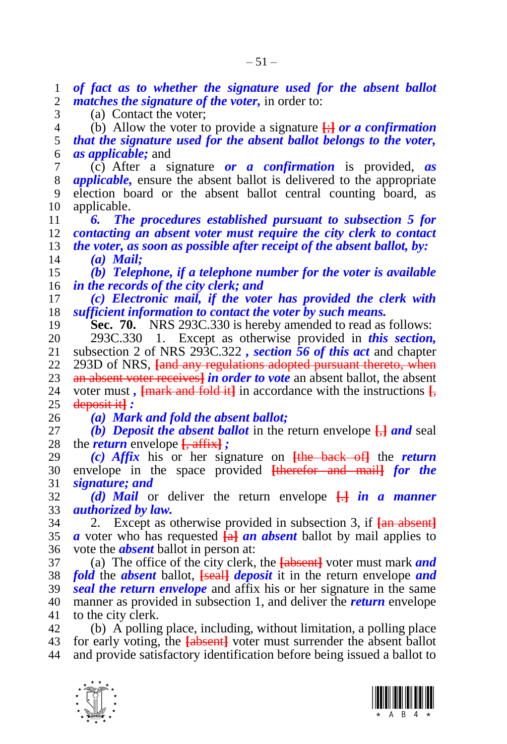*of fact as to whether the signature used for the absent ballot matches the signature of the voter,* in order to:

(a) Contact the voter;

(b) Allow the voter to provide a signature [;] *or a confirmation that the signature used for the absent ballot belongs to the voter, as applicable;* and

(c) After a signature *or a confirmation* is provided, *as applicable,* ensure the absent ballot is delivered to the appropriate election board or the absent ballot central counting board, as applicable.

*6. The procedures established pursuant to subsection 5 for contacting an absent voter must require the city clerk to contact the voter, as soon as possible after receipt of the absent ballot, by:*

*(a) Mail;*

*(b) Telephone, if a telephone number for the voter is available in the records of the city clerk; and*

*(c) Electronic mail, if the voter has provided the clerk with sufficient information to contact the voter by such means.*

**Sec. 70.** NRS 293C.330 is hereby amended to read as follows:

293C.330 1. Except as otherwise provided in *this section,* subsection 2 of NRS 293C.322 *, section 56 of this act* and chapter 293D of NRS, [and any regulations adopted pursuant thereto, when an absent voter receives] *in order to vote* an absent ballot, the absent voter must *,* [mark and fold it] in accordance with the instructions [, deposit it] *:*

*(a) Mark and fold the absent ballot;*

*(b) Deposit the absent ballot* in the return envelope [,] *and* seal the *return* envelope [, affix] *;*

*(c) Affix* his or her signature on [the back of] the *return* envelope in the space provided [therefor and mail] *for the signature; and*

*(d) Mail* or deliver the return envelope [.] *in a manner authorized by law.*

2. Except as otherwise provided in subsection 3, if [an absent] *a* voter who has requested [a] *an absent* ballot by mail applies to vote the *absent* ballot in person at:

(a) The office of the city clerk, the [absent] voter must mark *and fold* the *absent* ballot, [seal] *deposit* it in the return envelope *and seal the return envelope* and affix his or her signature in the same manner as provided in subsection 1, and deliver the *return* envelope to the city clerk.

(b) A polling place, including, without limitation, a polling place for early voting, the [absent] voter must surrender the absent ballot and provide satisfactory identification before being issued a ballot to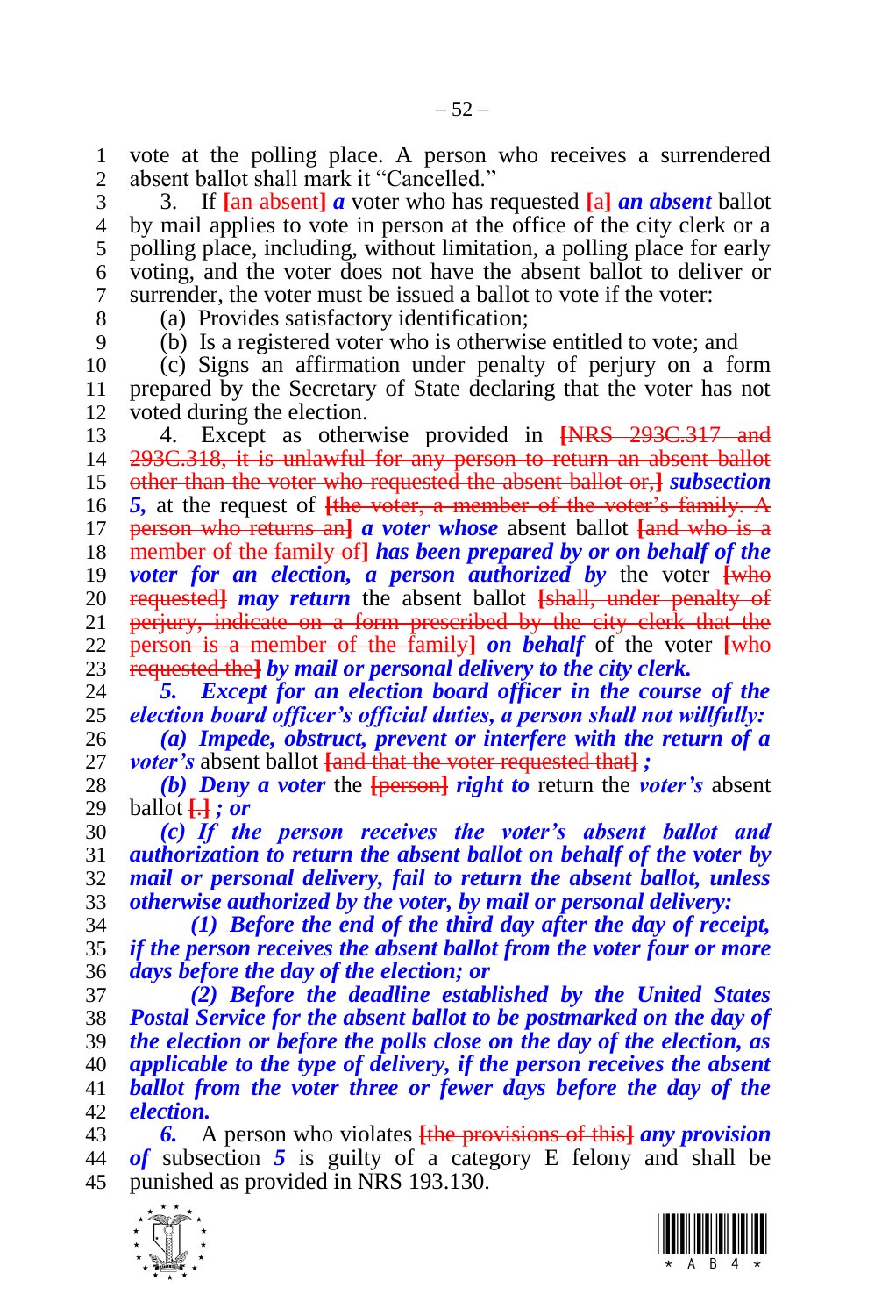vote at the polling place. A person who receives a surrendered absent ballot shall mark it "Cancelled."

3. If [an absent] ***a*** voter who has requested [a] ***an absent*** ballot by mail applies to vote in person at the office of the city clerk or a polling place, including, without limitation, a polling place for early voting, and the voter does not have the absent ballot to deliver or surrender, the voter must be issued a ballot to vote if the voter:

(a) Provides satisfactory identification;

(b) Is a registered voter who is otherwise entitled to vote; and

(c) Signs an affirmation under penalty of perjury on a form prepared by the Secretary of State declaring that the voter has not voted during the election.

4. Except as otherwise provided in [NRS 293C.317 and 293C.318, it is unlawful for any person to return an absent ballot other than the voter who requested the absent ballot or,] ***subsection 5,*** at the request of [the voter, a member of the voter's family. A person who returns an] ***a voter whose*** absent ballot [and who is a member of the family of] ***has been prepared by or on behalf of the voter for an election, a person authorized by*** the voter [who requested] ***may return*** the absent ballot [shall, under penalty of perjury, indicate on a form prescribed by the city clerk that the person is a member of the family] ***on behalf*** of the voter [who requested the] ***by mail or personal delivery to the city clerk.***

***5. Except for an election board officer in the course of the election board officer's official duties, a person shall not willfully:***

***(a) Impede, obstruct, prevent or interfere with the return of a voter's*** absent ballot [and that the voter requested that] ***;***

***(b) Deny a voter*** the [person] ***right to*** return the ***voter's*** absent ballot [.] ***; or***

***(c) If the person receives the voter's absent ballot and authorization to return the absent ballot on behalf of the voter by mail or personal delivery, fail to return the absent ballot, unless otherwise authorized by the voter, by mail or personal delivery:***

***(1) Before the end of the third day after the day of receipt, if the person receives the absent ballot from the voter four or more days before the day of the election; or***

***(2) Before the deadline established by the United States Postal Service for the absent ballot to be postmarked on the day of the election or before the polls close on the day of the election, as applicable to the type of delivery, if the person receives the absent ballot from the voter three or fewer days before the day of the election.***

***6.*** A person who violates [the provisions of this] ***any provision of*** subsection ***5*** is guilty of a category E felony and shall be punished as provided in NRS 193.130.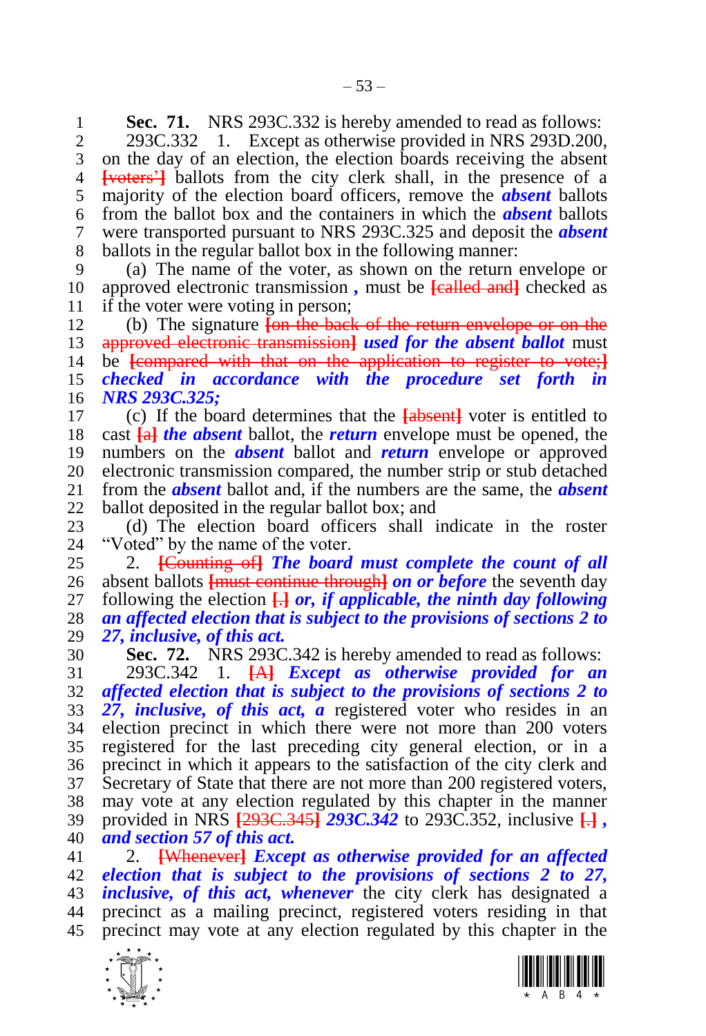**Sec. 71.** NRS 293C.332 is hereby amended to read as follows:

293C.332 1. Except as otherwise provided in NRS 293D.200, on the day of an election, the election boards receiving the absent [voters'] ballots from the city clerk shall, in the presence of a majority of the election board officers, remove the ***absent*** ballots from the ballot box and the containers in which the ***absent*** ballots were transported pursuant to NRS 293C.325 and deposit the ***absent*** ballots in the regular ballot box in the following manner:

(a) The name of the voter, as shown on the return envelope or approved electronic transmission ***,*** must be [called and] checked as if the voter were voting in person;

(b) The signature [on the back of the return envelope or on the approved electronic transmission] ***used for the absent ballot*** must be [compared with that on the application to register to vote;] ***checked in accordance with the procedure set forth in NRS 293C.325;***

(c) If the board determines that the [absent] voter is entitled to cast [a] ***the absent*** ballot, the ***return*** envelope must be opened, the numbers on the ***absent*** ballot and ***return*** envelope or approved electronic transmission compared, the number strip or stub detached from the ***absent*** ballot and, if the numbers are the same, the ***absent*** ballot deposited in the regular ballot box; and

(d) The election board officers shall indicate in the roster "Voted" by the name of the voter.

2. [Counting of] ***The board must complete the count of all*** absent ballots [must continue through] ***on or before*** the seventh day following the election [.] ***or, if applicable, the ninth day following an affected election that is subject to the provisions of sections 2 to 27, inclusive, of this act.***

**Sec. 72.** NRS 293C.342 is hereby amended to read as follows:

293C.342 1. [A] ***Except as otherwise provided for an affected election that is subject to the provisions of sections 2 to 27, inclusive, of this act, a*** registered voter who resides in an election precinct in which there were not more than 200 voters registered for the last preceding city general election, or in a precinct in which it appears to the satisfaction of the city clerk and Secretary of State that there are not more than 200 registered voters, may vote at any election regulated by this chapter in the manner provided in NRS [293C.345] ***293C.342*** to 293C.352, inclusive [.] ***, and section 57 of this act.***

2. [Whenever] ***Except as otherwise provided for an affected election that is subject to the provisions of sections 2 to 27, inclusive, of this act, whenever*** the city clerk has designated a precinct as a mailing precinct, registered voters residing in that precinct may vote at any election regulated by this chapter in the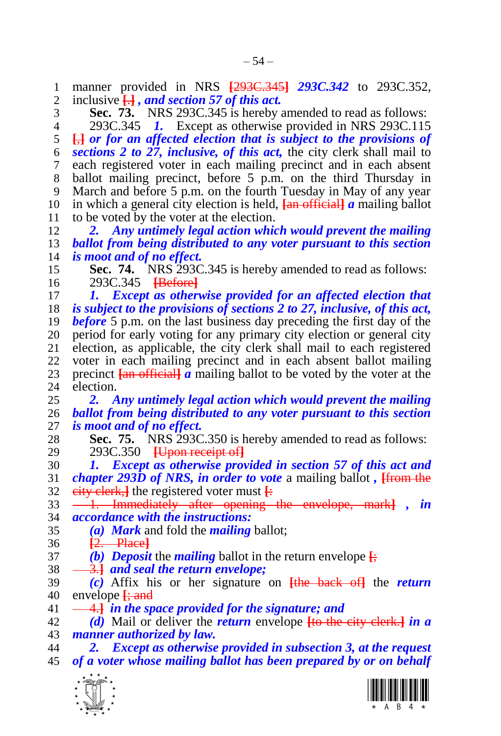manner provided in NRS [293C.345] ***293C.342*** to 293C.352, inclusive [.] ***, and section 57 of this act.***

**Sec. 73.** NRS 293C.345 is hereby amended to read as follows:

293C.345 ***1.*** Except as otherwise provided in NRS 293C.115 [,] ***or for an affected election that is subject to the provisions of sections 2 to 27, inclusive, of this act,*** the city clerk shall mail to each registered voter in each mailing precinct and in each absent ballot mailing precinct, before 5 p.m. on the third Thursday in March and before 5 p.m. on the fourth Tuesday in May of any year in which a general city election is held, [an official] ***a*** mailing ballot to be voted by the voter at the election.

***2. Any untimely legal action which would prevent the mailing ballot from being distributed to any voter pursuant to this section is moot and of no effect.***

**Sec. 74.** NRS 293C.345 is hereby amended to read as follows:

293C.345 [Before]

***1. Except as otherwise provided for an affected election that is subject to the provisions of sections 2 to 27, inclusive, of this act, before*** 5 p.m. on the last business day preceding the first day of the period for early voting for any primary city election or general city election, as applicable, the city clerk shall mail to each registered voter in each mailing precinct and in each absent ballot mailing precinct [an official] ***a*** mailing ballot to be voted by the voter at the election.

***2. Any untimely legal action which would prevent the mailing ballot from being distributed to any voter pursuant to this section is moot and of no effect.***

**Sec. 75.** NRS 293C.350 is hereby amended to read as follows:

293C.350 [Upon receipt of]

***1. Except as otherwise provided in section 57 of this act and chapter 293D of NRS, in order to vote*** a mailing ballot ***,*** [from the city clerk,] the registered voter must [:

1. Immediately after opening the envelope, mark] ***, in accordance with the instructions:***

***(a) Mark*** and fold the ***mailing*** ballot;

[2. Place]

***(b) Deposit*** the ***mailing*** ballot in the return envelope [;

3.] ***and seal the return envelope;***

***(c)*** Affix his or her signature on [the back of] the ***return*** envelope [; and

4.] ***in the space provided for the signature; and***

***(d)*** Mail or deliver the ***return*** envelope [to the city clerk.] ***in a manner authorized by law.***

***2. Except as otherwise provided in subsection 3, at the request of a voter whose mailing ballot has been prepared by or on behalf***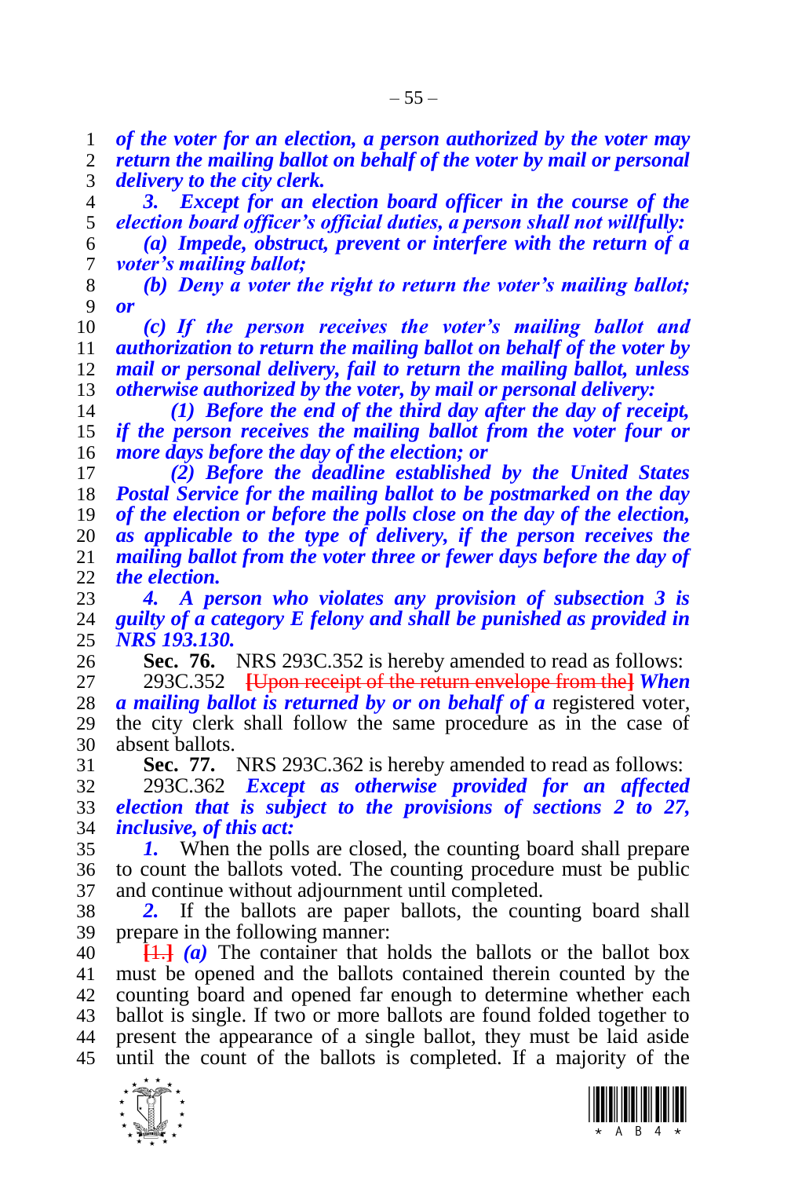***of the voter for an election, a person authorized by the voter may return the mailing ballot on behalf of the voter by mail or personal delivery to the city clerk.***

***3. Except for an election board officer in the course of the election board officer's official duties, a person shall not willfully:***

***(a) Impede, obstruct, prevent or interfere with the return of a voter's mailing ballot;***

***(b) Deny a voter the right to return the voter's mailing ballot; or***

***(c) If the person receives the voter's mailing ballot and authorization to return the mailing ballot on behalf of the voter by mail or personal delivery, fail to return the mailing ballot, unless otherwise authorized by the voter, by mail or personal delivery:***

***(1) Before the end of the third day after the day of receipt, if the person receives the mailing ballot from the voter four or more days before the day of the election; or***

***(2) Before the deadline established by the United States Postal Service for the mailing ballot to be postmarked on the day of the election or before the polls close on the day of the election, as applicable to the type of delivery, if the person receives the mailing ballot from the voter three or fewer days before the day of the election.***

***4. A person who violates any provision of subsection 3 is guilty of a category E felony and shall be punished as provided in NRS 193.130.***

**Sec. 76.** NRS 293C.352 is hereby amended to read as follows:

293C.352 **[**~~Upon receipt of the return envelope from the~~**]** ***When a mailing ballot is returned by or on behalf of a*** registered voter, the city clerk shall follow the same procedure as in the case of absent ballots.

**Sec. 77.** NRS 293C.362 is hereby amended to read as follows:

293C.362 ***Except as otherwise provided for an affected election that is subject to the provisions of sections 2 to 27, inclusive, of this act:***

***1.*** When the polls are closed, the counting board shall prepare to count the ballots voted. The counting procedure must be public and continue without adjournment until completed.

***2.*** If the ballots are paper ballots, the counting board shall prepare in the following manner:

**[**~~1.~~**]** ***(a)*** The container that holds the ballots or the ballot box must be opened and the ballots contained therein counted by the counting board and opened far enough to determine whether each ballot is single. If two or more ballots are found folded together to present the appearance of a single ballot, they must be laid aside until the count of the ballots is completed. If a majority of the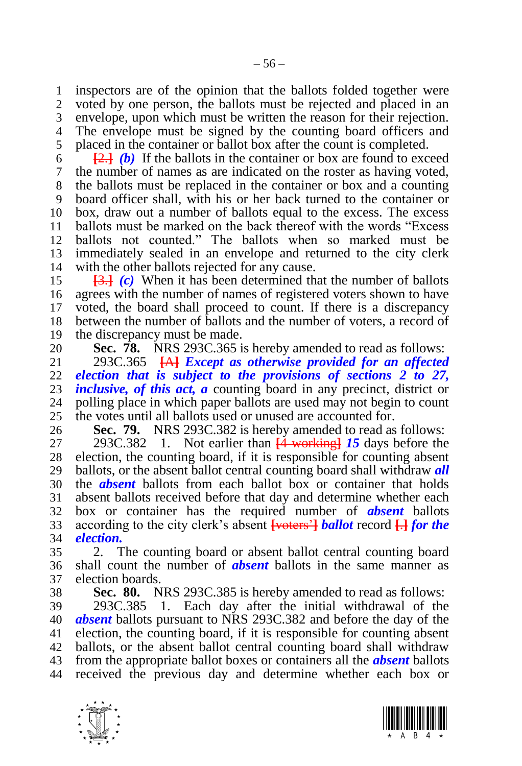inspectors are of the opinion that the ballots folded together were voted by one person, the ballots must be rejected and placed in an envelope, upon which must be written the reason for their rejection. The envelope must be signed by the counting board officers and placed in the container or ballot box after the count is completed.

~~[2.]~~ ***(b)*** If the ballots in the container or box are found to exceed the number of names as are indicated on the roster as having voted, the ballots must be replaced in the container or box and a counting board officer shall, with his or her back turned to the container or box, draw out a number of ballots equal to the excess. The excess ballots must be marked on the back thereof with the words "Excess ballots not counted." The ballots when so marked must be immediately sealed in an envelope and returned to the city clerk with the other ballots rejected for any cause.

~~[3.]~~ ***(c)*** When it has been determined that the number of ballots agrees with the number of names of registered voters shown to have voted, the board shall proceed to count. If there is a discrepancy between the number of ballots and the number of voters, a record of the discrepancy must be made.

**Sec. 78.** NRS 293C.365 is hereby amended to read as follows:

293C.365 ~~[A]~~ ***Except as otherwise provided for an affected election that is subject to the provisions of sections 2 to 27, inclusive, of this act, a*** counting board in any precinct, district or polling place in which paper ballots are used may not begin to count the votes until all ballots used or unused are accounted for.

**Sec. 79.** NRS 293C.382 is hereby amended to read as follows:

293C.382 1. Not earlier than ~~[4 working]~~ ***15*** days before the election, the counting board, if it is responsible for counting absent ballots, or the absent ballot central counting board shall withdraw ***all*** the ***absent*** ballots from each ballot box or container that holds absent ballots received before that day and determine whether each box or container has the required number of ***absent*** ballots according to the city clerk's absent ~~[voters']~~ ***ballot*** record ~~[.]~~ ***for the election.***

2. The counting board or absent ballot central counting board shall count the number of ***absent*** ballots in the same manner as election boards.

**Sec. 80.** NRS 293C.385 is hereby amended to read as follows:

293C.385 1. Each day after the initial withdrawal of the ***absent*** ballots pursuant to NRS 293C.382 and before the day of the election, the counting board, if it is responsible for counting absent ballots, or the absent ballot central counting board shall withdraw from the appropriate ballot boxes or containers all the ***absent*** ballots received the previous day and determine whether each box or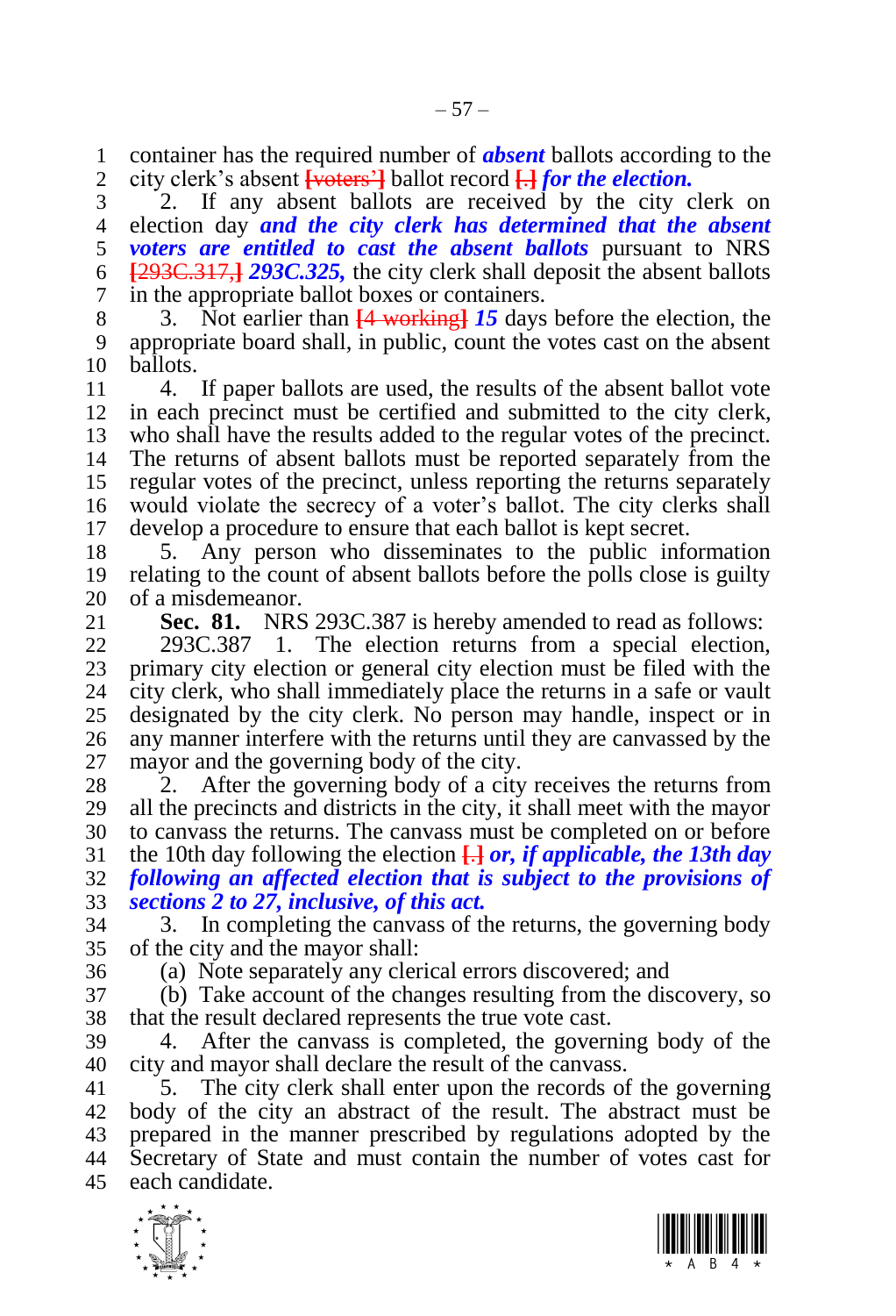container has the required number of ***absent*** ballots according to the city clerk's absent [voters'] ballot record [.] ***for the election.***

2. If any absent ballots are received by the city clerk on election day ***and the city clerk has determined that the absent voters are entitled to cast the absent ballots*** pursuant to NRS [293C.317,] ***293C.325,*** the city clerk shall deposit the absent ballots in the appropriate ballot boxes or containers.

3. Not earlier than [4 working] ***15*** days before the election, the appropriate board shall, in public, count the votes cast on the absent ballots.

4. If paper ballots are used, the results of the absent ballot vote in each precinct must be certified and submitted to the city clerk, who shall have the results added to the regular votes of the precinct. The returns of absent ballots must be reported separately from the regular votes of the precinct, unless reporting the returns separately would violate the secrecy of a voter's ballot. The city clerks shall develop a procedure to ensure that each ballot is kept secret.

5. Any person who disseminates to the public information relating to the count of absent ballots before the polls close is guilty of a misdemeanor.

**Sec. 81.** NRS 293C.387 is hereby amended to read as follows:

293C.387 1. The election returns from a special election, primary city election or general city election must be filed with the city clerk, who shall immediately place the returns in a safe or vault designated by the city clerk. No person may handle, inspect or in any manner interfere with the returns until they are canvassed by the mayor and the governing body of the city.

2. After the governing body of a city receives the returns from all the precincts and districts in the city, it shall meet with the mayor to canvass the returns. The canvass must be completed on or before the 10th day following the election [.] ***or, if applicable, the 13th day following an affected election that is subject to the provisions of sections 2 to 27, inclusive, of this act.***

3. In completing the canvass of the returns, the governing body of the city and the mayor shall:

(a) Note separately any clerical errors discovered; and

(b) Take account of the changes resulting from the discovery, so that the result declared represents the true vote cast.

4. After the canvass is completed, the governing body of the city and mayor shall declare the result of the canvass.

5. The city clerk shall enter upon the records of the governing body of the city an abstract of the result. The abstract must be prepared in the manner prescribed by regulations adopted by the Secretary of State and must contain the number of votes cast for each candidate.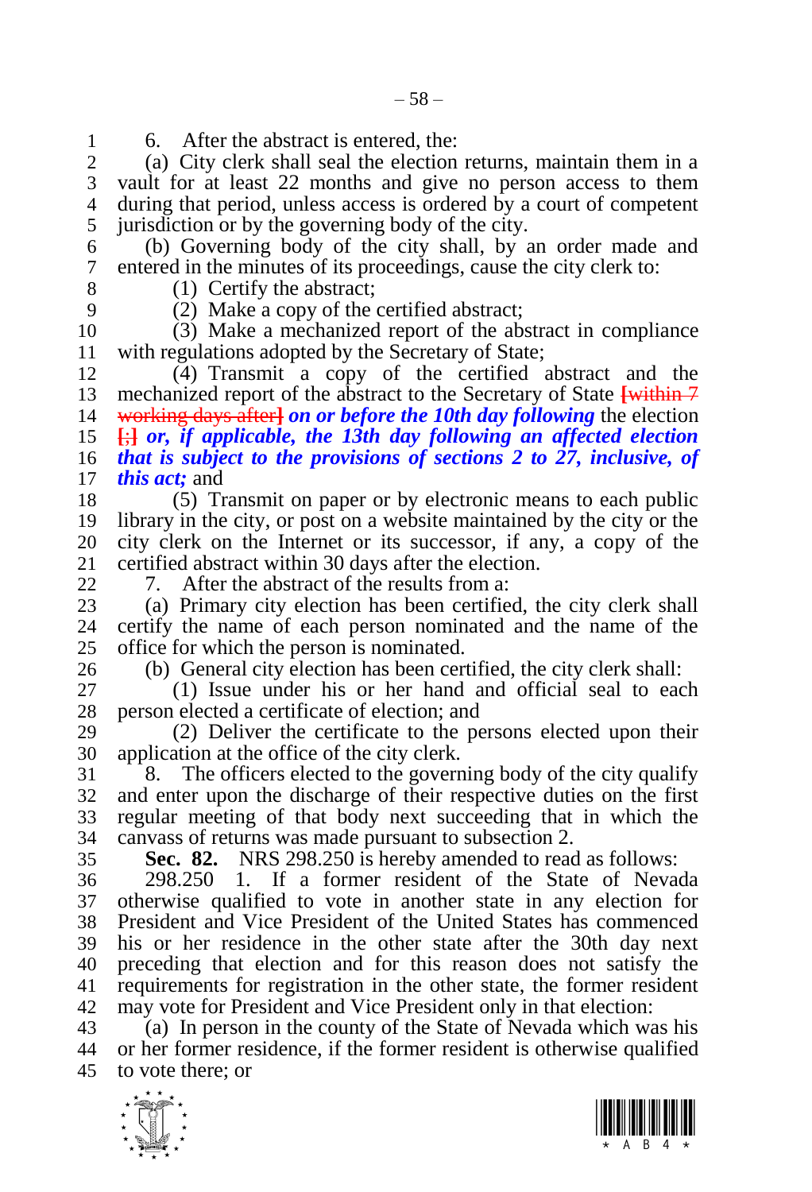6. After the abstract is entered, the:

(a) City clerk shall seal the election returns, maintain them in a vault for at least 22 months and give no person access to them during that period, unless access is ordered by a court of competent jurisdiction or by the governing body of the city.

(b) Governing body of the city shall, by an order made and entered in the minutes of its proceedings, cause the city clerk to:

(1) Certify the abstract;

(2) Make a copy of the certified abstract;

(3) Make a mechanized report of the abstract in compliance with regulations adopted by the Secretary of State;

(4) Transmit a copy of the certified abstract and the mechanized report of the abstract to the Secretary of State ~~[within 7 working days after]~~ ***on or before the 10th day following*** the election ~~[;]~~ ***or, if applicable, the 13th day following an affected election that is subject to the provisions of sections 2 to 27, inclusive, of this act;*** and

(5) Transmit on paper or by electronic means to each public library in the city, or post on a website maintained by the city or the city clerk on the Internet or its successor, if any, a copy of the certified abstract within 30 days after the election.

7. After the abstract of the results from a:

(a) Primary city election has been certified, the city clerk shall certify the name of each person nominated and the name of the office for which the person is nominated.

(b) General city election has been certified, the city clerk shall:

(1) Issue under his or her hand and official seal to each person elected a certificate of election; and

(2) Deliver the certificate to the persons elected upon their application at the office of the city clerk.

8. The officers elected to the governing body of the city qualify and enter upon the discharge of their respective duties on the first regular meeting of that body next succeeding that in which the canvass of returns was made pursuant to subsection 2.

**Sec. 82.** NRS 298.250 is hereby amended to read as follows:

298.250 1. If a former resident of the State of Nevada otherwise qualified to vote in another state in any election for President and Vice President of the United States has commenced his or her residence in the other state after the 30th day next preceding that election and for this reason does not satisfy the requirements for registration in the other state, the former resident may vote for President and Vice President only in that election:

(a) In person in the county of the State of Nevada which was his or her former residence, if the former resident is otherwise qualified to vote there; or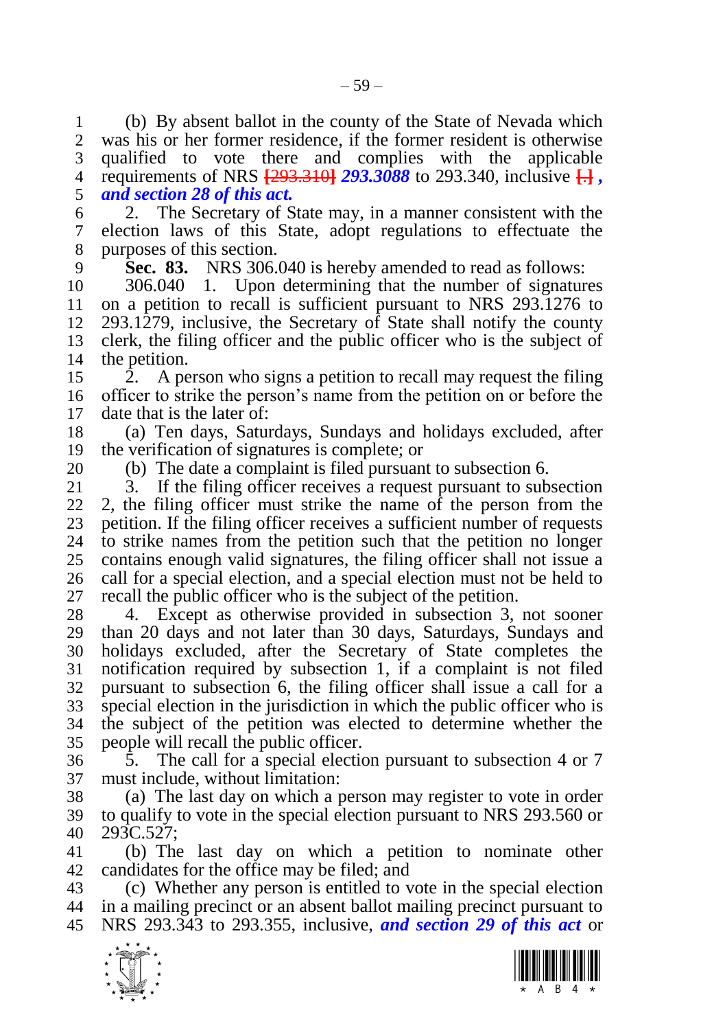(b) By absent ballot in the county of the State of Nevada which was his or her former residence, if the former resident is otherwise qualified to vote there and complies with the applicable requirements of NRS [293.310] ***293.3088*** to 293.340, inclusive [.] ***, and section 28 of this act.***

2. The Secretary of State may, in a manner consistent with the election laws of this State, adopt regulations to effectuate the purposes of this section.

**Sec. 83.** NRS 306.040 is hereby amended to read as follows:

306.040 1. Upon determining that the number of signatures on a petition to recall is sufficient pursuant to NRS 293.1276 to 293.1279, inclusive, the Secretary of State shall notify the county clerk, the filing officer and the public officer who is the subject of the petition.

2. A person who signs a petition to recall may request the filing officer to strike the person's name from the petition on or before the date that is the later of:

(a) Ten days, Saturdays, Sundays and holidays excluded, after the verification of signatures is complete; or

(b) The date a complaint is filed pursuant to subsection 6.

3. If the filing officer receives a request pursuant to subsection 2, the filing officer must strike the name of the person from the petition. If the filing officer receives a sufficient number of requests to strike names from the petition such that the petition no longer contains enough valid signatures, the filing officer shall not issue a call for a special election, and a special election must not be held to recall the public officer who is the subject of the petition.

4. Except as otherwise provided in subsection 3, not sooner than 20 days and not later than 30 days, Saturdays, Sundays and holidays excluded, after the Secretary of State completes the notification required by subsection 1, if a complaint is not filed pursuant to subsection 6, the filing officer shall issue a call for a special election in the jurisdiction in which the public officer who is the subject of the petition was elected to determine whether the people will recall the public officer.

5. The call for a special election pursuant to subsection 4 or 7 must include, without limitation:

(a) The last day on which a person may register to vote in order to qualify to vote in the special election pursuant to NRS 293.560 or 293C.527;

(b) The last day on which a petition to nominate other candidates for the office may be filed; and

(c) Whether any person is entitled to vote in the special election in a mailing precinct or an absent ballot mailing precinct pursuant to NRS 293.343 to 293.355, inclusive, ***and section 29 of this act*** or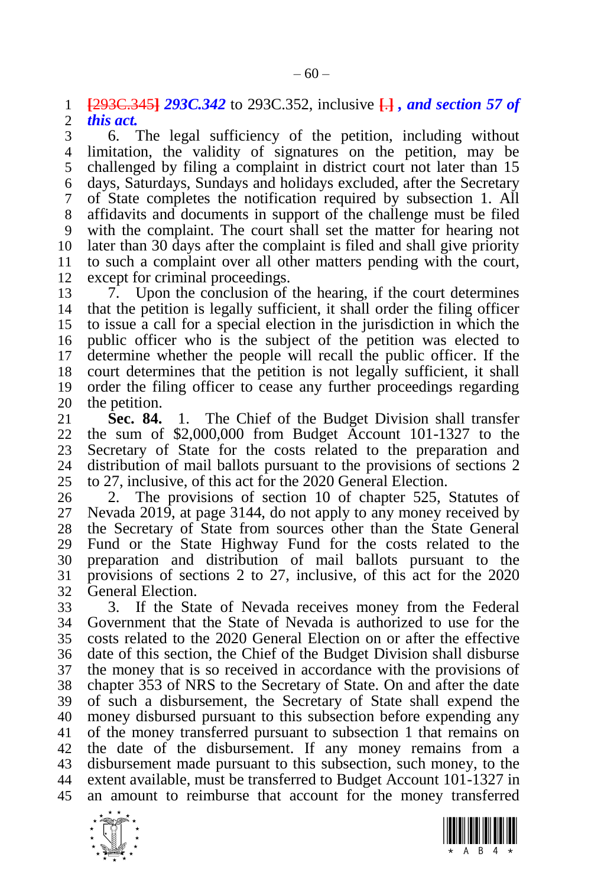[293C.345] ***293C.342*** to 293C.352, inclusive [.] ***, and section 57 of this act.***

6. The legal sufficiency of the petition, including without limitation, the validity of signatures on the petition, may be challenged by filing a complaint in district court not later than 15 days, Saturdays, Sundays and holidays excluded, after the Secretary of State completes the notification required by subsection 1. All affidavits and documents in support of the challenge must be filed with the complaint. The court shall set the matter for hearing not later than 30 days after the complaint is filed and shall give priority to such a complaint over all other matters pending with the court, except for criminal proceedings.

7. Upon the conclusion of the hearing, if the court determines that the petition is legally sufficient, it shall order the filing officer to issue a call for a special election in the jurisdiction in which the public officer who is the subject of the petition was elected to determine whether the people will recall the public officer. If the court determines that the petition is not legally sufficient, it shall order the filing officer to cease any further proceedings regarding the petition.

**Sec. 84.** 1. The Chief of the Budget Division shall transfer the sum of $2,000,000 from Budget Account 101-1327 to the Secretary of State for the costs related to the preparation and distribution of mail ballots pursuant to the provisions of sections 2 to 27, inclusive, of this act for the 2020 General Election.

2. The provisions of section 10 of chapter 525, Statutes of Nevada 2019, at page 3144, do not apply to any money received by the Secretary of State from sources other than the State General Fund or the State Highway Fund for the costs related to the preparation and distribution of mail ballots pursuant to the provisions of sections 2 to 27, inclusive, of this act for the 2020 General Election.

3. If the State of Nevada receives money from the Federal Government that the State of Nevada is authorized to use for the costs related to the 2020 General Election on or after the effective date of this section, the Chief of the Budget Division shall disburse the money that is so received in accordance with the provisions of chapter 353 of NRS to the Secretary of State. On and after the date of such a disbursement, the Secretary of State shall expend the money disbursed pursuant to this subsection before expending any of the money transferred pursuant to subsection 1 that remains on the date of the disbursement. If any money remains from a disbursement made pursuant to this subsection, such money, to the extent available, must be transferred to Budget Account 101-1327 in an amount to reimburse that account for the money transferred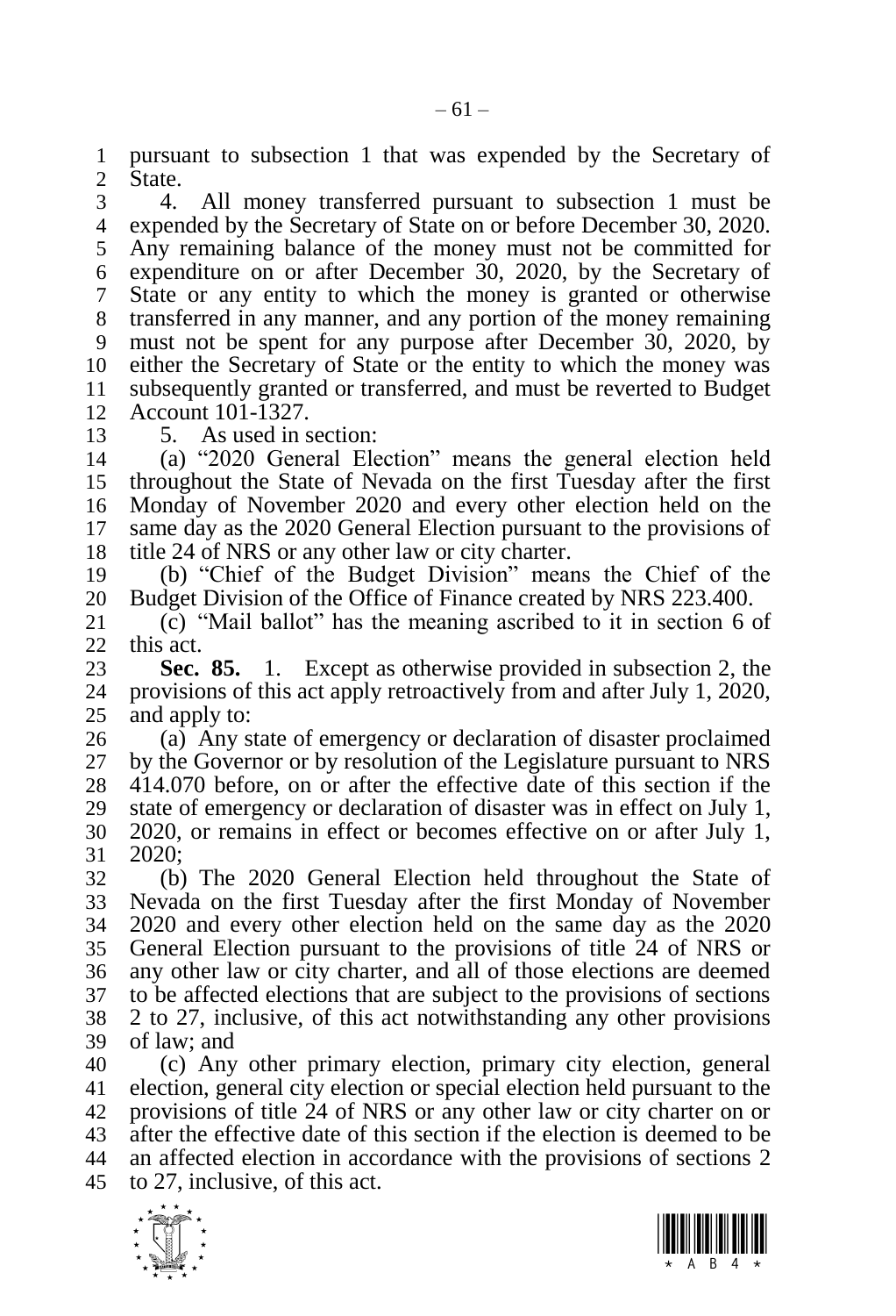pursuant to subsection 1 that was expended by the Secretary of State.

4. All money transferred pursuant to subsection 1 must be expended by the Secretary of State on or before December 30, 2020. Any remaining balance of the money must not be committed for expenditure on or after December 30, 2020, by the Secretary of State or any entity to which the money is granted or otherwise transferred in any manner, and any portion of the money remaining must not be spent for any purpose after December 30, 2020, by either the Secretary of State or the entity to which the money was subsequently granted or transferred, and must be reverted to Budget Account 101-1327.

5. As used in section:

(a) "2020 General Election" means the general election held throughout the State of Nevada on the first Tuesday after the first Monday of November 2020 and every other election held on the same day as the 2020 General Election pursuant to the provisions of title 24 of NRS or any other law or city charter.

(b) "Chief of the Budget Division" means the Chief of the Budget Division of the Office of Finance created by NRS 223.400.

(c) "Mail ballot" has the meaning ascribed to it in section 6 of this act.

**Sec. 85.** 1. Except as otherwise provided in subsection 2, the provisions of this act apply retroactively from and after July 1, 2020, and apply to:

(a) Any state of emergency or declaration of disaster proclaimed by the Governor or by resolution of the Legislature pursuant to NRS 414.070 before, on or after the effective date of this section if the state of emergency or declaration of disaster was in effect on July 1, 2020, or remains in effect or becomes effective on or after July 1, 2020;

(b) The 2020 General Election held throughout the State of Nevada on the first Tuesday after the first Monday of November 2020 and every other election held on the same day as the 2020 General Election pursuant to the provisions of title 24 of NRS or any other law or city charter, and all of those elections are deemed to be affected elections that are subject to the provisions of sections 2 to 27, inclusive, of this act notwithstanding any other provisions of law; and

(c) Any other primary election, primary city election, general election, general city election or special election held pursuant to the provisions of title 24 of NRS or any other law or city charter on or after the effective date of this section if the election is deemed to be an affected election in accordance with the provisions of sections 2 to 27, inclusive, of this act.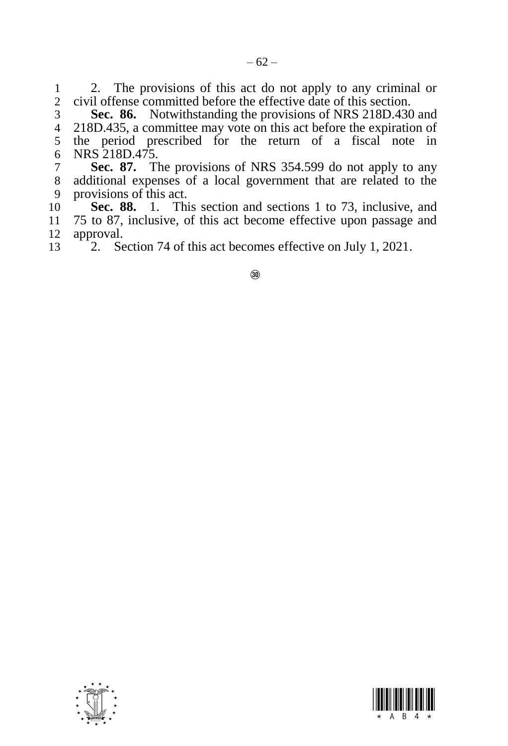2. The provisions of this act do not apply to any criminal or civil offense committed before the effective date of this section.

**Sec. 86.** Notwithstanding the provisions of NRS 218D.430 and 218D.435, a committee may vote on this act before the expiration of the period prescribed for the return of a fiscal note in NRS 218D.475.

**Sec. 87.** The provisions of NRS 354.599 do not apply to any additional expenses of a local government that are related to the provisions of this act.

**Sec. 88.** 1. This section and sections 1 to 73, inclusive, and 75 to 87, inclusive, of this act become effective upon passage and approval.

2. Section 74 of this act becomes effective on July 1, 2021.

⑳